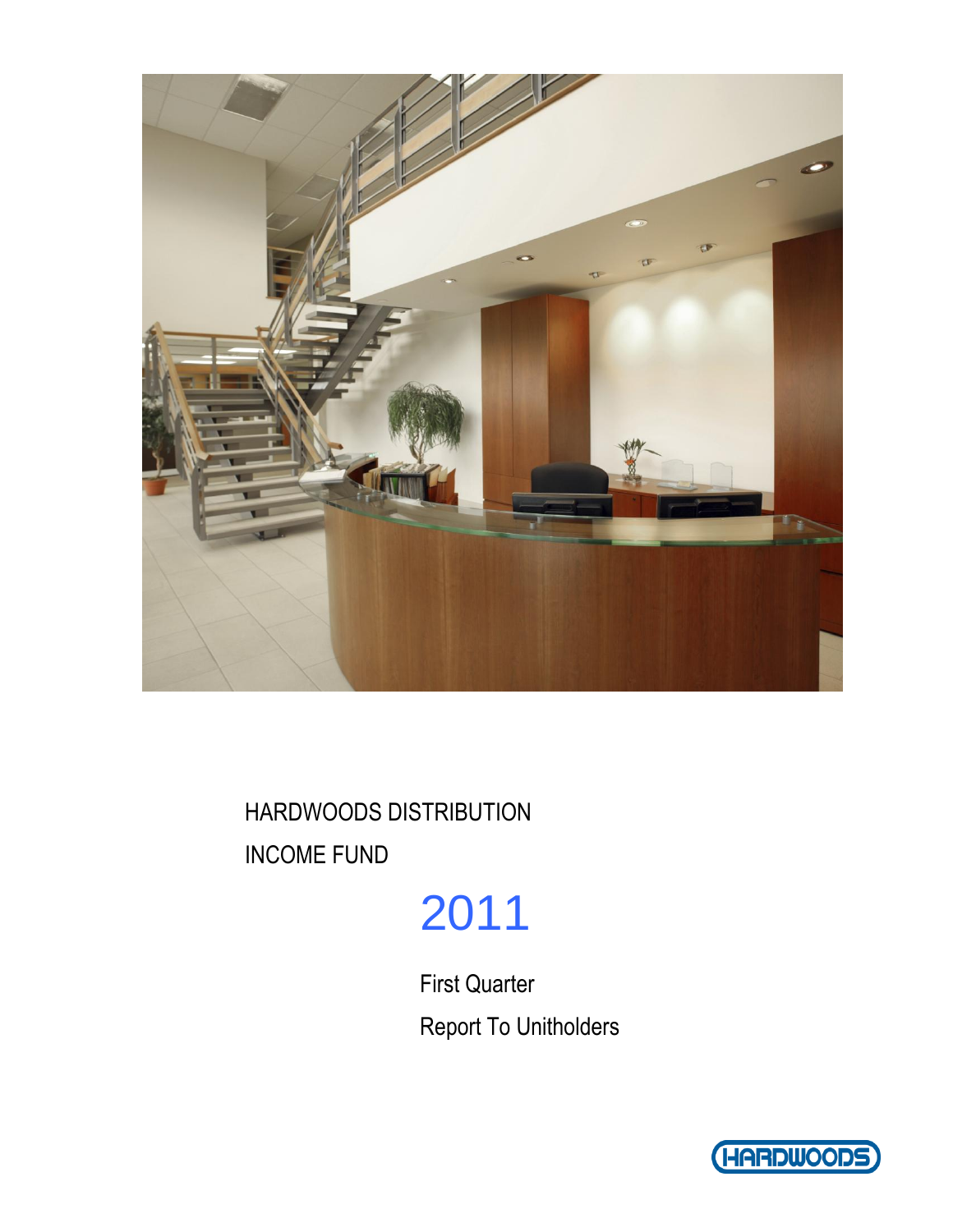# HARDWOODS DISTRIBUTION INCOME FUND

# 2011

## First Quarter Report To Unitholders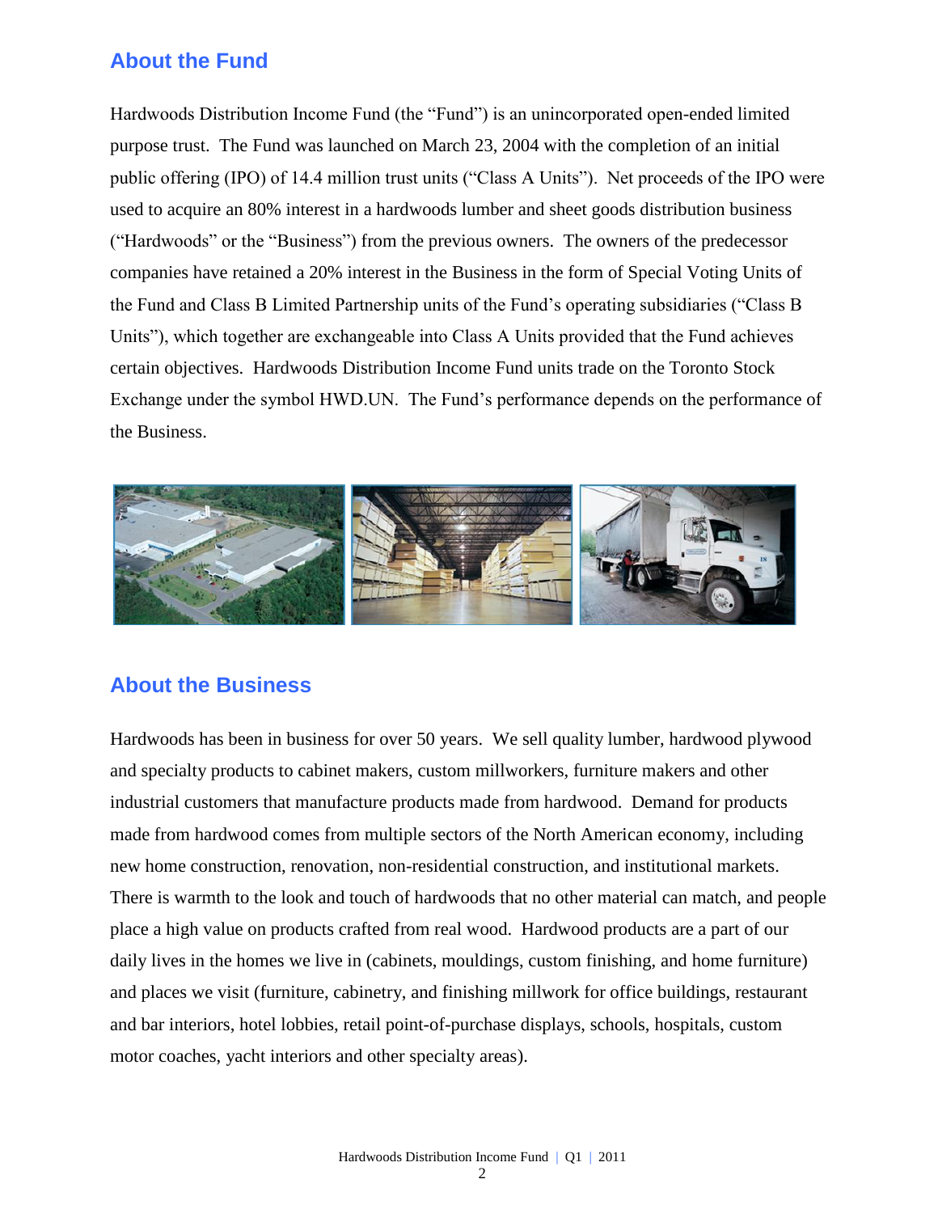## About the Fund

Hardwoods Distribution Income Fund (the "Fund") is an unincorporated open-ended limited purpose trust. The Fund was launched on March 23, 2004 with the completion of an initial public offering (IPO) of 14.4 million trust units ("Class A Units"). Net proceeds of the IPO were used to acquire an 80% interest in a hardwoods lumber and sheet goods distribution business ("Hardwoods" or the "Business") from the previous owners. The owners of the predecessor companies have retained a 20% interest in the Business in the form of Special Voting Units of the Fund and Class B Limited Partnership units of the Fund's operating subsidiaries ("Class B Units"), which together are exchangeable into Class A Units provided that the Fund achieves certain objectives. Hardwoods Distribution Income Fund units trade on the Toronto Stock Exchange under the symbol HWD.UN. The Fund's performance depends on the performance of the Business.

## About the Business

Hardwoods has been in business for over 50 years. We sell quality lumber, hardwood plywood and specialty products to cabinet makers, custom millworkers, furniture makers and other industrial customers that manufacture products made from hardwood. Demand for products made from hardwood comes from multiple sectors of the North American economy, including new home construction, renovation, non-residential construction, and institutional markets. There is warmth to the look and touch of hardwoods that no other material can match, and people place a high value on products crafted from real wood. Hardwood products are a part of our daily lives in the homes we live in (cabinets, mouldings, custom finishing, and home furniture) and places we visit (furniture, cabinetry, and finishing millwork for office buildings, restaurant and bar interiors, hotel lobbies, retail point-of-purchase displays, schools, hospitals, custom motor coaches, yacht interiors and other specialty areas).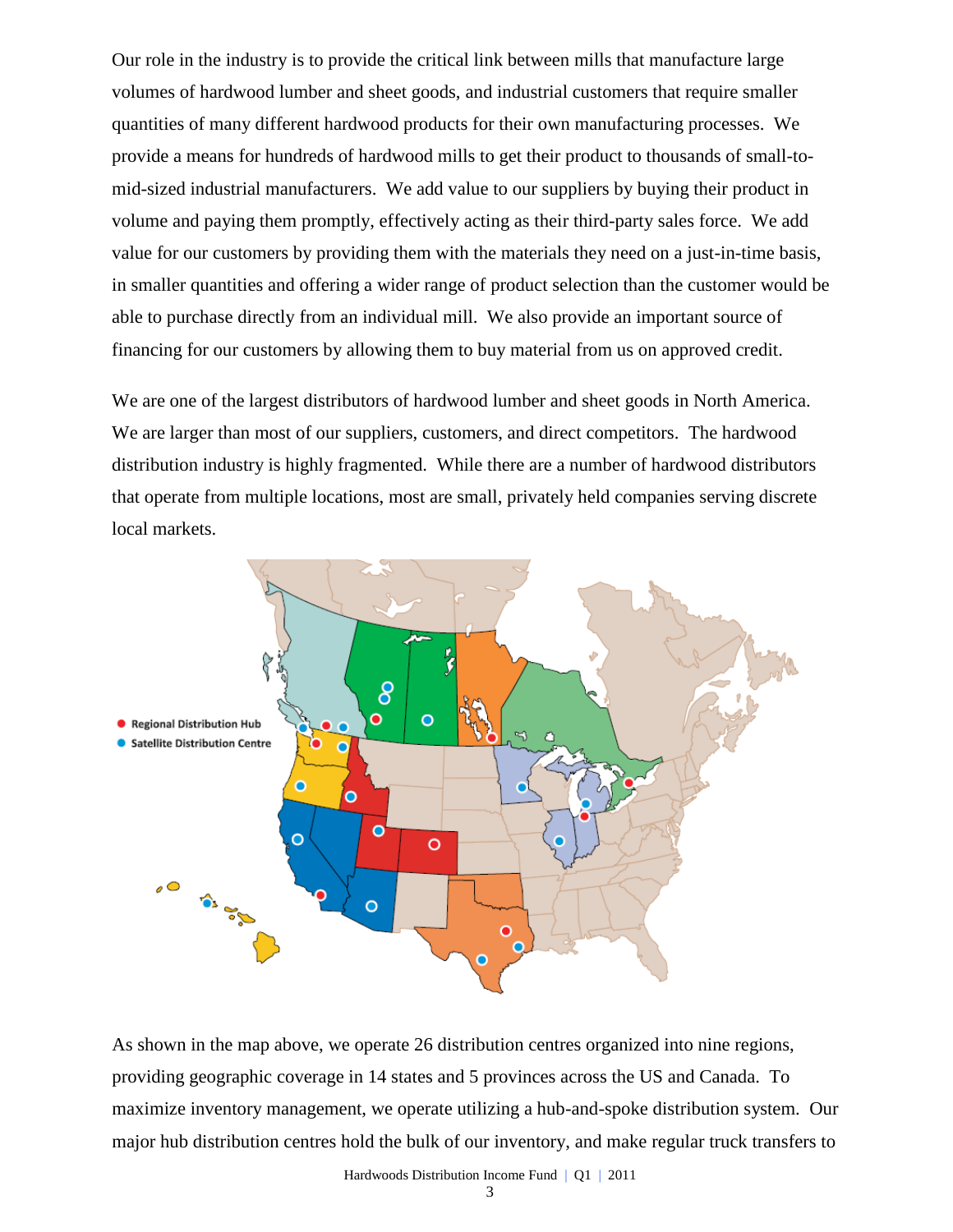Our role in the industry is to provide the critical link between mills that manufacture large volumes of hardwood lumber and sheet goods, and industrial customers that require smaller quantities of many different hardwood products for their own manufacturing processes. We provide a means for hundreds of hardwood mills to get their product to thousands of small-to-mid-sized industrial manufacturers. We add value to our suppliers by buying their product in volume and paying them promptly, effectively acting as their third-party sales force. We add value for our customers by providing them with the materials they need on a just-in-time basis, in smaller quantities and offering a wider range of product selection than the customer would be able to purchase directly from an individual mill. We also provide an important source of financing for our customers by allowing them to buy material from us on approved credit.

We are one of the largest distributors of hardwood lumber and sheet goods in North America. We are larger than most of our suppliers, customers, and direct competitors. The hardwood distribution industry is highly fragmented. While there are a number of hardwood distributors that operate from multiple locations, most are small, privately held companies serving discrete local markets.

- Regional Distribution Hub
- Satellite Distribution Centre

As shown in the map above, we operate 26 distribution centres organized into nine regions, providing geographic coverage in 14 states and 5 provinces across the US and Canada. To maximize inventory management, we operate utilizing a hub-and-spoke distribution system. Our major hub distribution centres hold the bulk of our inventory, and make regular truck transfers to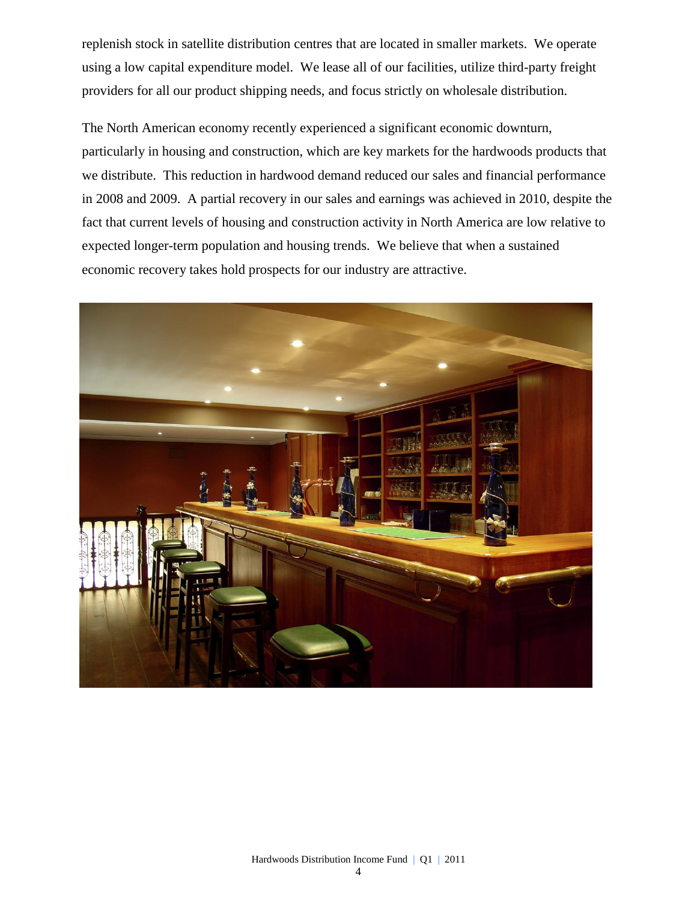replenish stock in satellite distribution centres that are located in smaller markets. We operate using a low capital expenditure model. We lease all of our facilities, utilize third-party freight providers for all our product shipping needs, and focus strictly on wholesale distribution.

The North American economy recently experienced a significant economic downturn, particularly in housing and construction, which are key markets for the hardwoods products that we distribute. This reduction in hardwood demand reduced our sales and financial performance in 2008 and 2009. A partial recovery in our sales and earnings was achieved in 2010, despite the fact that current levels of housing and construction activity in North America are low relative to expected longer-term population and housing trends. We believe that when a sustained economic recovery takes hold prospects for our industry are attractive.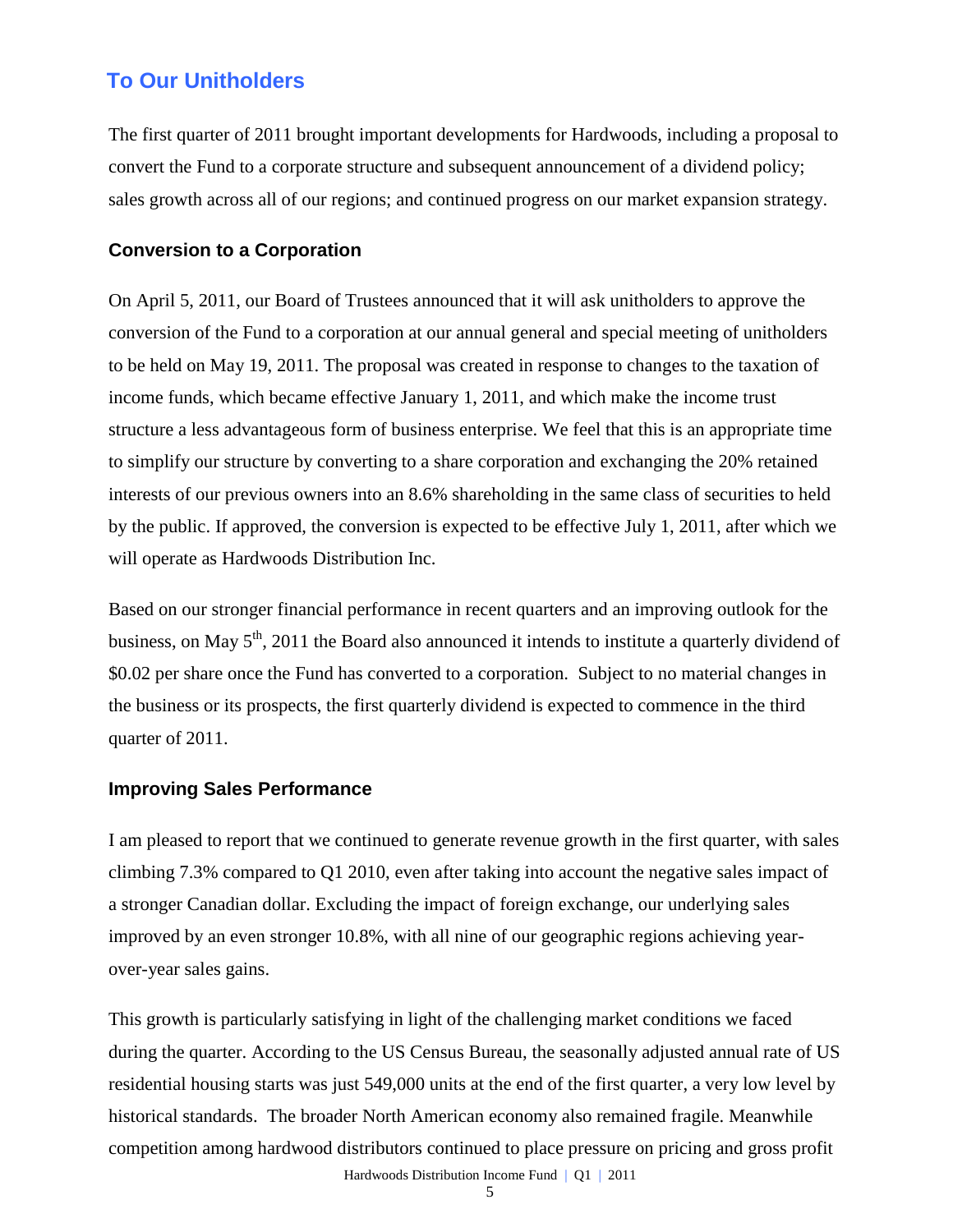## To Our Unitholders

The first quarter of 2011 brought important developments for Hardwoods, including a proposal to convert the Fund to a corporate structure and subsequent announcement of a dividend policy; sales growth across all of our regions; and continued progress on our market expansion strategy.

### Conversion to a Corporation

On April 5, 2011, our Board of Trustees announced that it will ask unitholders to approve the conversion of the Fund to a corporation at our annual general and special meeting of unitholders to be held on May 19, 2011. The proposal was created in response to changes to the taxation of income funds, which became effective January 1, 2011, and which make the income trust structure a less advantageous form of business enterprise. We feel that this is an appropriate time to simplify our structure by converting to a share corporation and exchanging the 20% retained interests of our previous owners into an 8.6% shareholding in the same class of securities to held by the public. If approved, the conversion is expected to be effective July 1, 2011, after which we will operate as Hardwoods Distribution Inc.

Based on our stronger financial performance in recent quarters and an improving outlook for the business, on May 5th, 2011 the Board also announced it intends to institute a quarterly dividend of $0.02 per share once the Fund has converted to a corporation. Subject to no material changes in the business or its prospects, the first quarterly dividend is expected to commence in the third quarter of 2011.

### Improving Sales Performance

I am pleased to report that we continued to generate revenue growth in the first quarter, with sales climbing 7.3% compared to Q1 2010, even after taking into account the negative sales impact of a stronger Canadian dollar. Excluding the impact of foreign exchange, our underlying sales improved by an even stronger 10.8%, with all nine of our geographic regions achieving year-over-year sales gains.

This growth is particularly satisfying in light of the challenging market conditions we faced during the quarter. According to the US Census Bureau, the seasonally adjusted annual rate of US residential housing starts was just 549,000 units at the end of the first quarter, a very low level by historical standards. The broader North American economy also remained fragile. Meanwhile competition among hardwood distributors continued to place pressure on pricing and gross profit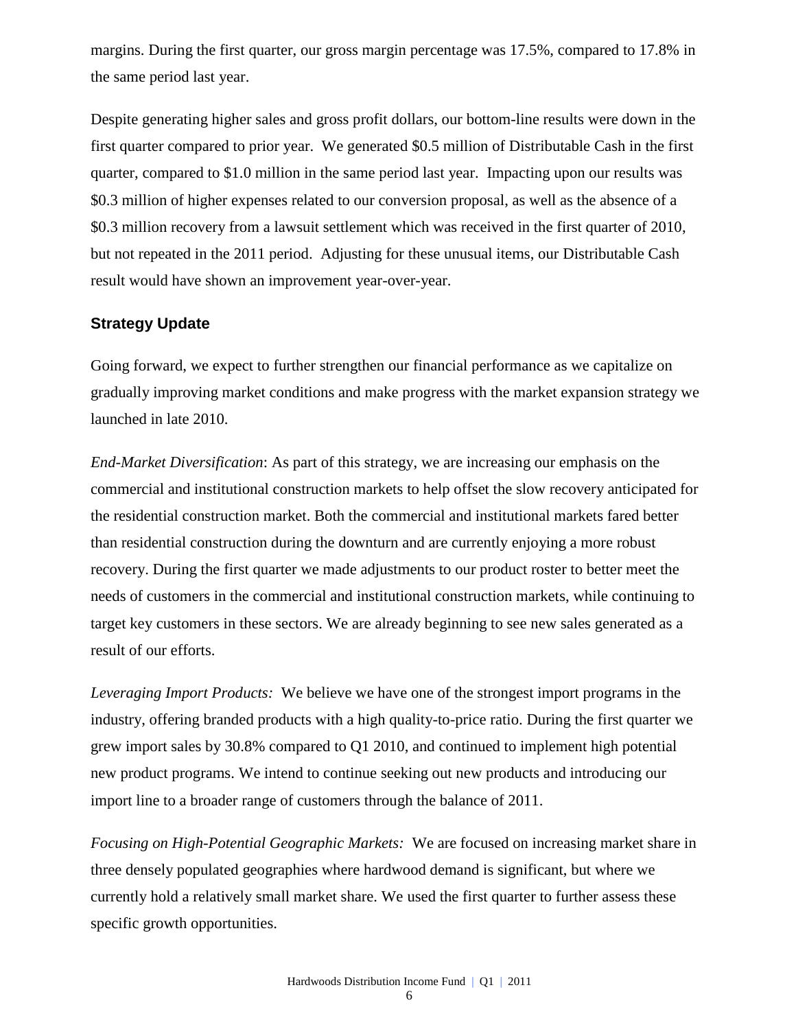margins. During the first quarter, our gross margin percentage was 17.5%, compared to 17.8% in the same period last year.

Despite generating higher sales and gross profit dollars, our bottom-line results were down in the first quarter compared to prior year. We generated $0.5 million of Distributable Cash in the first quarter, compared to $1.0 million in the same period last year. Impacting upon our results was $0.3 million of higher expenses related to our conversion proposal, as well as the absence of a $0.3 million recovery from a lawsuit settlement which was received in the first quarter of 2010, but not repeated in the 2011 period. Adjusting for these unusual items, our Distributable Cash result would have shown an improvement year-over-year.

## Strategy Update

Going forward, we expect to further strengthen our financial performance as we capitalize on gradually improving market conditions and make progress with the market expansion strategy we launched in late 2010.

*End-Market Diversification*: As part of this strategy, we are increasing our emphasis on the commercial and institutional construction markets to help offset the slow recovery anticipated for the residential construction market. Both the commercial and institutional markets fared better than residential construction during the downturn and are currently enjoying a more robust recovery. During the first quarter we made adjustments to our product roster to better meet the needs of customers in the commercial and institutional construction markets, while continuing to target key customers in these sectors. We are already beginning to see new sales generated as a result of our efforts.

*Leveraging Import Products:* We believe we have one of the strongest import programs in the industry, offering branded products with a high quality-to-price ratio. During the first quarter we grew import sales by 30.8% compared to Q1 2010, and continued to implement high potential new product programs. We intend to continue seeking out new products and introducing our import line to a broader range of customers through the balance of 2011.

*Focusing on High-Potential Geographic Markets:* We are focused on increasing market share in three densely populated geographies where hardwood demand is significant, but where we currently hold a relatively small market share. We used the first quarter to further assess these specific growth opportunities.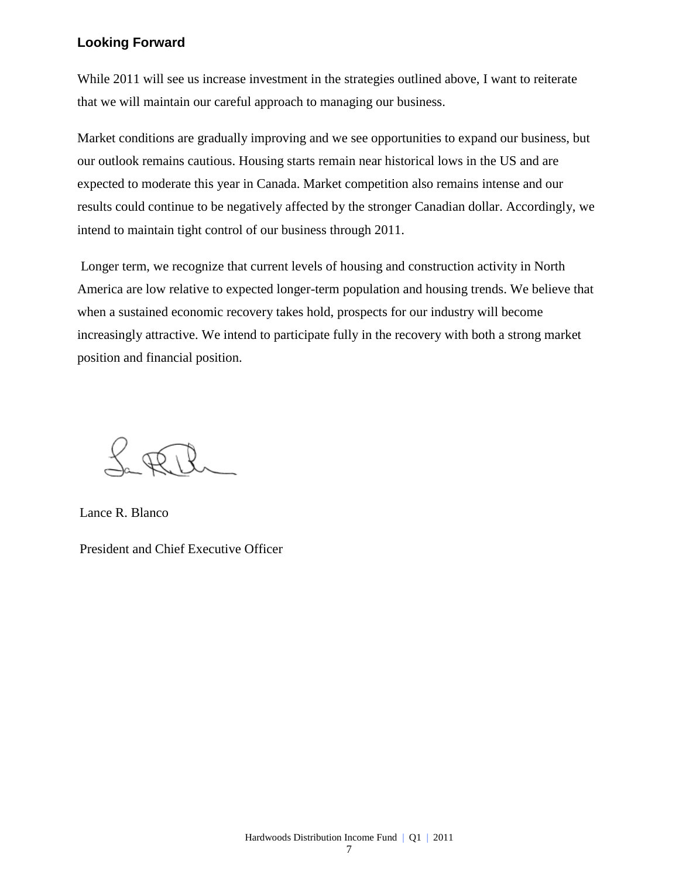## Looking Forward

While 2011 will see us increase investment in the strategies outlined above, I want to reiterate that we will maintain our careful approach to managing our business.

Market conditions are gradually improving and we see opportunities to expand our business, but our outlook remains cautious. Housing starts remain near historical lows in the US and are expected to moderate this year in Canada. Market competition also remains intense and our results could continue to be negatively affected by the stronger Canadian dollar. Accordingly, we intend to maintain tight control of our business through 2011.

Longer term, we recognize that current levels of housing and construction activity in North America are low relative to expected longer-term population and housing trends. We believe that when a sustained economic recovery takes hold, prospects for our industry will become increasingly attractive. We intend to participate fully in the recovery with both a strong market position and financial position.

Lance R. Blanco

President and Chief Executive Officer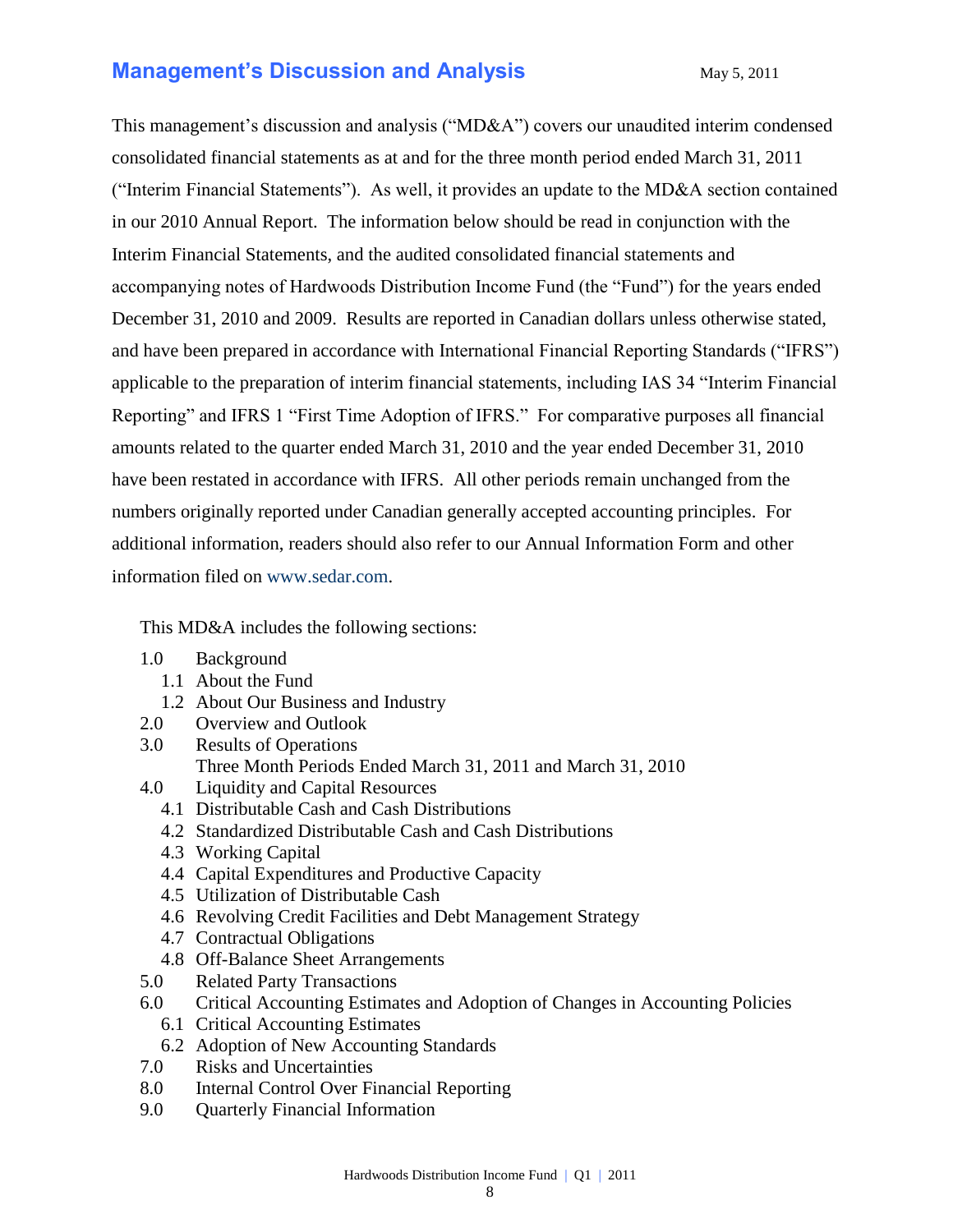# Management's Discussion and Analysis

May 5, 2011

This management's discussion and analysis ("MD&A") covers our unaudited interim condensed consolidated financial statements as at and for the three month period ended March 31, 2011 ("Interim Financial Statements"). As well, it provides an update to the MD&A section contained in our 2010 Annual Report. The information below should be read in conjunction with the Interim Financial Statements, and the audited consolidated financial statements and accompanying notes of Hardwoods Distribution Income Fund (the "Fund") for the years ended December 31, 2010 and 2009. Results are reported in Canadian dollars unless otherwise stated, and have been prepared in accordance with International Financial Reporting Standards ("IFRS") applicable to the preparation of interim financial statements, including IAS 34 "Interim Financial Reporting" and IFRS 1 "First Time Adoption of IFRS." For comparative purposes all financial amounts related to the quarter ended March 31, 2010 and the year ended December 31, 2010 have been restated in accordance with IFRS. All other periods remain unchanged from the numbers originally reported under Canadian generally accepted accounting principles. For additional information, readers should also refer to our Annual Information Form and other information filed on www.sedar.com.

This MD&A includes the following sections:

- 1.0 Background
  - 1.1 About the Fund
  - 1.2 About Our Business and Industry
- 2.0 Overview and Outlook
- 3.0 Results of Operations
  - Three Month Periods Ended March 31, 2011 and March 31, 2010
- 4.0 Liquidity and Capital Resources
  - 4.1 Distributable Cash and Cash Distributions
  - 4.2 Standardized Distributable Cash and Cash Distributions
  - 4.3 Working Capital
  - 4.4 Capital Expenditures and Productive Capacity
  - 4.5 Utilization of Distributable Cash
  - 4.6 Revolving Credit Facilities and Debt Management Strategy
  - 4.7 Contractual Obligations
  - 4.8 Off-Balance Sheet Arrangements
- 5.0 Related Party Transactions
- 6.0 Critical Accounting Estimates and Adoption of Changes in Accounting Policies
  - 6.1 Critical Accounting Estimates
  - 6.2 Adoption of New Accounting Standards
- 7.0 Risks and Uncertainties
- 8.0 Internal Control Over Financial Reporting
- 9.0 Quarterly Financial Information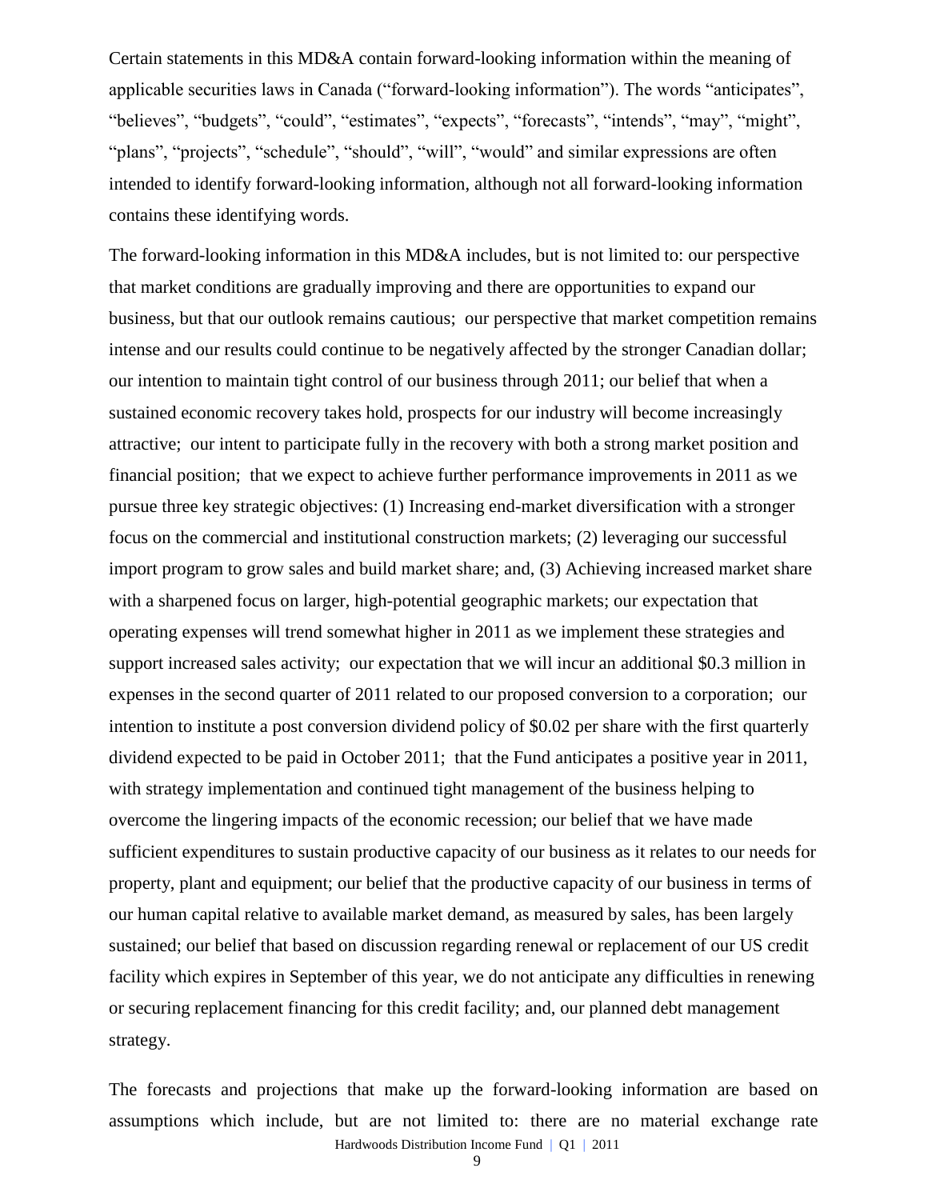Certain statements in this MD&A contain forward-looking information within the meaning of applicable securities laws in Canada ("forward-looking information"). The words "anticipates", "believes", "budgets", "could", "estimates", "expects", "forecasts", "intends", "may", "might", "plans", "projects", "schedule", "should", "will", "would" and similar expressions are often intended to identify forward-looking information, although not all forward-looking information contains these identifying words.

The forward-looking information in this MD&A includes, but is not limited to: our perspective that market conditions are gradually improving and there are opportunities to expand our business, but that our outlook remains cautious; our perspective that market competition remains intense and our results could continue to be negatively affected by the stronger Canadian dollar; our intention to maintain tight control of our business through 2011; our belief that when a sustained economic recovery takes hold, prospects for our industry will become increasingly attractive; our intent to participate fully in the recovery with both a strong market position and financial position; that we expect to achieve further performance improvements in 2011 as we pursue three key strategic objectives: (1) Increasing end-market diversification with a stronger focus on the commercial and institutional construction markets; (2) leveraging our successful import program to grow sales and build market share; and, (3) Achieving increased market share with a sharpened focus on larger, high-potential geographic markets; our expectation that operating expenses will trend somewhat higher in 2011 as we implement these strategies and support increased sales activity; our expectation that we will incur an additional $0.3 million in expenses in the second quarter of 2011 related to our proposed conversion to a corporation; our intention to institute a post conversion dividend policy of $0.02 per share with the first quarterly dividend expected to be paid in October 2011; that the Fund anticipates a positive year in 2011, with strategy implementation and continued tight management of the business helping to overcome the lingering impacts of the economic recession; our belief that we have made sufficient expenditures to sustain productive capacity of our business as it relates to our needs for property, plant and equipment; our belief that the productive capacity of our business in terms of our human capital relative to available market demand, as measured by sales, has been largely sustained; our belief that based on discussion regarding renewal or replacement of our US credit facility which expires in September of this year, we do not anticipate any difficulties in renewing or securing replacement financing for this credit facility; and, our planned debt management strategy.

The forecasts and projections that make up the forward-looking information are based on assumptions which include, but are not limited to: there are no material exchange rate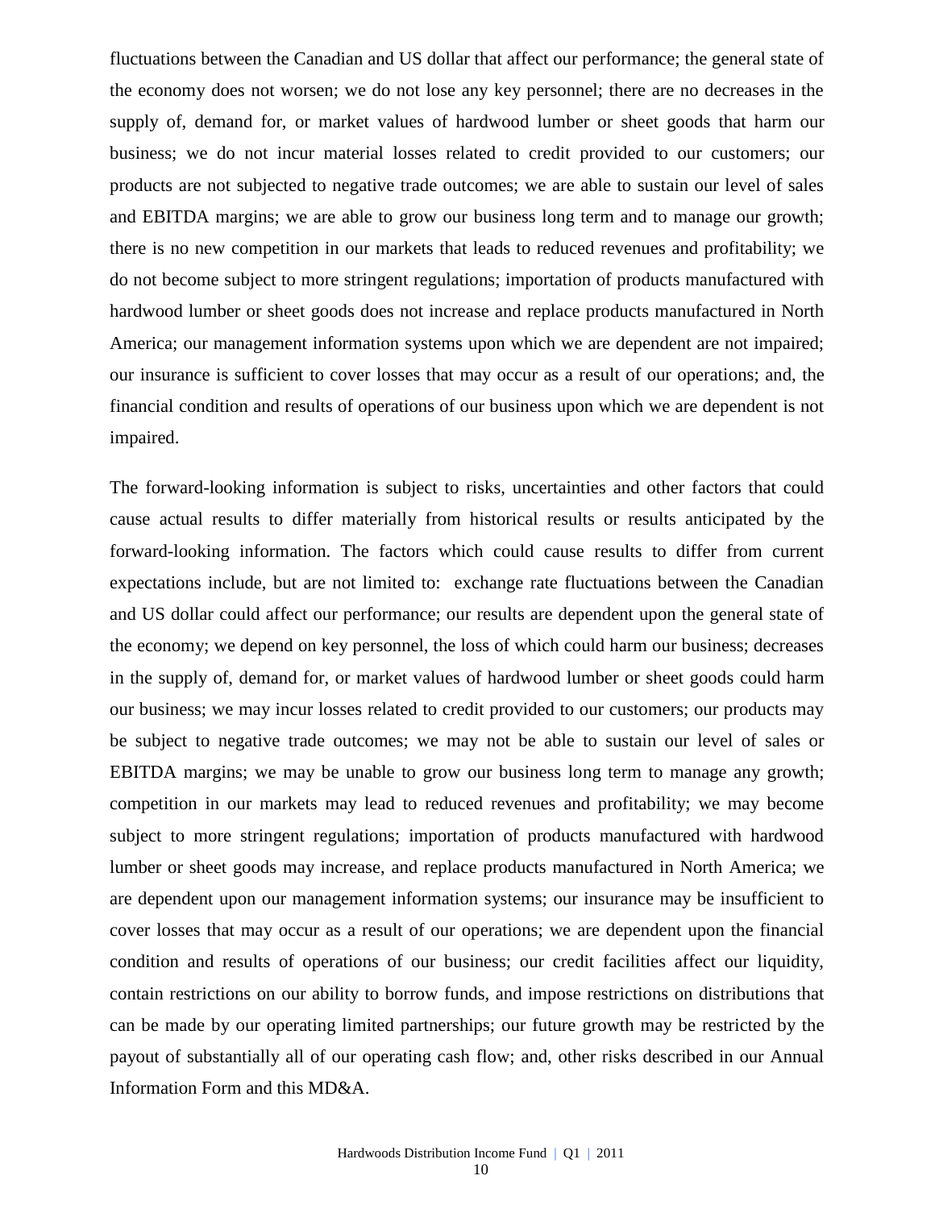fluctuations between the Canadian and US dollar that affect our performance; the general state of the economy does not worsen; we do not lose any key personnel; there are no decreases in the supply of, demand for, or market values of hardwood lumber or sheet goods that harm our business; we do not incur material losses related to credit provided to our customers; our products are not subjected to negative trade outcomes; we are able to sustain our level of sales and EBITDA margins; we are able to grow our business long term and to manage our growth; there is no new competition in our markets that leads to reduced revenues and profitability; we do not become subject to more stringent regulations; importation of products manufactured with hardwood lumber or sheet goods does not increase and replace products manufactured in North America; our management information systems upon which we are dependent are not impaired; our insurance is sufficient to cover losses that may occur as a result of our operations; and, the financial condition and results of operations of our business upon which we are dependent is not impaired.

The forward-looking information is subject to risks, uncertainties and other factors that could cause actual results to differ materially from historical results or results anticipated by the forward-looking information. The factors which could cause results to differ from current expectations include, but are not limited to: exchange rate fluctuations between the Canadian and US dollar could affect our performance; our results are dependent upon the general state of the economy; we depend on key personnel, the loss of which could harm our business; decreases in the supply of, demand for, or market values of hardwood lumber or sheet goods could harm our business; we may incur losses related to credit provided to our customers; our products may be subject to negative trade outcomes; we may not be able to sustain our level of sales or EBITDA margins; we may be unable to grow our business long term to manage any growth; competition in our markets may lead to reduced revenues and profitability; we may become subject to more stringent regulations; importation of products manufactured with hardwood lumber or sheet goods may increase, and replace products manufactured in North America; we are dependent upon our management information systems; our insurance may be insufficient to cover losses that may occur as a result of our operations; we are dependent upon the financial condition and results of operations of our business; our credit facilities affect our liquidity, contain restrictions on our ability to borrow funds, and impose restrictions on distributions that can be made by our operating limited partnerships; our future growth may be restricted by the payout of substantially all of our operating cash flow; and, other risks described in our Annual Information Form and this MD&A.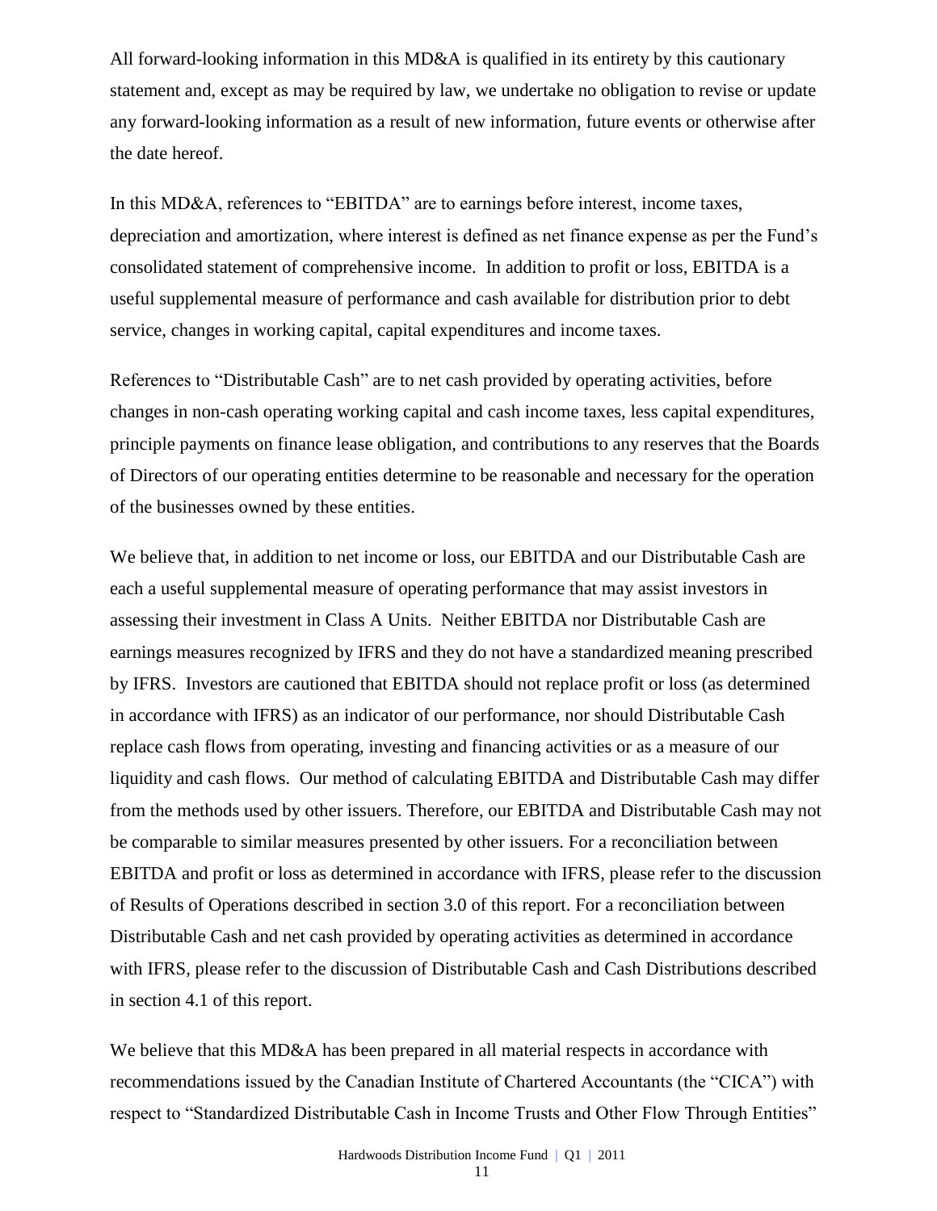All forward-looking information in this MD&A is qualified in its entirety by this cautionary statement and, except as may be required by law, we undertake no obligation to revise or update any forward-looking information as a result of new information, future events or otherwise after the date hereof.

In this MD&A, references to "EBITDA" are to earnings before interest, income taxes, depreciation and amortization, where interest is defined as net finance expense as per the Fund's consolidated statement of comprehensive income. In addition to profit or loss, EBITDA is a useful supplemental measure of performance and cash available for distribution prior to debt service, changes in working capital, capital expenditures and income taxes.

References to "Distributable Cash" are to net cash provided by operating activities, before changes in non-cash operating working capital and cash income taxes, less capital expenditures, principle payments on finance lease obligation, and contributions to any reserves that the Boards of Directors of our operating entities determine to be reasonable and necessary for the operation of the businesses owned by these entities.

We believe that, in addition to net income or loss, our EBITDA and our Distributable Cash are each a useful supplemental measure of operating performance that may assist investors in assessing their investment in Class A Units. Neither EBITDA nor Distributable Cash are earnings measures recognized by IFRS and they do not have a standardized meaning prescribed by IFRS. Investors are cautioned that EBITDA should not replace profit or loss (as determined in accordance with IFRS) as an indicator of our performance, nor should Distributable Cash replace cash flows from operating, investing and financing activities or as a measure of our liquidity and cash flows. Our method of calculating EBITDA and Distributable Cash may differ from the methods used by other issuers. Therefore, our EBITDA and Distributable Cash may not be comparable to similar measures presented by other issuers. For a reconciliation between EBITDA and profit or loss as determined in accordance with IFRS, please refer to the discussion of Results of Operations described in section 3.0 of this report. For a reconciliation between Distributable Cash and net cash provided by operating activities as determined in accordance with IFRS, please refer to the discussion of Distributable Cash and Cash Distributions described in section 4.1 of this report.

We believe that this MD&A has been prepared in all material respects in accordance with recommendations issued by the Canadian Institute of Chartered Accountants (the "CICA") with respect to "Standardized Distributable Cash in Income Trusts and Other Flow Through Entities"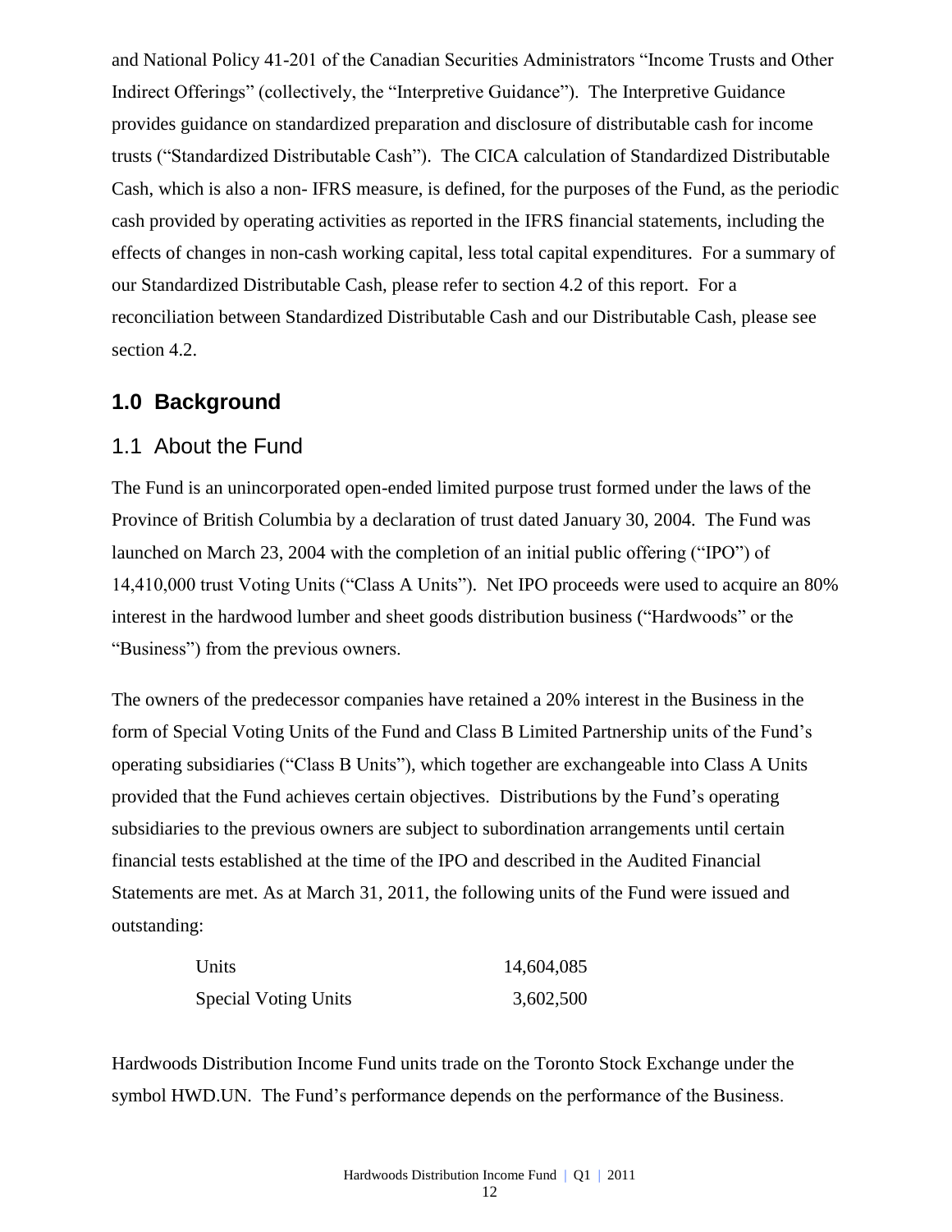and National Policy 41-201 of the Canadian Securities Administrators "Income Trusts and Other Indirect Offerings" (collectively, the "Interpretive Guidance"). The Interpretive Guidance provides guidance on standardized preparation and disclosure of distributable cash for income trusts ("Standardized Distributable Cash"). The CICA calculation of Standardized Distributable Cash, which is also a non- IFRS measure, is defined, for the purposes of the Fund, as the periodic cash provided by operating activities as reported in the IFRS financial statements, including the effects of changes in non-cash working capital, less total capital expenditures. For a summary of our Standardized Distributable Cash, please refer to section 4.2 of this report. For a reconciliation between Standardized Distributable Cash and our Distributable Cash, please see section 4.2.

# 1.0 Background

## 1.1 About the Fund

The Fund is an unincorporated open-ended limited purpose trust formed under the laws of the Province of British Columbia by a declaration of trust dated January 30, 2004. The Fund was launched on March 23, 2004 with the completion of an initial public offering ("IPO") of 14,410,000 trust Voting Units ("Class A Units"). Net IPO proceeds were used to acquire an 80% interest in the hardwood lumber and sheet goods distribution business ("Hardwoods" or the "Business") from the previous owners.

The owners of the predecessor companies have retained a 20% interest in the Business in the form of Special Voting Units of the Fund and Class B Limited Partnership units of the Fund's operating subsidiaries ("Class B Units"), which together are exchangeable into Class A Units provided that the Fund achieves certain objectives. Distributions by the Fund's operating subsidiaries to the previous owners are subject to subordination arrangements until certain financial tests established at the time of the IPO and described in the Audited Financial Statements are met. As at March 31, 2011, the following units of the Fund were issued and outstanding:

| | |
|---|---|
| Units | 14,604,085 |
| Special Voting Units | 3,602,500 |

Hardwoods Distribution Income Fund units trade on the Toronto Stock Exchange under the symbol HWD.UN. The Fund's performance depends on the performance of the Business.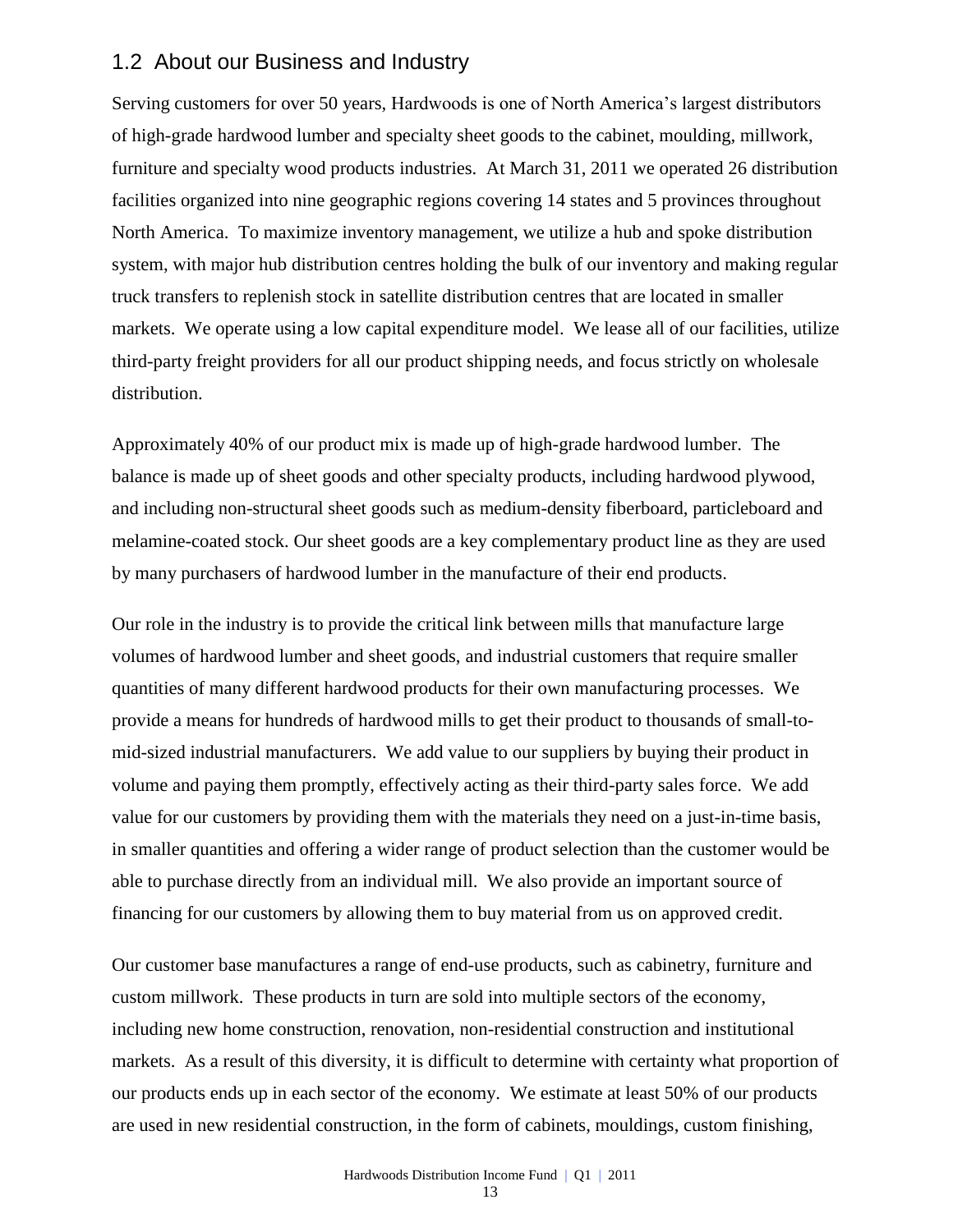## 1.2 About our Business and Industry

Serving customers for over 50 years, Hardwoods is one of North America's largest distributors of high-grade hardwood lumber and specialty sheet goods to the cabinet, moulding, millwork, furniture and specialty wood products industries. At March 31, 2011 we operated 26 distribution facilities organized into nine geographic regions covering 14 states and 5 provinces throughout North America. To maximize inventory management, we utilize a hub and spoke distribution system, with major hub distribution centres holding the bulk of our inventory and making regular truck transfers to replenish stock in satellite distribution centres that are located in smaller markets. We operate using a low capital expenditure model. We lease all of our facilities, utilize third-party freight providers for all our product shipping needs, and focus strictly on wholesale distribution.

Approximately 40% of our product mix is made up of high-grade hardwood lumber. The balance is made up of sheet goods and other specialty products, including hardwood plywood, and including non-structural sheet goods such as medium-density fiberboard, particleboard and melamine-coated stock. Our sheet goods are a key complementary product line as they are used by many purchasers of hardwood lumber in the manufacture of their end products.

Our role in the industry is to provide the critical link between mills that manufacture large volumes of hardwood lumber and sheet goods, and industrial customers that require smaller quantities of many different hardwood products for their own manufacturing processes. We provide a means for hundreds of hardwood mills to get their product to thousands of small-to-mid-sized industrial manufacturers. We add value to our suppliers by buying their product in volume and paying them promptly, effectively acting as their third-party sales force. We add value for our customers by providing them with the materials they need on a just-in-time basis, in smaller quantities and offering a wider range of product selection than the customer would be able to purchase directly from an individual mill. We also provide an important source of financing for our customers by allowing them to buy material from us on approved credit.

Our customer base manufactures a range of end-use products, such as cabinetry, furniture and custom millwork. These products in turn are sold into multiple sectors of the economy, including new home construction, renovation, non-residential construction and institutional markets. As a result of this diversity, it is difficult to determine with certainty what proportion of our products ends up in each sector of the economy. We estimate at least 50% of our products are used in new residential construction, in the form of cabinets, mouldings, custom finishing,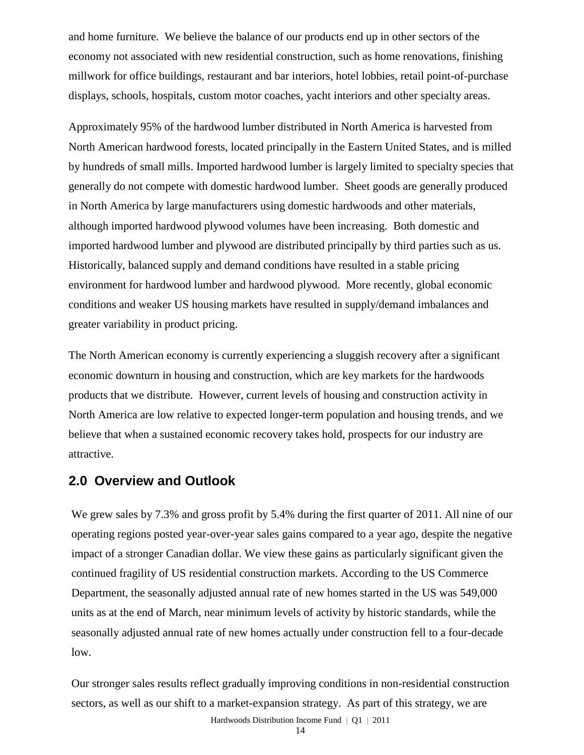and home furniture. We believe the balance of our products end up in other sectors of the economy not associated with new residential construction, such as home renovations, finishing millwork for office buildings, restaurant and bar interiors, hotel lobbies, retail point-of-purchase displays, schools, hospitals, custom motor coaches, yacht interiors and other specialty areas.

Approximately 95% of the hardwood lumber distributed in North America is harvested from North American hardwood forests, located principally in the Eastern United States, and is milled by hundreds of small mills. Imported hardwood lumber is largely limited to specialty species that generally do not compete with domestic hardwood lumber. Sheet goods are generally produced in North America by large manufacturers using domestic hardwoods and other materials, although imported hardwood plywood volumes have been increasing. Both domestic and imported hardwood lumber and plywood are distributed principally by third parties such as us. Historically, balanced supply and demand conditions have resulted in a stable pricing environment for hardwood lumber and hardwood plywood. More recently, global economic conditions and weaker US housing markets have resulted in supply/demand imbalances and greater variability in product pricing.

The North American economy is currently experiencing a sluggish recovery after a significant economic downturn in housing and construction, which are key markets for the hardwoods products that we distribute. However, current levels of housing and construction activity in North America are low relative to expected longer-term population and housing trends, and we believe that when a sustained economic recovery takes hold, prospects for our industry are attractive.

## 2.0 Overview and Outlook

We grew sales by 7.3% and gross profit by 5.4% during the first quarter of 2011. All nine of our operating regions posted year-over-year sales gains compared to a year ago, despite the negative impact of a stronger Canadian dollar. We view these gains as particularly significant given the continued fragility of US residential construction markets. According to the US Commerce Department, the seasonally adjusted annual rate of new homes started in the US was 549,000 units as at the end of March, near minimum levels of activity by historic standards, while the seasonally adjusted annual rate of new homes actually under construction fell to a four-decade low.

Our stronger sales results reflect gradually improving conditions in non-residential construction sectors, as well as our shift to a market-expansion strategy. As part of this strategy, we are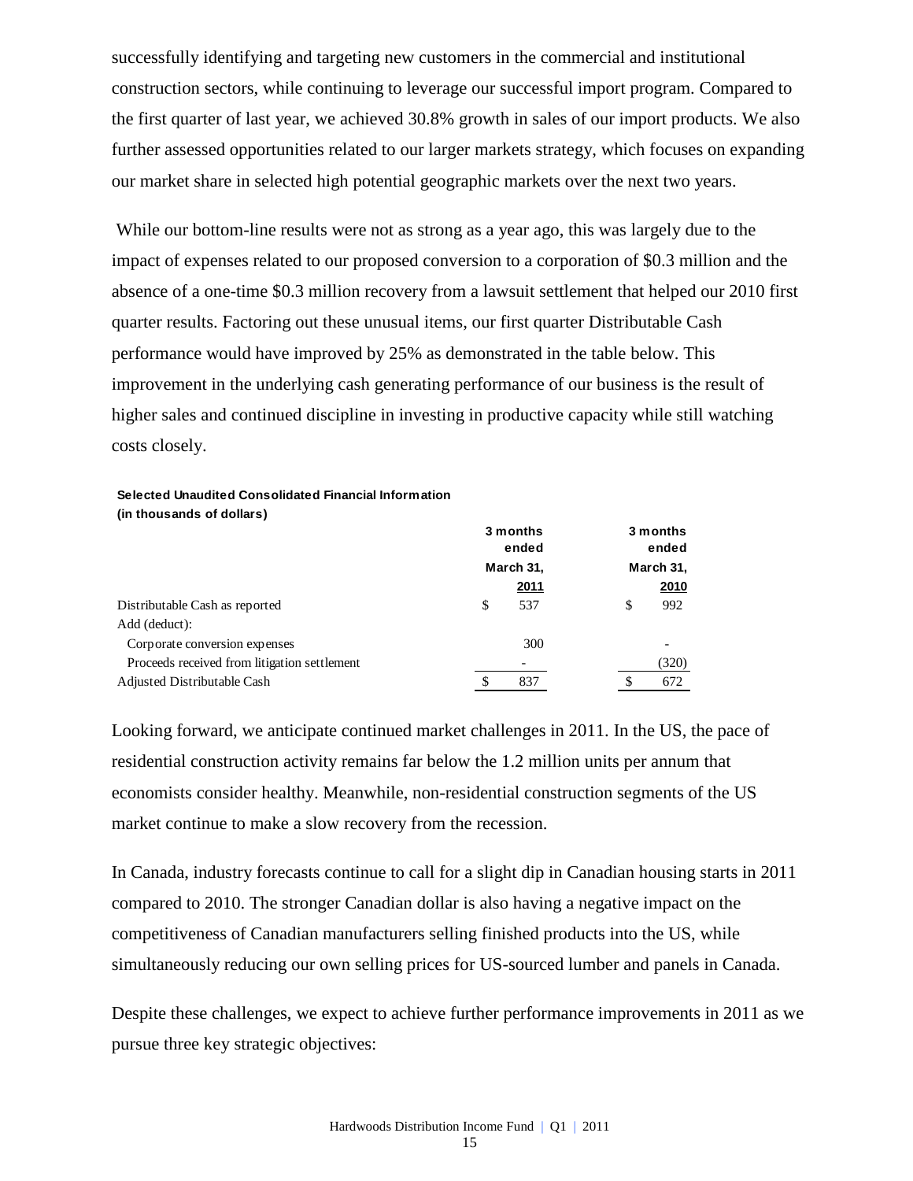successfully identifying and targeting new customers in the commercial and institutional construction sectors, while continuing to leverage our successful import program. Compared to the first quarter of last year, we achieved 30.8% growth in sales of our import products. We also further assessed opportunities related to our larger markets strategy, which focuses on expanding our market share in selected high potential geographic markets over the next two years.

While our bottom-line results were not as strong as a year ago, this was largely due to the impact of expenses related to our proposed conversion to a corporation of $0.3 million and the absence of a one-time $0.3 million recovery from a lawsuit settlement that helped our 2010 first quarter results. Factoring out these unusual items, our first quarter Distributable Cash performance would have improved by 25% as demonstrated in the table below. This improvement in the underlying cash generating performance of our business is the result of higher sales and continued discipline in investing in productive capacity while still watching costs closely.

**Selected Unaudited Consolidated Financial Information**
**(in thousands of dollars)**

| | 3 months ended March 31, 2011 | 3 months ended March 31, 2010 |
|---|---|---|
| Distributable Cash as reported | $ 537 | $ 992 |
| Add (deduct): | | |
| Corporate conversion expenses | 300 | - |
| Proceeds received from litigation settlement | - | (320) |
| Adjusted Distributable Cash | $ 837 | $ 672 |

Looking forward, we anticipate continued market challenges in 2011. In the US, the pace of residential construction activity remains far below the 1.2 million units per annum that economists consider healthy. Meanwhile, non-residential construction segments of the US market continue to make a slow recovery from the recession.

In Canada, industry forecasts continue to call for a slight dip in Canadian housing starts in 2011 compared to 2010. The stronger Canadian dollar is also having a negative impact on the competitiveness of Canadian manufacturers selling finished products into the US, while simultaneously reducing our own selling prices for US-sourced lumber and panels in Canada.

Despite these challenges, we expect to achieve further performance improvements in 2011 as we pursue three key strategic objectives: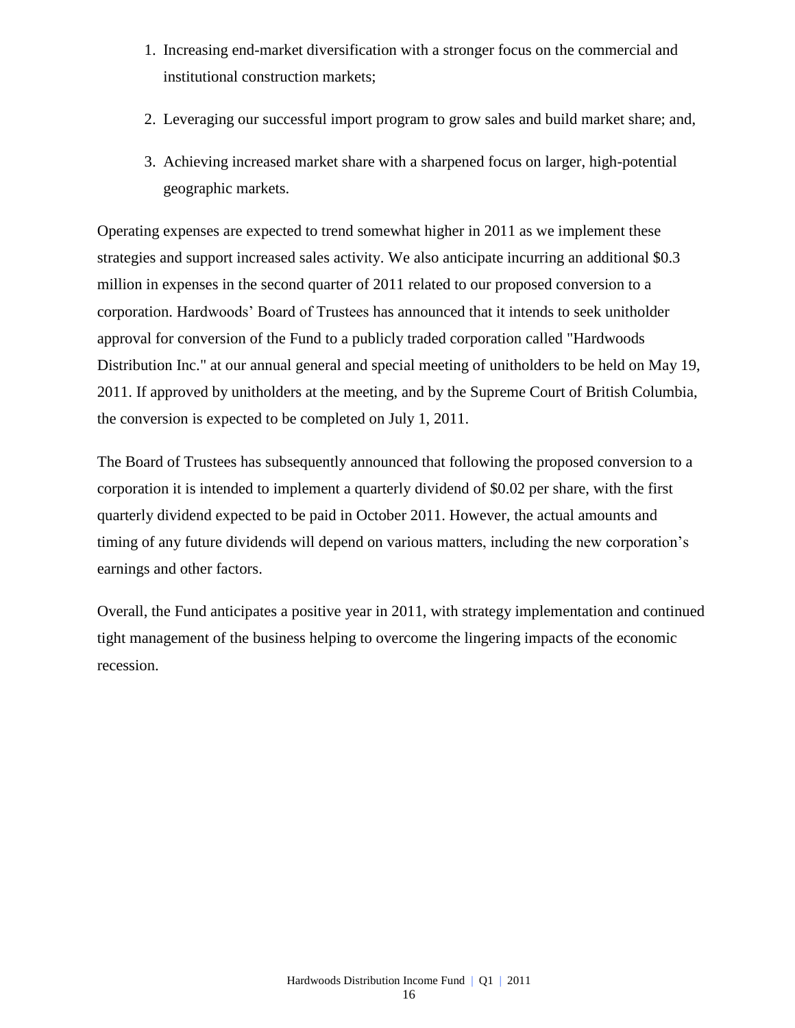1. Increasing end-market diversification with a stronger focus on the commercial and institutional construction markets;
2. Leveraging our successful import program to grow sales and build market share; and,
3. Achieving increased market share with a sharpened focus on larger, high-potential geographic markets.

Operating expenses are expected to trend somewhat higher in 2011 as we implement these strategies and support increased sales activity. We also anticipate incurring an additional $0.3 million in expenses in the second quarter of 2011 related to our proposed conversion to a corporation. Hardwoods' Board of Trustees has announced that it intends to seek unitholder approval for conversion of the Fund to a publicly traded corporation called "Hardwoods Distribution Inc." at our annual general and special meeting of unitholders to be held on May 19, 2011. If approved by unitholders at the meeting, and by the Supreme Court of British Columbia, the conversion is expected to be completed on July 1, 2011.

The Board of Trustees has subsequently announced that following the proposed conversion to a corporation it is intended to implement a quarterly dividend of $0.02 per share, with the first quarterly dividend expected to be paid in October 2011. However, the actual amounts and timing of any future dividends will depend on various matters, including the new corporation's earnings and other factors.

Overall, the Fund anticipates a positive year in 2011, with strategy implementation and continued tight management of the business helping to overcome the lingering impacts of the economic recession.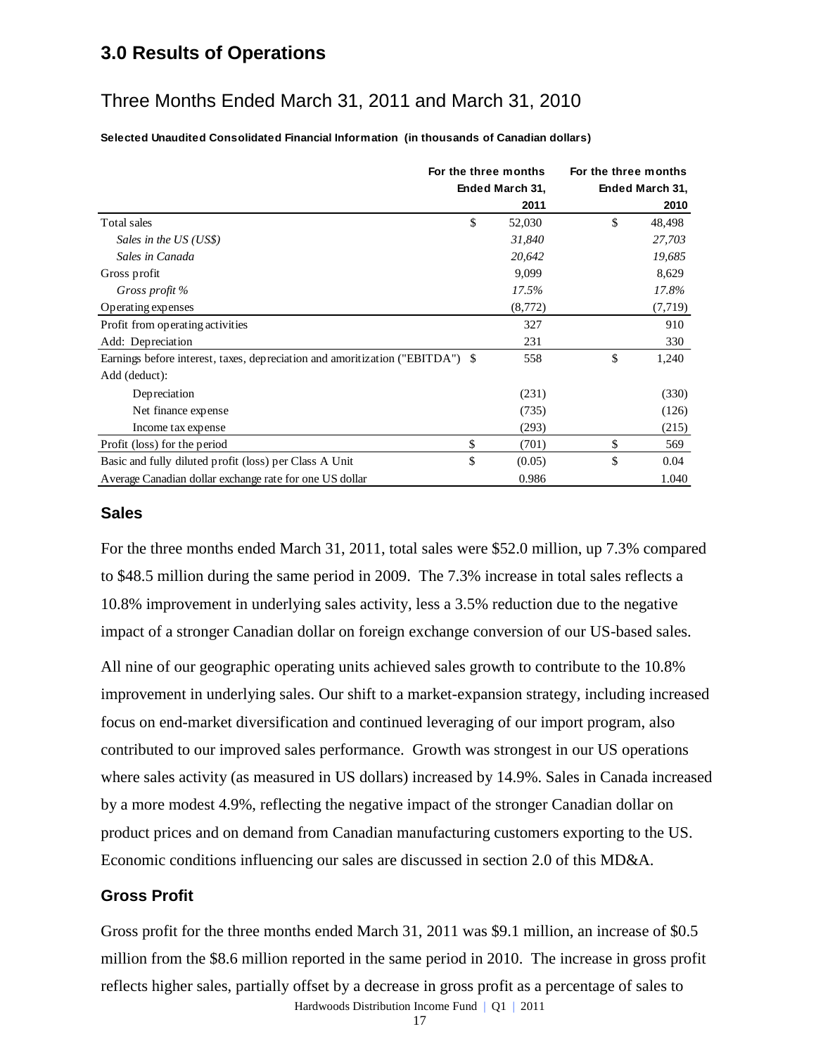## 3.0 Results of Operations

### Three Months Ended March 31, 2011 and March 31, 2010

**Selected Unaudited Consolidated Financial Information (in thousands of Canadian dollars)**

| | For the three months Ended March 31, 2011 | For the three months Ended March 31, 2010 |
|---|---|---|
| Total sales | $ 52,030 | $ 48,498 |
| *Sales in the US (US$)* | *31,840* | *27,703* |
| *Sales in Canada* | *20,642* | *19,685* |
| Gross profit | 9,099 | 8,629 |
| *Gross profit %* | *17.5%* | *17.8%* |
| Operating expenses | (8,772) | (7,719) |
| Profit from operating activities | 327 | 910 |
| Add: Depreciation | 231 | 330 |
| Earnings before interest, taxes, depreciation and amoritization ("EBITDA") | $ 558 | $ 1,240 |
| Add (deduct): | | |
| Depreciation | (231) | (330) |
| Net finance expense | (735) | (126) |
| Income tax expense | (293) | (215) |
| Profit (loss) for the period | $ (701) | $ 569 |
| Basic and fully diluted profit (loss) per Class A Unit | $ (0.05) | $ 0.04 |
| Average Canadian dollar exchange rate for one US dollar | 0.986 | 1.040 |

### Sales

For the three months ended March 31, 2011, total sales were $52.0 million, up 7.3% compared to $48.5 million during the same period in 2009. The 7.3% increase in total sales reflects a 10.8% improvement in underlying sales activity, less a 3.5% reduction due to the negative impact of a stronger Canadian dollar on foreign exchange conversion of our US-based sales.

All nine of our geographic operating units achieved sales growth to contribute to the 10.8% improvement in underlying sales. Our shift to a market-expansion strategy, including increased focus on end-market diversification and continued leveraging of our import program, also contributed to our improved sales performance. Growth was strongest in our US operations where sales activity (as measured in US dollars) increased by 14.9%. Sales in Canada increased by a more modest 4.9%, reflecting the negative impact of the stronger Canadian dollar on product prices and on demand from Canadian manufacturing customers exporting to the US. Economic conditions influencing our sales are discussed in section 2.0 of this MD&A.

### Gross Profit

Gross profit for the three months ended March 31, 2011 was $9.1 million, an increase of $0.5 million from the $8.6 million reported in the same period in 2010. The increase in gross profit reflects higher sales, partially offset by a decrease in gross profit as a percentage of sales to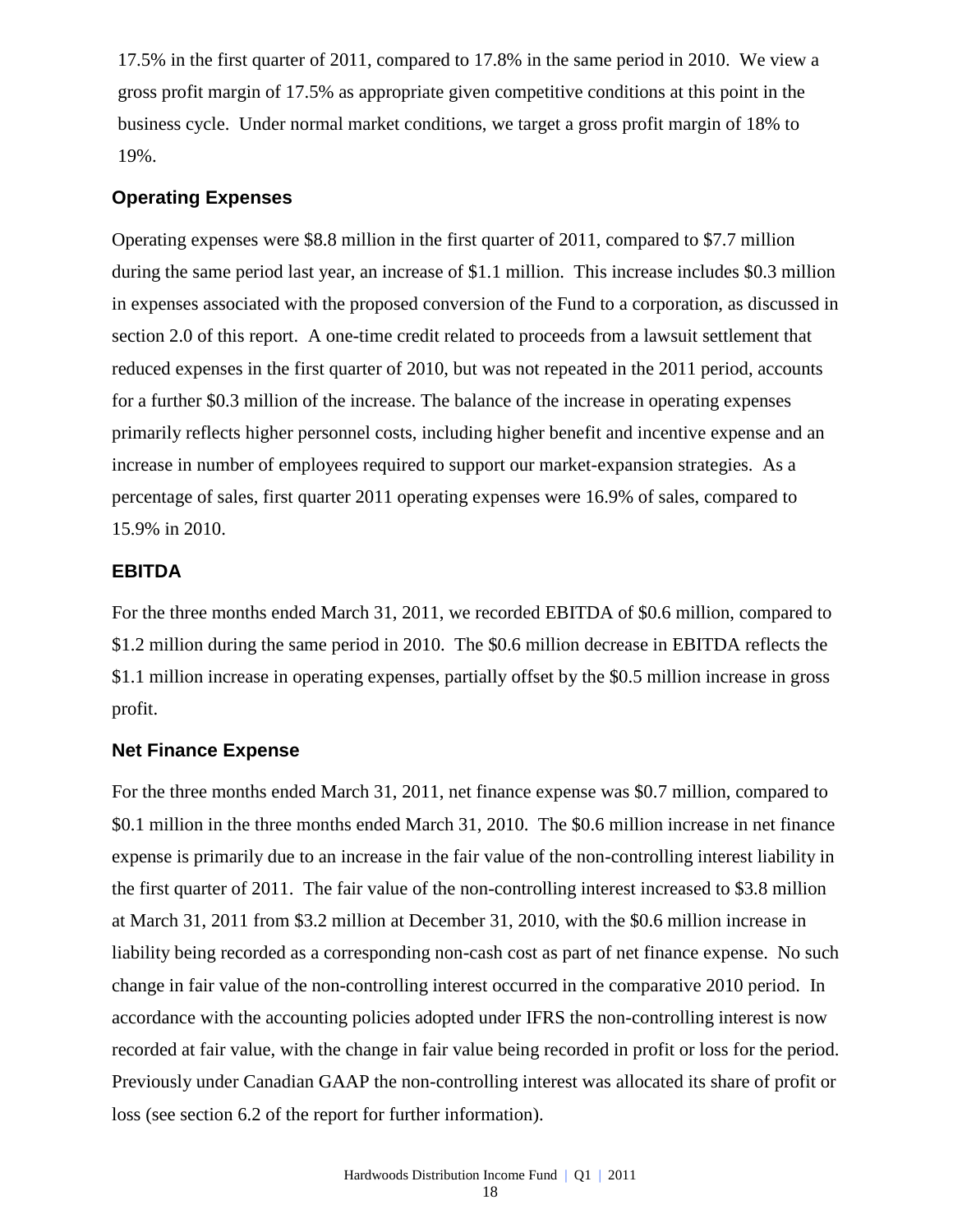17.5% in the first quarter of 2011, compared to 17.8% in the same period in 2010. We view a gross profit margin of 17.5% as appropriate given competitive conditions at this point in the business cycle. Under normal market conditions, we target a gross profit margin of 18% to 19%.

### Operating Expenses

Operating expenses were $8.8 million in the first quarter of 2011, compared to $7.7 million during the same period last year, an increase of $1.1 million. This increase includes $0.3 million in expenses associated with the proposed conversion of the Fund to a corporation, as discussed in section 2.0 of this report. A one-time credit related to proceeds from a lawsuit settlement that reduced expenses in the first quarter of 2010, but was not repeated in the 2011 period, accounts for a further $0.3 million of the increase. The balance of the increase in operating expenses primarily reflects higher personnel costs, including higher benefit and incentive expense and an increase in number of employees required to support our market-expansion strategies. As a percentage of sales, first quarter 2011 operating expenses were 16.9% of sales, compared to 15.9% in 2010.

### EBITDA

For the three months ended March 31, 2011, we recorded EBITDA of $0.6 million, compared to $1.2 million during the same period in 2010. The $0.6 million decrease in EBITDA reflects the $1.1 million increase in operating expenses, partially offset by the $0.5 million increase in gross profit.

### Net Finance Expense

For the three months ended March 31, 2011, net finance expense was $0.7 million, compared to $0.1 million in the three months ended March 31, 2010. The $0.6 million increase in net finance expense is primarily due to an increase in the fair value of the non-controlling interest liability in the first quarter of 2011. The fair value of the non-controlling interest increased to $3.8 million at March 31, 2011 from $3.2 million at December 31, 2010, with the $0.6 million increase in liability being recorded as a corresponding non-cash cost as part of net finance expense. No such change in fair value of the non-controlling interest occurred in the comparative 2010 period. In accordance with the accounting policies adopted under IFRS the non-controlling interest is now recorded at fair value, with the change in fair value being recorded in profit or loss for the period. Previously under Canadian GAAP the non-controlling interest was allocated its share of profit or loss (see section 6.2 of the report for further information).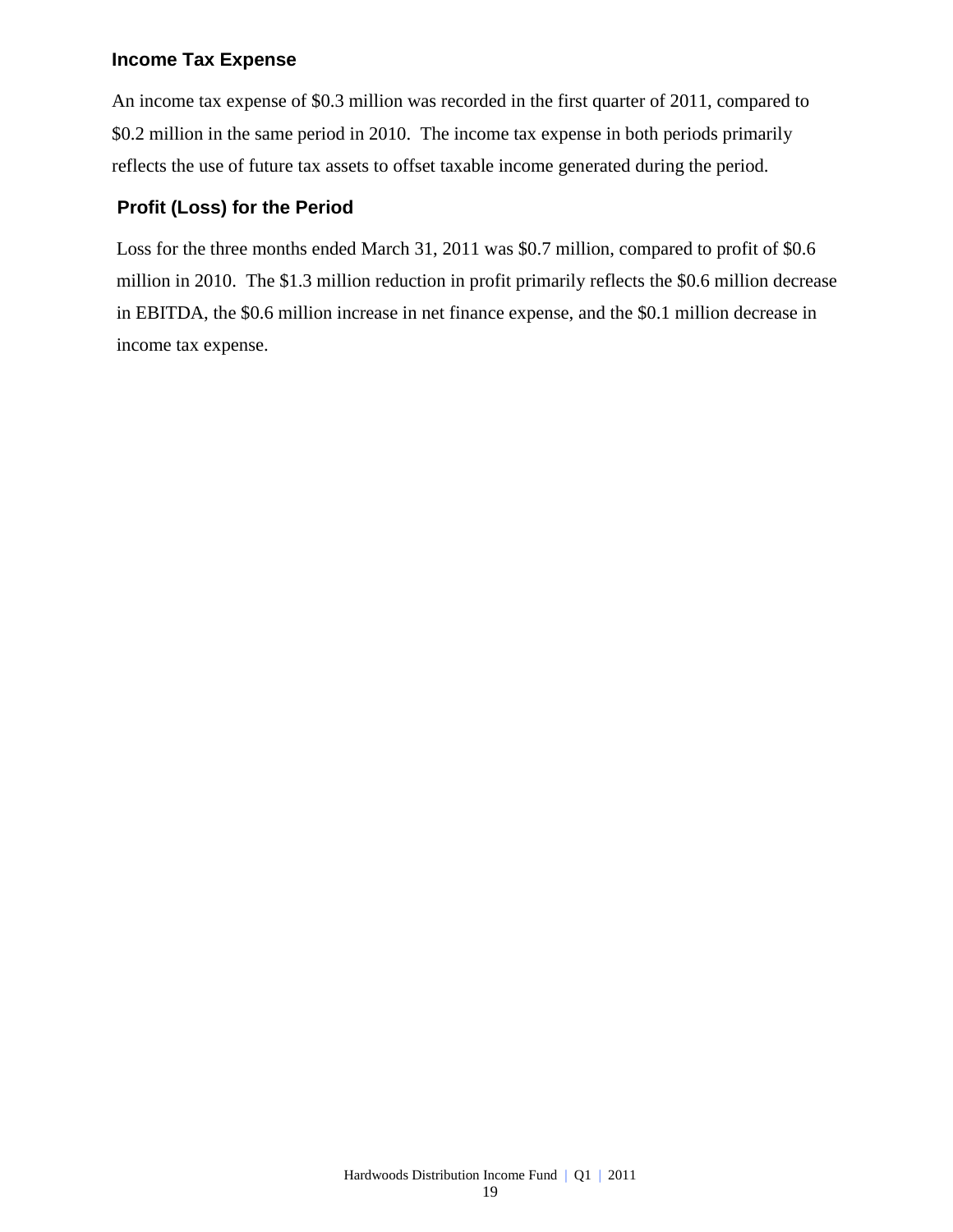### Income Tax Expense

An income tax expense of $0.3 million was recorded in the first quarter of 2011, compared to $0.2 million in the same period in 2010. The income tax expense in both periods primarily reflects the use of future tax assets to offset taxable income generated during the period.

### Profit (Loss) for the Period

Loss for the three months ended March 31, 2011 was $0.7 million, compared to profit of $0.6 million in 2010. The $1.3 million reduction in profit primarily reflects the $0.6 million decrease in EBITDA, the $0.6 million increase in net finance expense, and the $0.1 million decrease in income tax expense.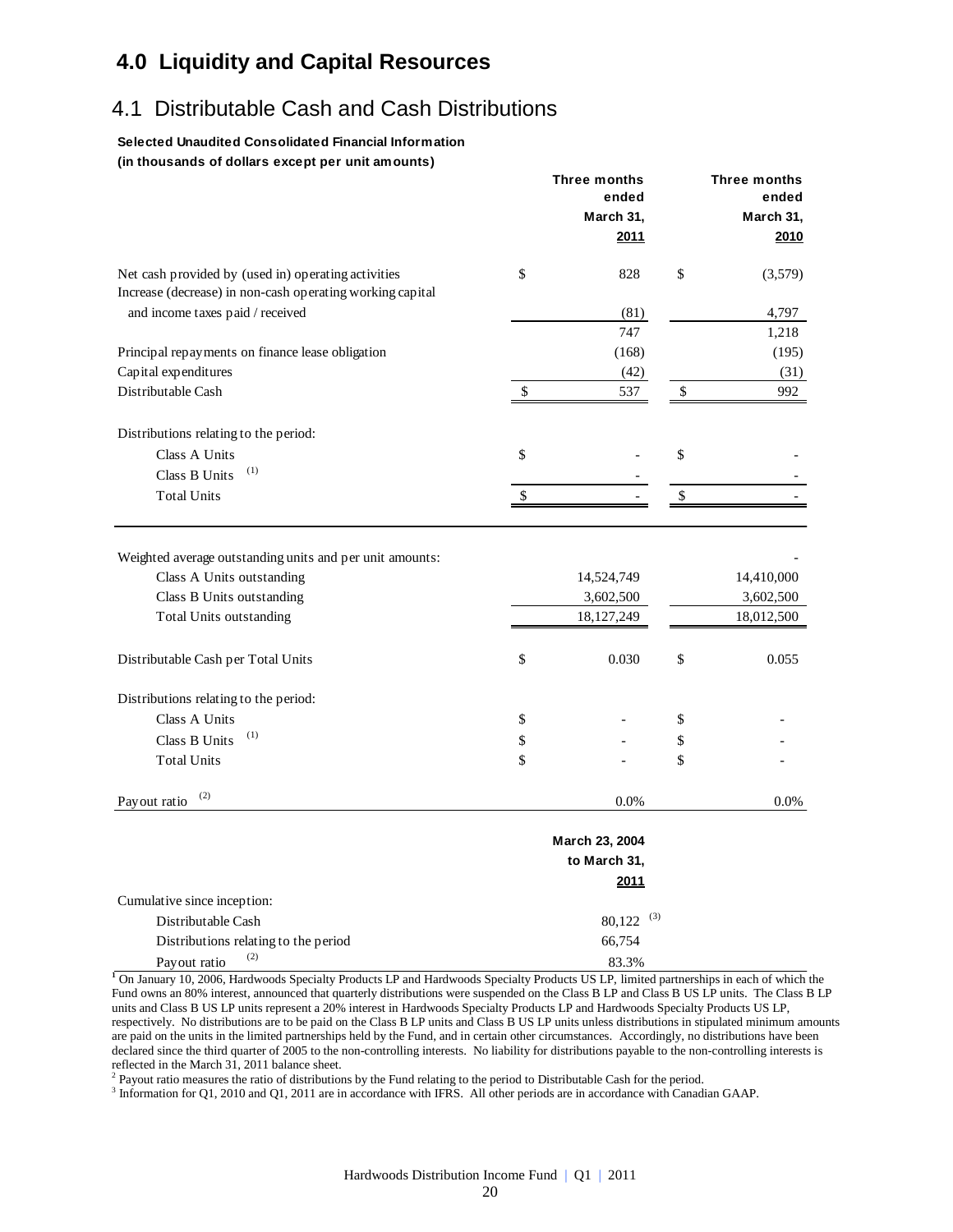# 4.0 Liquidity and Capital Resources

## 4.1 Distributable Cash and Cash Distributions

**Selected Unaudited Consolidated Financial Information**
**(in thousands of dollars except per unit amounts)**

| | Three months ended March 31, 2011 | Three months ended March 31, 2010 |
|---|---|---|
| Net cash provided by (used in) operating activities | $ 828 | $ (3,579) |
| Increase (decrease) in non-cash operating working capital and income taxes paid / received | (81) | 4,797 |
| | 747 | 1,218 |
| Principal repayments on finance lease obligation | (168) | (195) |
| Capital expenditures | (42) | (31) |
| Distributable Cash | $ 537 | $ 992 |
| Distributions relating to the period: | | |
| Class A Units | $ - | $ - |
| Class B Units [(1)] | - | - |
| Total Units | $ - | $ - |
| Weighted average outstanding units and per unit amounts: | | - |
| Class A Units outstanding | 14,524,749 | 14,410,000 |
| Class B Units outstanding | 3,602,500 | 3,602,500 |
| Total Units outstanding | 18,127,249 | 18,012,500 |
| Distributable Cash per Total Units | $ 0.030 | $ 0.055 |
| Distributions relating to the period: | | |
| Class A Units | $ - | $ - |
| Class B Units [(1)] | $ - | $ - |
| Total Units | $ - | $ - |
| Payout ratio [(2)] | 0.0% | 0.0% |

| | March 23, 2004 to March 31, 2011 |
|---|---|
| Cumulative since inception: | |
| Distributable Cash | 80,122 [(3)] |
| Distributions relating to the period | 66,754 |
| Payout ratio [(2)] | 83.3% |

[1] On January 10, 2006, Hardwoods Specialty Products LP and Hardwoods Specialty Products US LP, limited partnerships in each of which the Fund owns an 80% interest, announced that quarterly distributions were suspended on the Class B LP and Class B US LP units. The Class B LP units and Class B US LP units represent a 20% interest in Hardwoods Specialty Products LP and Hardwoods Specialty Products US LP, respectively. No distributions are to be paid on the Class B LP units and Class B US LP units unless distributions in stipulated minimum amounts are paid on the units in the limited partnerships held by the Fund, and in certain other circumstances. Accordingly, no distributions have been declared since the third quarter of 2005 to the non-controlling interests. No liability for distributions payable to the non-controlling interests is reflected in the March 31, 2011 balance sheet.

[2] Payout ratio measures the ratio of distributions by the Fund relating to the period to Distributable Cash for the period.

[3] Information for Q1, 2010 and Q1, 2011 are in accordance with IFRS. All other periods are in accordance with Canadian GAAP.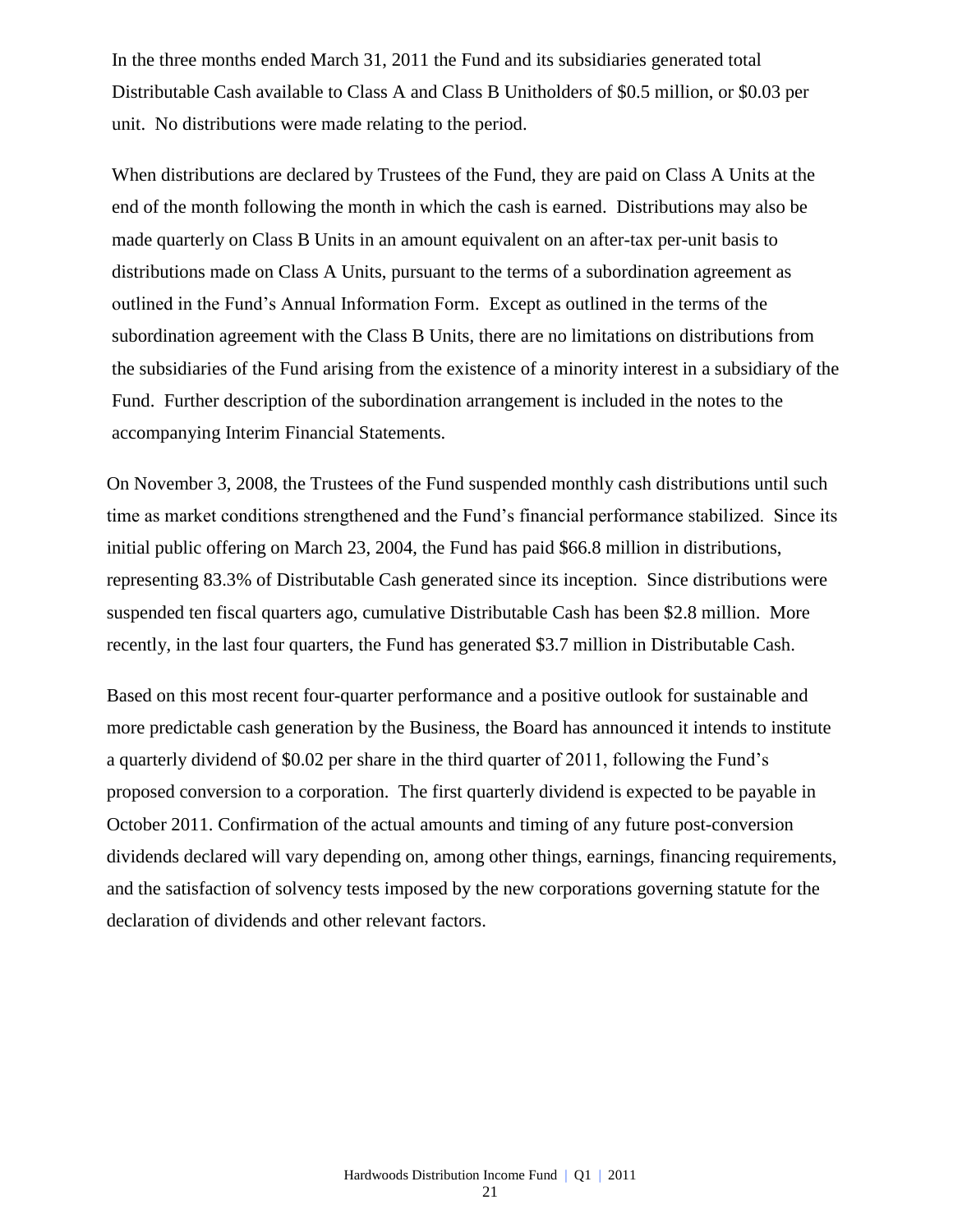In the three months ended March 31, 2011 the Fund and its subsidiaries generated total Distributable Cash available to Class A and Class B Unitholders of $0.5 million, or $0.03 per unit. No distributions were made relating to the period.

When distributions are declared by Trustees of the Fund, they are paid on Class A Units at the end of the month following the month in which the cash is earned. Distributions may also be made quarterly on Class B Units in an amount equivalent on an after-tax per-unit basis to distributions made on Class A Units, pursuant to the terms of a subordination agreement as outlined in the Fund's Annual Information Form. Except as outlined in the terms of the subordination agreement with the Class B Units, there are no limitations on distributions from the subsidiaries of the Fund arising from the existence of a minority interest in a subsidiary of the Fund. Further description of the subordination arrangement is included in the notes to the accompanying Interim Financial Statements.

On November 3, 2008, the Trustees of the Fund suspended monthly cash distributions until such time as market conditions strengthened and the Fund's financial performance stabilized. Since its initial public offering on March 23, 2004, the Fund has paid $66.8 million in distributions, representing 83.3% of Distributable Cash generated since its inception. Since distributions were suspended ten fiscal quarters ago, cumulative Distributable Cash has been $2.8 million. More recently, in the last four quarters, the Fund has generated $3.7 million in Distributable Cash.

Based on this most recent four-quarter performance and a positive outlook for sustainable and more predictable cash generation by the Business, the Board has announced it intends to institute a quarterly dividend of $0.02 per share in the third quarter of 2011, following the Fund's proposed conversion to a corporation. The first quarterly dividend is expected to be payable in October 2011. Confirmation of the actual amounts and timing of any future post-conversion dividends declared will vary depending on, among other things, earnings, financing requirements, and the satisfaction of solvency tests imposed by the new corporations governing statute for the declaration of dividends and other relevant factors.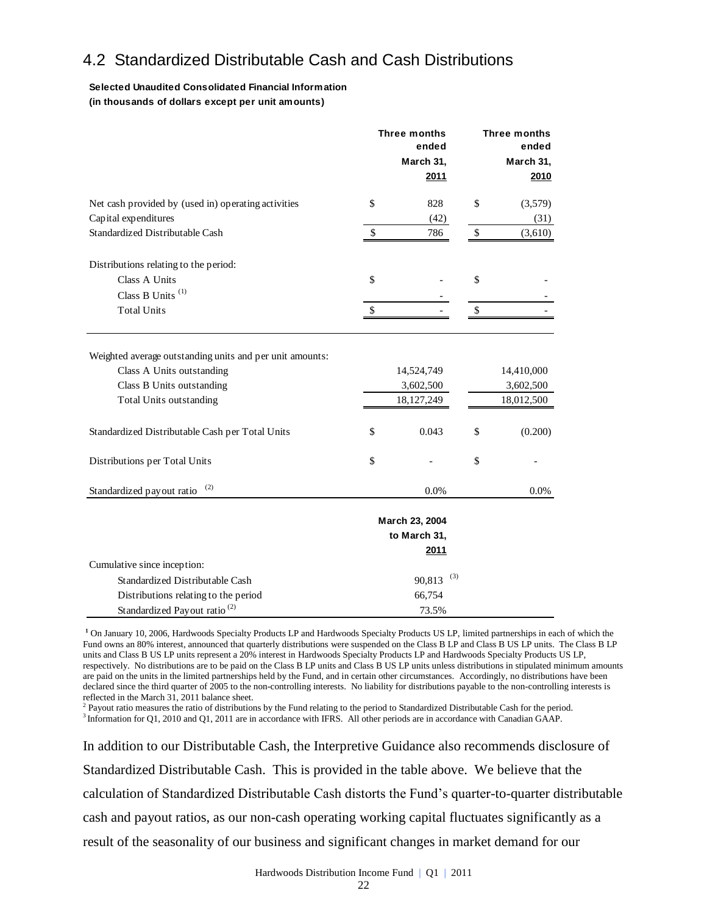## 4.2 Standardized Distributable Cash and Cash Distributions

**Selected Unaudited Consolidated Financial Information**
**(in thousands of dollars except per unit amounts)**

| | Three months ended March 31, 2011 | Three months ended March 31, 2010 |
|---|---|---|
| Net cash provided by (used in) operating activities | $ 828 | $ (3,579) |
| Capital expenditures | (42) | (31) |
| Standardized Distributable Cash | $ 786 | $ (3,610) |
| Distributions relating to the period: | | |
| Class A Units | $ - | $ - |
| Class B Units [1] | - | - |
| Total Units | $ - | $ - |
| Weighted average outstanding units and per unit amounts: | | |
| Class A Units outstanding | 14,524,749 | 14,410,000 |
| Class B Units outstanding | 3,602,500 | 3,602,500 |
| Total Units outstanding | 18,127,249 | 18,012,500 |
| Standardized Distributable Cash per Total Units | $ 0.043 | $ (0.200) |
| Distributions per Total Units | $ - | $ - |
| Standardized payout ratio [2] | 0.0% | 0.0% |

| | March 23, 2004 to March 31, 2011 |
|---|---|
| Cumulative since inception: | |
| Standardized Distributable Cash | 90,813 [3] |
| Distributions relating to the period | 66,754 |
| Standardized Payout ratio [2] | 73.5% |

[1] On January 10, 2006, Hardwoods Specialty Products LP and Hardwoods Specialty Products US LP, limited partnerships in each of which the Fund owns an 80% interest, announced that quarterly distributions were suspended on the Class B LP and Class B US LP units. The Class B LP units and Class B US LP units represent a 20% interest in Hardwoods Specialty Products LP and Hardwoods Specialty Products US LP, respectively. No distributions are to be paid on the Class B LP units and Class B US LP units unless distributions in stipulated minimum amounts are paid on the units in the limited partnerships held by the Fund, and in certain other circumstances. Accordingly, no distributions have been declared since the third quarter of 2005 to the non-controlling interests. No liability for distributions payable to the non-controlling interests is reflected in the March 31, 2011 balance sheet.

[2] Payout ratio measures the ratio of distributions by the Fund relating to the period to Standardized Distributable Cash for the period.

[3] Information for Q1, 2010 and Q1, 2011 are in accordance with IFRS. All other periods are in accordance with Canadian GAAP.

In addition to our Distributable Cash, the Interpretive Guidance also recommends disclosure of Standardized Distributable Cash. This is provided in the table above. We believe that the calculation of Standardized Distributable Cash distorts the Fund's quarter-to-quarter distributable cash and payout ratios, as our non-cash operating working capital fluctuates significantly as a result of the seasonality of our business and significant changes in market demand for our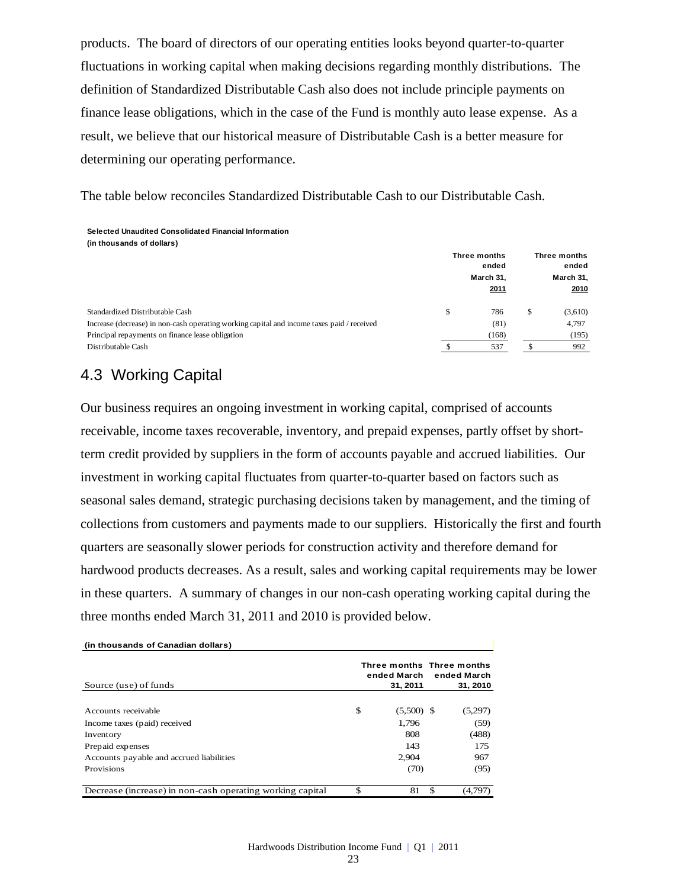products. The board of directors of our operating entities looks beyond quarter-to-quarter fluctuations in working capital when making decisions regarding monthly distributions. The definition of Standardized Distributable Cash also does not include principle payments on finance lease obligations, which in the case of the Fund is monthly auto lease expense. As a result, we believe that our historical measure of Distributable Cash is a better measure for determining our operating performance.

The table below reconciles Standardized Distributable Cash to our Distributable Cash.

**Selected Unaudited Consolidated Financial Information**
**(in thousands of dollars)**

| | Three months ended March 31, 2011 | Three months ended March 31, 2010 |
|---|---|---|
| Standardized Distributable Cash | $ 786 | $ (3,610) |
| Increase (decrease) in non-cash operating working capital and income taxes paid / received | (81) | 4,797 |
| Principal repayments on finance lease obligation | (168) | (195) |
| Distributable Cash | $ 537 | $ 992 |

## 4.3 Working Capital

Our business requires an ongoing investment in working capital, comprised of accounts receivable, income taxes recoverable, inventory, and prepaid expenses, partly offset by short-term credit provided by suppliers in the form of accounts payable and accrued liabilities. Our investment in working capital fluctuates from quarter-to-quarter based on factors such as seasonal sales demand, strategic purchasing decisions taken by management, and the timing of collections from customers and payments made to our suppliers. Historically the first and fourth quarters are seasonally slower periods for construction activity and therefore demand for hardwood products decreases. As a result, sales and working capital requirements may be lower in these quarters. A summary of changes in our non-cash operating working capital during the three months ended March 31, 2011 and 2010 is provided below.

**(in thousands of Canadian dollars)**

| Source (use) of funds | Three months ended March 31, 2011 | Three months ended March 31, 2010 |
|---|---|---|
| Accounts receivable | $ (5,500) | $ (5,297) |
| Income taxes (paid) received | 1,796 | (59) |
| Inventory | 808 | (488) |
| Prepaid expenses | 143 | 175 |
| Accounts payable and accrued liabilities | 2,904 | 967 |
| Provisions | (70) | (95) |
| Decrease (increase) in non-cash operating working capital | $ 81 | $ (4,797) |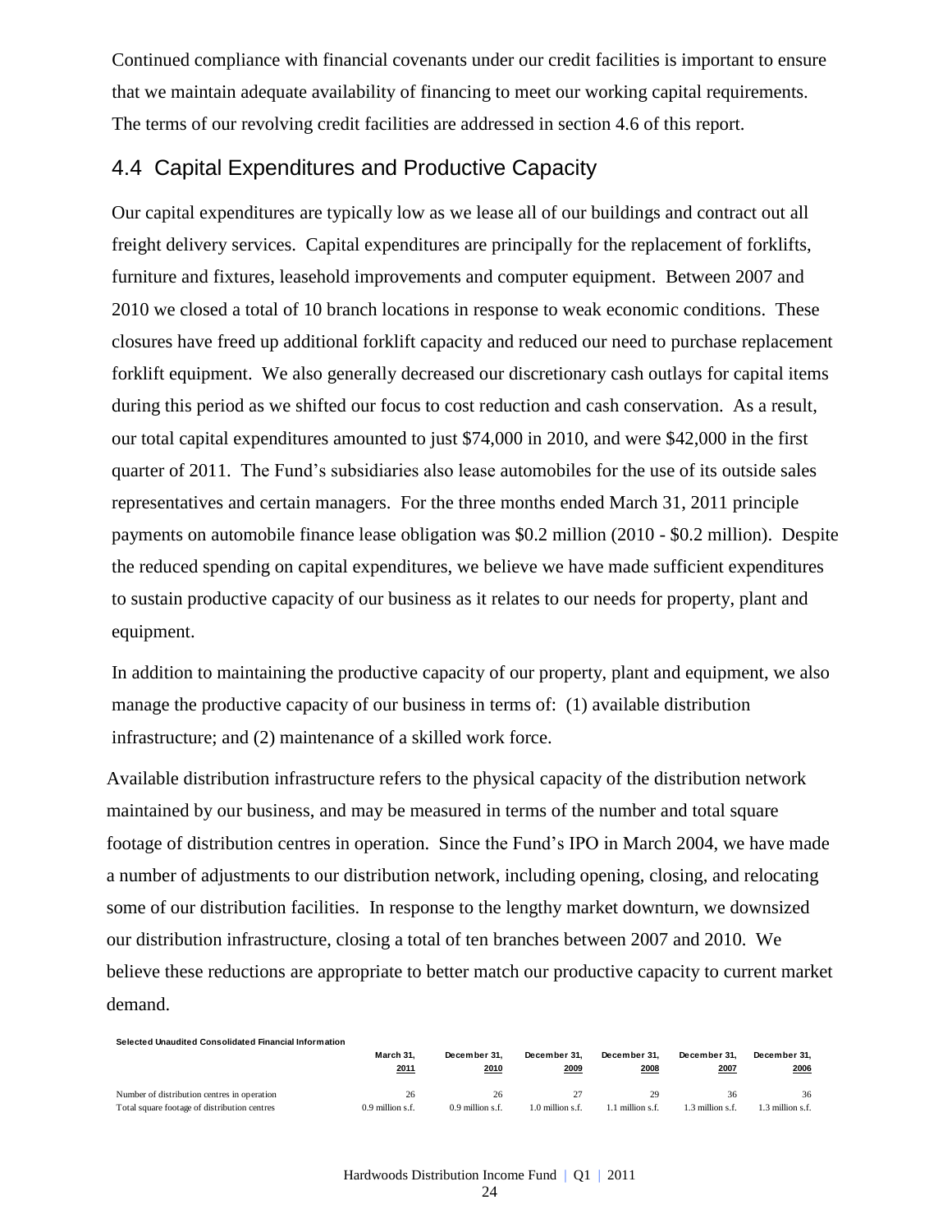Continued compliance with financial covenants under our credit facilities is important to ensure that we maintain adequate availability of financing to meet our working capital requirements. The terms of our revolving credit facilities are addressed in section 4.6 of this report.

## 4.4 Capital Expenditures and Productive Capacity

Our capital expenditures are typically low as we lease all of our buildings and contract out all freight delivery services. Capital expenditures are principally for the replacement of forklifts, furniture and fixtures, leasehold improvements and computer equipment. Between 2007 and 2010 we closed a total of 10 branch locations in response to weak economic conditions. These closures have freed up additional forklift capacity and reduced our need to purchase replacement forklift equipment. We also generally decreased our discretionary cash outlays for capital items during this period as we shifted our focus to cost reduction and cash conservation. As a result, our total capital expenditures amounted to just $74,000 in 2010, and were $42,000 in the first quarter of 2011. The Fund's subsidiaries also lease automobiles for the use of its outside sales representatives and certain managers. For the three months ended March 31, 2011 principle payments on automobile finance lease obligation was $0.2 million (2010 - $0.2 million). Despite the reduced spending on capital expenditures, we believe we have made sufficient expenditures to sustain productive capacity of our business as it relates to our needs for property, plant and equipment.

In addition to maintaining the productive capacity of our property, plant and equipment, we also manage the productive capacity of our business in terms of: (1) available distribution infrastructure; and (2) maintenance of a skilled work force.

Available distribution infrastructure refers to the physical capacity of the distribution network maintained by our business, and may be measured in terms of the number and total square footage of distribution centres in operation. Since the Fund's IPO in March 2004, we have made a number of adjustments to our distribution network, including opening, closing, and relocating some of our distribution facilities. In response to the lengthy market downturn, we downsized our distribution infrastructure, closing a total of ten branches between 2007 and 2010. We believe these reductions are appropriate to better match our productive capacity to current market demand.

**Selected Unaudited Consolidated Financial Information**

| | March 31, 2011 | December 31, 2010 | December 31, 2009 | December 31, 2008 | December 31, 2007 | December 31, 2006 |
|---|---|---|---|---|---|---|
| Number of distribution centres in operation | 26 | 26 | 27 | 29 | 36 | 36 |
| Total square footage of distribution centres | 0.9 million s.f. | 0.9 million s.f. | 1.0 million s.f. | 1.1 million s.f. | 1.3 million s.f. | 1.3 million s.f. |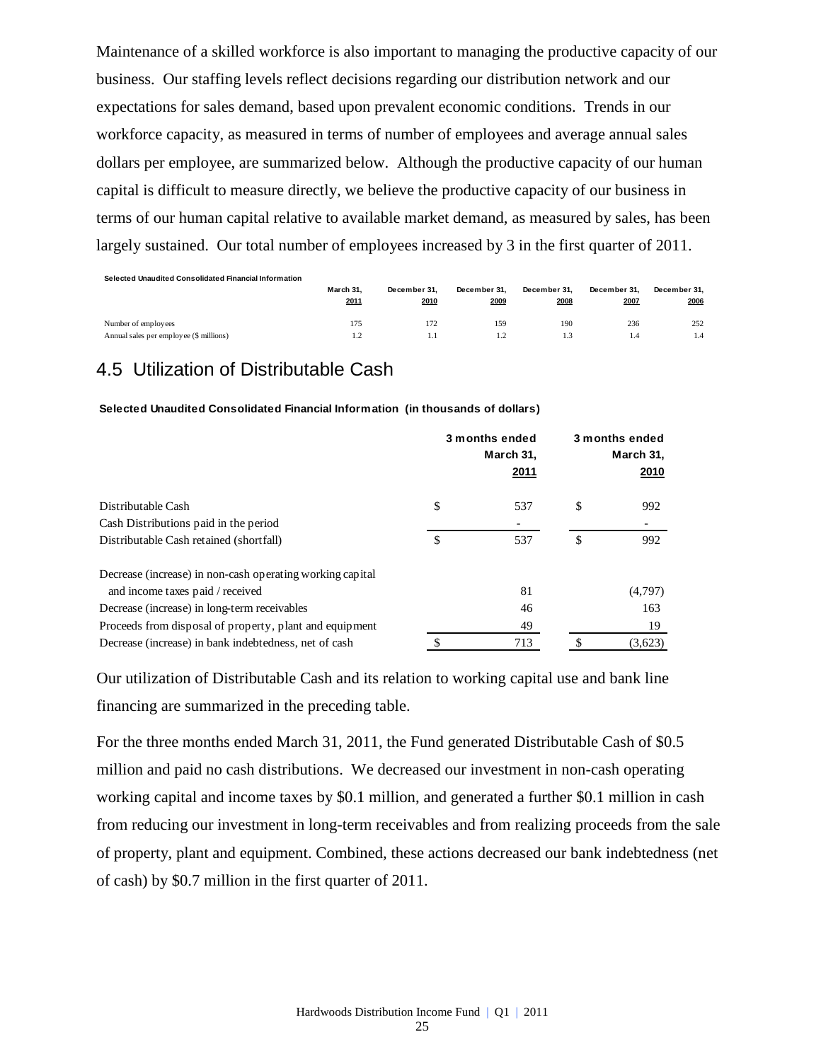Maintenance of a skilled workforce is also important to managing the productive capacity of our business. Our staffing levels reflect decisions regarding our distribution network and our expectations for sales demand, based upon prevalent economic conditions. Trends in our workforce capacity, as measured in terms of number of employees and average annual sales dollars per employee, are summarized below. Although the productive capacity of our human capital is difficult to measure directly, we believe the productive capacity of our business in terms of our human capital relative to available market demand, as measured by sales, has been largely sustained. Our total number of employees increased by 3 in the first quarter of 2011.

**Selected Unaudited Consolidated Financial Information**

| | March 31, 2011 | December 31, 2010 | December 31, 2009 | December 31, 2008 | December 31, 2007 | December 31, 2006 |
|---|---|---|---|---|---|---|
| Number of employees | 175 | 172 | 159 | 190 | 236 | 252 |
| Annual sales per employee ($ millions) | 1.2 | 1.1 | 1.2 | 1.3 | 1.4 | 1.4 |

## 4.5 Utilization of Distributable Cash

**Selected Unaudited Consolidated Financial Information (in thousands of dollars)**

| | 3 months ended March 31, 2011 | 3 months ended March 31, 2010 |
|---|---|---|
| Distributable Cash | $ 537 | $ 992 |
| Cash Distributions paid in the period | - | - |
| Distributable Cash retained (shortfall) | $ 537 | $ 992 |
| Decrease (increase) in non-cash operating working capital and income taxes paid / received | 81 | (4,797) |
| Decrease (increase) in long-term receivables | 46 | 163 |
| Proceeds from disposal of property, plant and equipment | 49 | 19 |
| Decrease (increase) in bank indebtedness, net of cash | $ 713 | $ (3,623) |

Our utilization of Distributable Cash and its relation to working capital use and bank line financing are summarized in the preceding table.

For the three months ended March 31, 2011, the Fund generated Distributable Cash of $0.5 million and paid no cash distributions. We decreased our investment in non-cash operating working capital and income taxes by $0.1 million, and generated a further $0.1 million in cash from reducing our investment in long-term receivables and from realizing proceeds from the sale of property, plant and equipment. Combined, these actions decreased our bank indebtedness (net of cash) by $0.7 million in the first quarter of 2011.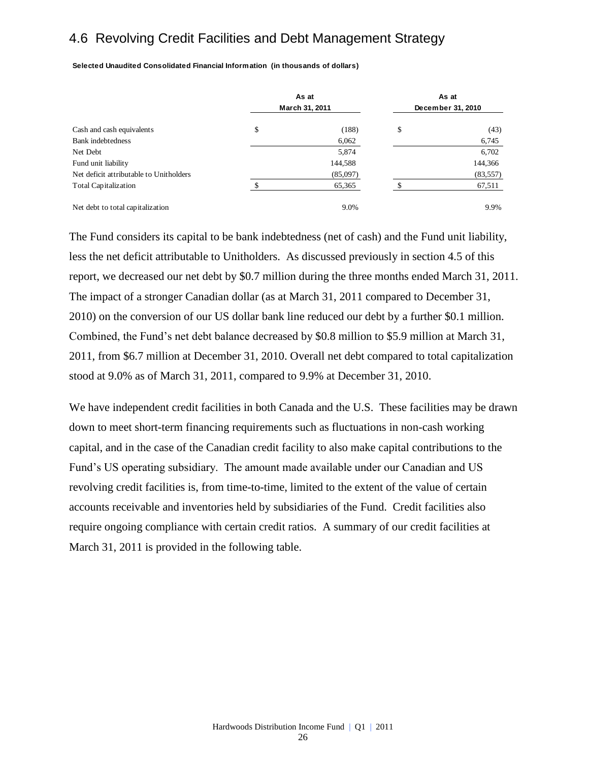## 4.6 Revolving Credit Facilities and Debt Management Strategy

**Selected Unaudited Consolidated Financial Information (in thousands of dollars)**

| | As at March 31, 2011 | As at December 31, 2010 |
|---|---|---|
| Cash and cash equivalents | $ (188) | $ (43) |
| Bank indebtedness | 6,062 | 6,745 |
| Net Debt | 5,874 | 6,702 |
| Fund unit liability | 144,588 | 144,366 |
| Net deficit attributable to Unitholders | (85,097) | (83,557) |
| Total Capitalization | $ 65,365 | $ 67,511 |
| Net debt to total capitalization | 9.0% | 9.9% |

The Fund considers its capital to be bank indebtedness (net of cash) and the Fund unit liability, less the net deficit attributable to Unitholders. As discussed previously in section 4.5 of this report, we decreased our net debt by $0.7 million during the three months ended March 31, 2011. The impact of a stronger Canadian dollar (as at March 31, 2011 compared to December 31, 2010) on the conversion of our US dollar bank line reduced our debt by a further $0.1 million. Combined, the Fund's net debt balance decreased by $0.8 million to $5.9 million at March 31, 2011, from $6.7 million at December 31, 2010. Overall net debt compared to total capitalization stood at 9.0% as of March 31, 2011, compared to 9.9% at December 31, 2010.

We have independent credit facilities in both Canada and the U.S. These facilities may be drawn down to meet short-term financing requirements such as fluctuations in non-cash working capital, and in the case of the Canadian credit facility to also make capital contributions to the Fund's US operating subsidiary. The amount made available under our Canadian and US revolving credit facilities is, from time-to-time, limited to the extent of the value of certain accounts receivable and inventories held by subsidiaries of the Fund. Credit facilities also require ongoing compliance with certain credit ratios. A summary of our credit facilities at March 31, 2011 is provided in the following table.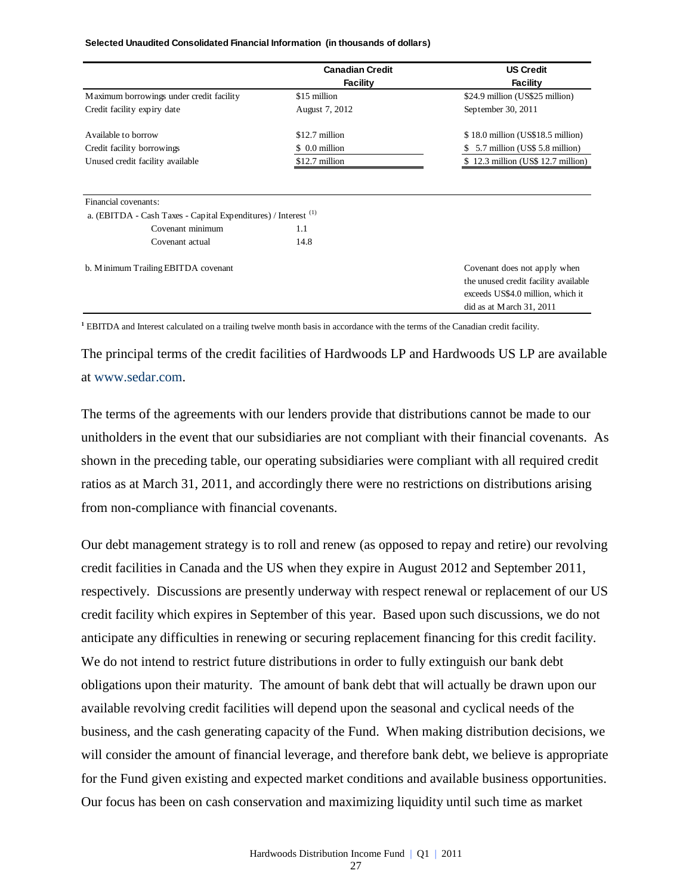**Selected Unaudited Consolidated Financial Information (in thousands of dollars)**

| | Canadian Credit Facility | US Credit Facility |
|---|---|---|
| Maximum borrowings under credit facility | \$15 million | \$24.9 million (US\$25 million) |
| Credit facility expiry date | August 7, 2012 | September 30, 2011 |
| Available to borrow | \$12.7 million | \$ 18.0 million (US\$18.5 million) |
| Credit facility borrowings | \$ 0.0 million | \$ 5.7 million (US\$ 5.8 million) |
| Unused credit facility available | \$12.7 million | \$ 12.3 million (US\$ 12.7 million) |
| Financial covenants: | | |
| a. (EBITDA - Cash Taxes - Capital Expenditures) / Interest [(1)] | | |
| Covenant minimum | 1.1 | |
| Covenant actual | 14.8 | |
| b. Minimum Trailing EBITDA covenant | | Covenant does not apply when the unused credit facility available exceeds US\$4.0 million, which it did as at March 31, 2011 |

[1] EBITDA and Interest calculated on a trailing twelve month basis in accordance with the terms of the Canadian credit facility.

The principal terms of the credit facilities of Hardwoods LP and Hardwoods US LP are available at www.sedar.com.

The terms of the agreements with our lenders provide that distributions cannot be made to our unitholders in the event that our subsidiaries are not compliant with their financial covenants. As shown in the preceding table, our operating subsidiaries were compliant with all required credit ratios as at March 31, 2011, and accordingly there were no restrictions on distributions arising from non-compliance with financial covenants.

Our debt management strategy is to roll and renew (as opposed to repay and retire) our revolving credit facilities in Canada and the US when they expire in August 2012 and September 2011, respectively. Discussions are presently underway with respect renewal or replacement of our US credit facility which expires in September of this year. Based upon such discussions, we do not anticipate any difficulties in renewing or securing replacement financing for this credit facility. We do not intend to restrict future distributions in order to fully extinguish our bank debt obligations upon their maturity. The amount of bank debt that will actually be drawn upon our available revolving credit facilities will depend upon the seasonal and cyclical needs of the business, and the cash generating capacity of the Fund. When making distribution decisions, we will consider the amount of financial leverage, and therefore bank debt, we believe is appropriate for the Fund given existing and expected market conditions and available business opportunities. Our focus has been on cash conservation and maximizing liquidity until such time as market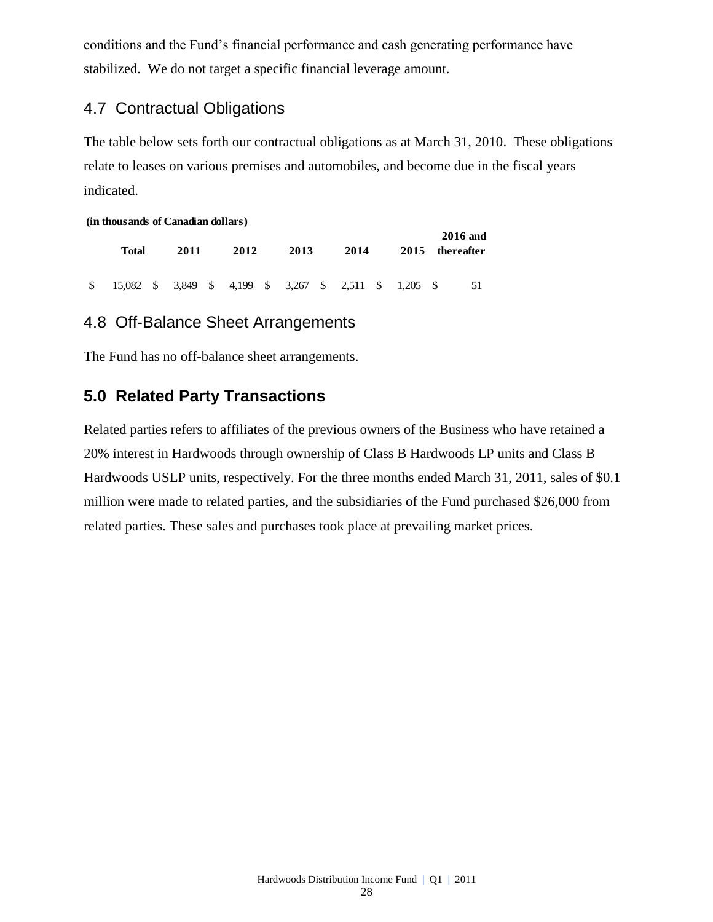conditions and the Fund's financial performance and cash generating performance have stabilized. We do not target a specific financial leverage amount.

## 4.7 Contractual Obligations

The table below sets forth our contractual obligations as at March 31, 2010. These obligations relate to leases on various premises and automobiles, and become due in the fiscal years indicated.

**(in thousands of Canadian dollars)**

| Total | 2011 | 2012 | 2013 | 2014 | 2015 | 2016 and thereafter |
|---|---|---|---|---|---|---|
| $ 15,082 | $ 3,849 | $ 4,199 | $ 3,267 | $ 2,511 | $ 1,205 | $ 51 |

## 4.8 Off-Balance Sheet Arrangements

The Fund has no off-balance sheet arrangements.

# 5.0 Related Party Transactions

Related parties refers to affiliates of the previous owners of the Business who have retained a 20% interest in Hardwoods through ownership of Class B Hardwoods LP units and Class B Hardwoods USLP units, respectively. For the three months ended March 31, 2011, sales of $0.1 million were made to related parties, and the subsidiaries of the Fund purchased $26,000 from related parties. These sales and purchases took place at prevailing market prices.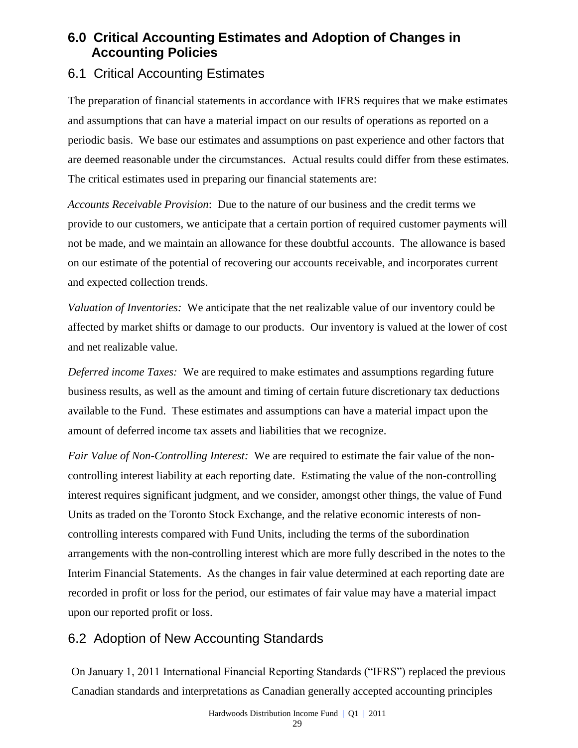## 6.0 Critical Accounting Estimates and Adoption of Changes in Accounting Policies

### 6.1 Critical Accounting Estimates

The preparation of financial statements in accordance with IFRS requires that we make estimates and assumptions that can have a material impact on our results of operations as reported on a periodic basis. We base our estimates and assumptions on past experience and other factors that are deemed reasonable under the circumstances. Actual results could differ from these estimates. The critical estimates used in preparing our financial statements are:

*Accounts Receivable Provision*: Due to the nature of our business and the credit terms we provide to our customers, we anticipate that a certain portion of required customer payments will not be made, and we maintain an allowance for these doubtful accounts. The allowance is based on our estimate of the potential of recovering our accounts receivable, and incorporates current and expected collection trends.

*Valuation of Inventories:* We anticipate that the net realizable value of our inventory could be affected by market shifts or damage to our products. Our inventory is valued at the lower of cost and net realizable value.

*Deferred income Taxes:* We are required to make estimates and assumptions regarding future business results, as well as the amount and timing of certain future discretionary tax deductions available to the Fund. These estimates and assumptions can have a material impact upon the amount of deferred income tax assets and liabilities that we recognize.

*Fair Value of Non-Controlling Interest:* We are required to estimate the fair value of the non-controlling interest liability at each reporting date. Estimating the value of the non-controlling interest requires significant judgment, and we consider, amongst other things, the value of Fund Units as traded on the Toronto Stock Exchange, and the relative economic interests of non-controlling interests compared with Fund Units, including the terms of the subordination arrangements with the non-controlling interest which are more fully described in the notes to the Interim Financial Statements. As the changes in fair value determined at each reporting date are recorded in profit or loss for the period, our estimates of fair value may have a material impact upon our reported profit or loss.

### 6.2 Adoption of New Accounting Standards

On January 1, 2011 International Financial Reporting Standards ("IFRS") replaced the previous Canadian standards and interpretations as Canadian generally accepted accounting principles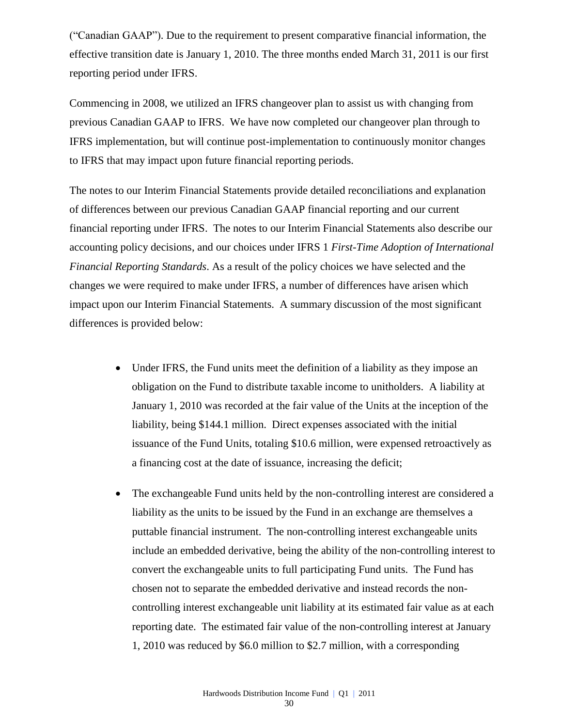("Canadian GAAP"). Due to the requirement to present comparative financial information, the effective transition date is January 1, 2010. The three months ended March 31, 2011 is our first reporting period under IFRS.

Commencing in 2008, we utilized an IFRS changeover plan to assist us with changing from previous Canadian GAAP to IFRS. We have now completed our changeover plan through to IFRS implementation, but will continue post-implementation to continuously monitor changes to IFRS that may impact upon future financial reporting periods.

The notes to our Interim Financial Statements provide detailed reconciliations and explanation of differences between our previous Canadian GAAP financial reporting and our current financial reporting under IFRS. The notes to our Interim Financial Statements also describe our accounting policy decisions, and our choices under IFRS 1 *First-Time Adoption of International Financial Reporting Standards*. As a result of the policy choices we have selected and the changes we were required to make under IFRS, a number of differences have arisen which impact upon our Interim Financial Statements. A summary discussion of the most significant differences is provided below:

- Under IFRS, the Fund units meet the definition of a liability as they impose an obligation on the Fund to distribute taxable income to unitholders. A liability at January 1, 2010 was recorded at the fair value of the Units at the inception of the liability, being $144.1 million. Direct expenses associated with the initial issuance of the Fund Units, totaling $10.6 million, were expensed retroactively as a financing cost at the date of issuance, increasing the deficit;

- The exchangeable Fund units held by the non-controlling interest are considered a liability as the units to be issued by the Fund in an exchange are themselves a puttable financial instrument. The non-controlling interest exchangeable units include an embedded derivative, being the ability of the non-controlling interest to convert the exchangeable units to full participating Fund units. The Fund has chosen not to separate the embedded derivative and instead records the non-controlling interest exchangeable unit liability at its estimated fair value as at each reporting date. The estimated fair value of the non-controlling interest at January 1, 2010 was reduced by $6.0 million to $2.7 million, with a corresponding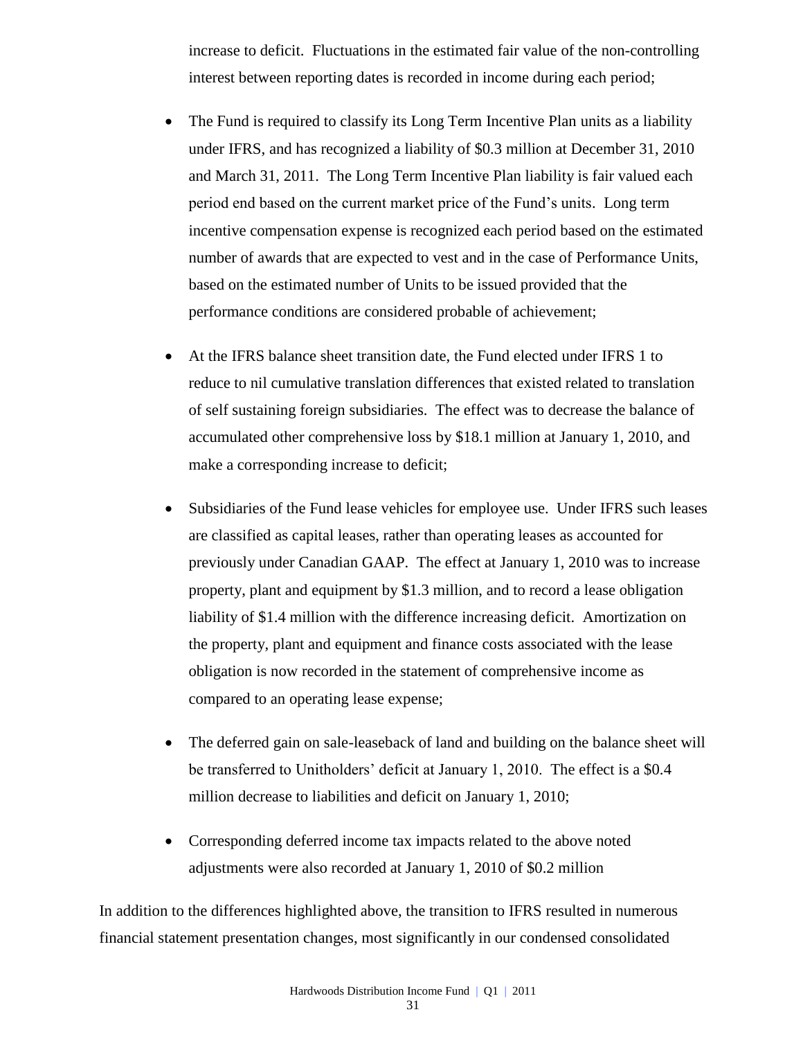increase to deficit. Fluctuations in the estimated fair value of the non-controlling interest between reporting dates is recorded in income during each period;

- The Fund is required to classify its Long Term Incentive Plan units as a liability under IFRS, and has recognized a liability of $0.3 million at December 31, 2010 and March 31, 2011. The Long Term Incentive Plan liability is fair valued each period end based on the current market price of the Fund's units. Long term incentive compensation expense is recognized each period based on the estimated number of awards that are expected to vest and in the case of Performance Units, based on the estimated number of Units to be issued provided that the performance conditions are considered probable of achievement;

- At the IFRS balance sheet transition date, the Fund elected under IFRS 1 to reduce to nil cumulative translation differences that existed related to translation of self sustaining foreign subsidiaries. The effect was to decrease the balance of accumulated other comprehensive loss by $18.1 million at January 1, 2010, and make a corresponding increase to deficit;

- Subsidiaries of the Fund lease vehicles for employee use. Under IFRS such leases are classified as capital leases, rather than operating leases as accounted for previously under Canadian GAAP. The effect at January 1, 2010 was to increase property, plant and equipment by $1.3 million, and to record a lease obligation liability of $1.4 million with the difference increasing deficit. Amortization on the property, plant and equipment and finance costs associated with the lease obligation is now recorded in the statement of comprehensive income as compared to an operating lease expense;

- The deferred gain on sale-leaseback of land and building on the balance sheet will be transferred to Unitholders' deficit at January 1, 2010. The effect is a $0.4 million decrease to liabilities and deficit on January 1, 2010;

- Corresponding deferred income tax impacts related to the above noted adjustments were also recorded at January 1, 2010 of $0.2 million

In addition to the differences highlighted above, the transition to IFRS resulted in numerous financial statement presentation changes, most significantly in our condensed consolidated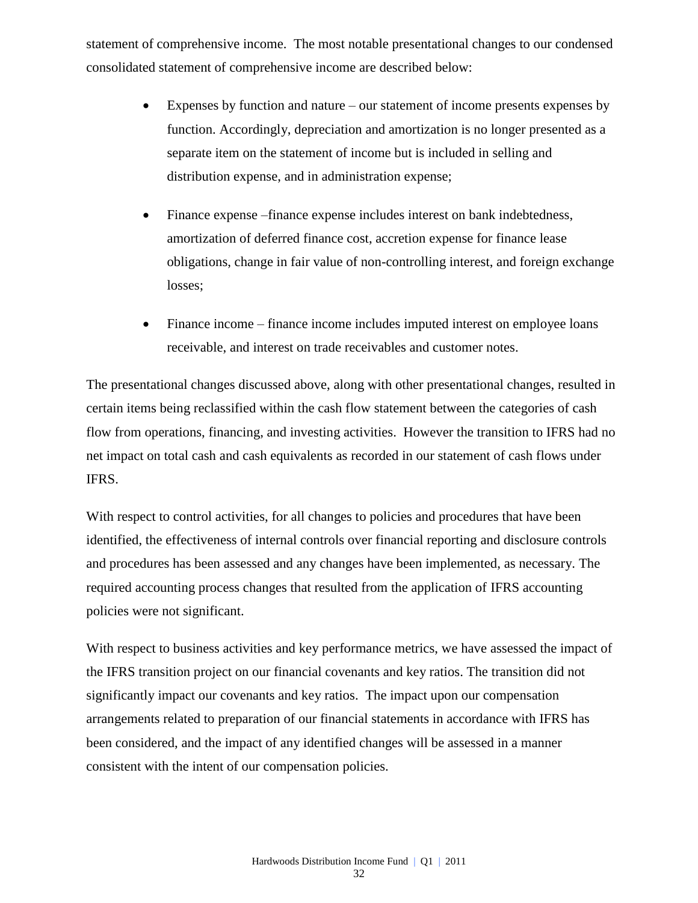statement of comprehensive income. The most notable presentational changes to our condensed consolidated statement of comprehensive income are described below:

- Expenses by function and nature – our statement of income presents expenses by function. Accordingly, depreciation and amortization is no longer presented as a separate item on the statement of income but is included in selling and distribution expense, and in administration expense;
- Finance expense –finance expense includes interest on bank indebtedness, amortization of deferred finance cost, accretion expense for finance lease obligations, change in fair value of non-controlling interest, and foreign exchange losses;
- Finance income – finance income includes imputed interest on employee loans receivable, and interest on trade receivables and customer notes.

The presentational changes discussed above, along with other presentational changes, resulted in certain items being reclassified within the cash flow statement between the categories of cash flow from operations, financing, and investing activities. However the transition to IFRS had no net impact on total cash and cash equivalents as recorded in our statement of cash flows under IFRS.

With respect to control activities, for all changes to policies and procedures that have been identified, the effectiveness of internal controls over financial reporting and disclosure controls and procedures has been assessed and any changes have been implemented, as necessary. The required accounting process changes that resulted from the application of IFRS accounting policies were not significant.

With respect to business activities and key performance metrics, we have assessed the impact of the IFRS transition project on our financial covenants and key ratios. The transition did not significantly impact our covenants and key ratios. The impact upon our compensation arrangements related to preparation of our financial statements in accordance with IFRS has been considered, and the impact of any identified changes will be assessed in a manner consistent with the intent of our compensation policies.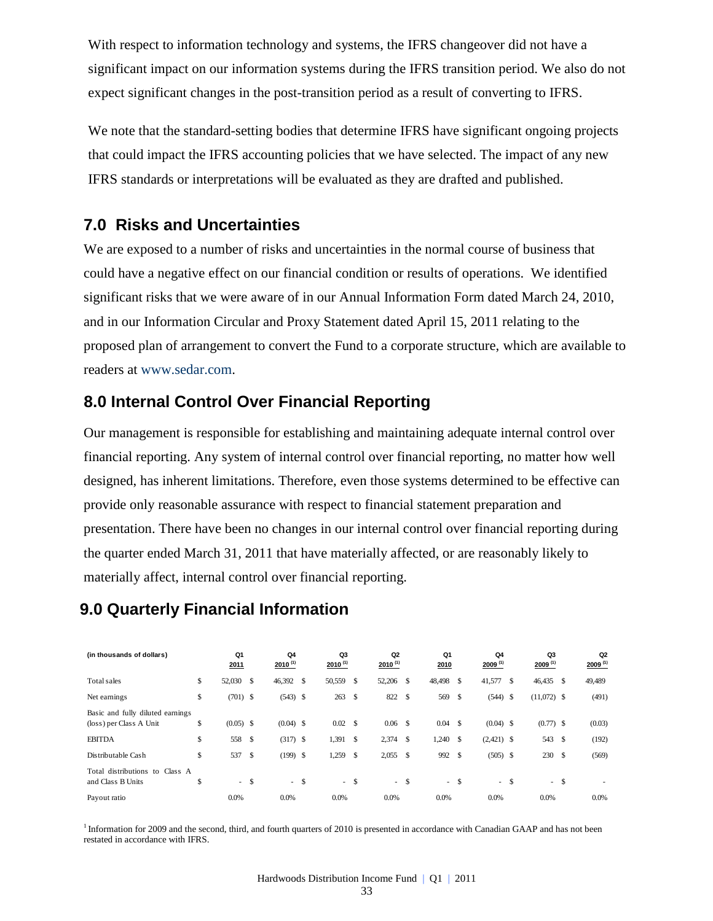With respect to information technology and systems, the IFRS changeover did not have a significant impact on our information systems during the IFRS transition period. We also do not expect significant changes in the post-transition period as a result of converting to IFRS.

We note that the standard-setting bodies that determine IFRS have significant ongoing projects that could impact the IFRS accounting policies that we have selected. The impact of any new IFRS standards or interpretations will be evaluated as they are drafted and published.

## 7.0 Risks and Uncertainties

We are exposed to a number of risks and uncertainties in the normal course of business that could have a negative effect on our financial condition or results of operations. We identified significant risks that we were aware of in our Annual Information Form dated March 24, 2010, and in our Information Circular and Proxy Statement dated April 15, 2011 relating to the proposed plan of arrangement to convert the Fund to a corporate structure, which are available to readers at www.sedar.com.

## 8.0 Internal Control Over Financial Reporting

Our management is responsible for establishing and maintaining adequate internal control over financial reporting. Any system of internal control over financial reporting, no matter how well designed, has inherent limitations. Therefore, even those systems determined to be effective can provide only reasonable assurance with respect to financial statement preparation and presentation. There have been no changes in our internal control over financial reporting during the quarter ended March 31, 2011 that have materially affected, or are reasonably likely to materially affect, internal control over financial reporting.

## 9.0 Quarterly Financial Information

| (in thousands of dollars) | | Q1 2011 | Q4 2010 [1] | Q3 2010 [1] | Q2 2010 [1] | Q1 2010 | Q4 2009 [1] | Q3 2009 [1] | Q2 2009 [1] |
|---|---|---|---|---|---|---|---|---|---|
| Total sales | $ | 52,030 | $ 46,392 | $ 50,559 | $ 52,206 | $ 48,498 | $ 41,577 | $ 46,435 | $ 49,489 |
| Net earnings | $ | (701) | $ (543) | $ 263 | $ 822 | $ 569 | $ (544) | $ (11,072) | $ (491) |
| Basic and fully diluted earnings (loss) per Class A Unit | $ | (0.05) | $ (0.04) | $ 0.02 | $ 0.06 | $ 0.04 | $ (0.04) | $ (0.77) | $ (0.03) |
| EBITDA | $ | 558 | $ (317) | $ 1,391 | $ 2,374 | $ 1,240 | $ (2,421) | $ 543 | $ (192) |
| Distributable Cash | $ | 537 | $ (199) | $ 1,259 | $ 2,055 | $ 992 | $ (505) | $ 230 | $ (569) |
| Total distributions to Class A and Class B Units | $ | - | $ - | $ - | $ - | $ - | $ - | $ - | $ - |
| Payout ratio | | 0.0% | 0.0% | 0.0% | 0.0% | 0.0% | 0.0% | 0.0% | 0.0% |

[1] Information for 2009 and the second, third, and fourth quarters of 2010 is presented in accordance with Canadian GAAP and has not been restated in accordance with IFRS.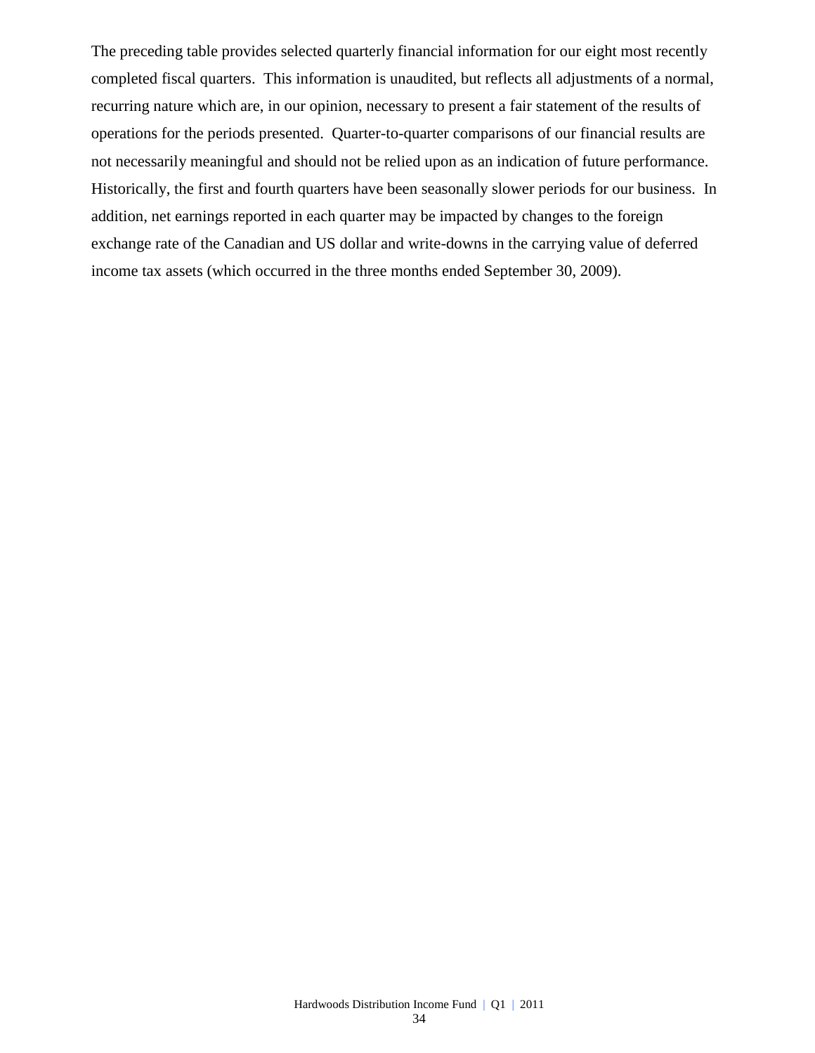The preceding table provides selected quarterly financial information for our eight most recently completed fiscal quarters. This information is unaudited, but reflects all adjustments of a normal, recurring nature which are, in our opinion, necessary to present a fair statement of the results of operations for the periods presented. Quarter-to-quarter comparisons of our financial results are not necessarily meaningful and should not be relied upon as an indication of future performance. Historically, the first and fourth quarters have been seasonally slower periods for our business. In addition, net earnings reported in each quarter may be impacted by changes to the foreign exchange rate of the Canadian and US dollar and write-downs in the carrying value of deferred income tax assets (which occurred in the three months ended September 30, 2009).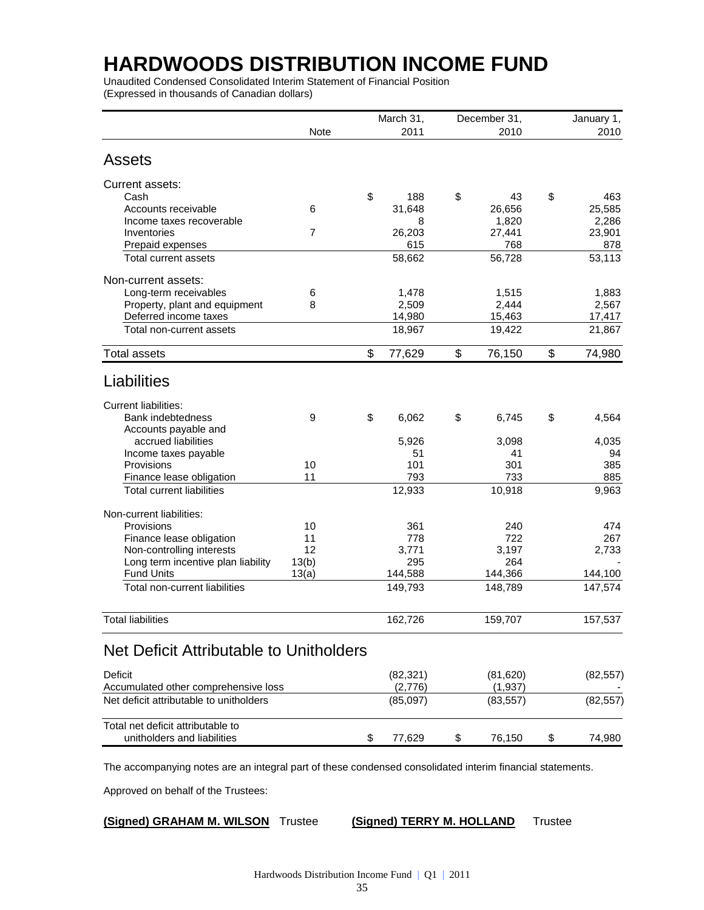# HARDWOODS DISTRIBUTION INCOME FUND

Unaudited Condensed Consolidated Interim Statement of Financial Position
(Expressed in thousands of Canadian dollars)

| | Note | March 31, 2011 | December 31, 2010 | January 1, 2010 |
|---|---|---|---|---|
| **Assets** | | | | |
| Current assets: | | | | |
| Cash | | $ 188 | $ 43 | $ 463 |
| Accounts receivable | 6 | 31,648 | 26,656 | 25,585 |
| Income taxes recoverable | | 8 | 1,820 | 2,286 |
| Inventories | 7 | 26,203 | 27,441 | 23,901 |
| Prepaid expenses | | 615 | 768 | 878 |
| Total current assets | | 58,662 | 56,728 | 53,113 |
| Non-current assets: | | | | |
| Long-term receivables | 6 | 1,478 | 1,515 | 1,883 |
| Property, plant and equipment | 8 | 2,509 | 2,444 | 2,567 |
| Deferred income taxes | | 14,980 | 15,463 | 17,417 |
| Total non-current assets | | 18,967 | 19,422 | 21,867 |
| Total assets | | $ 77,629 | $ 76,150 | $ 74,980 |
| **Liabilities** | | | | |
| Current liabilities: | | | | |
| Bank indebtedness | 9 | $ 6,062 | $ 6,745 | $ 4,564 |
| Accounts payable and accrued liabilities | | 5,926 | 3,098 | 4,035 |
| Income taxes payable | | 51 | 41 | 94 |
| Provisions | 10 | 101 | 301 | 385 |
| Finance lease obligation | 11 | 793 | 733 | 885 |
| Total current liabilities | | 12,933 | 10,918 | 9,963 |
| Non-current liabilities: | | | | |
| Provisions | 10 | 361 | 240 | 474 |
| Finance lease obligation | 11 | 778 | 722 | 267 |
| Non-controlling interests | 12 | 3,771 | 3,197 | 2,733 |
| Long term incentive plan liability | 13(b) | 295 | 264 | - |
| Fund Units | 13(a) | 144,588 | 144,366 | 144,100 |
| Total non-current liabilities | | 149,793 | 148,789 | 147,574 |
| Total liabilities | | 162,726 | 159,707 | 157,537 |
| **Net Deficit Attributable to Unitholders** | | | | |
| Deficit | | (82,321) | (81,620) | (82,557) |
| Accumulated other comprehensive loss | | (2,776) | (1,937) | - |
| Net deficit attributable to unitholders | | (85,097) | (83,557) | (82,557) |
| Total net deficit attributable to unitholders and liabilities | | $ 77,629 | $ 76,150 | $ 74,980 |

The accompanying notes are an integral part of these condensed consolidated interim financial statements.

Approved on behalf of the Trustees:

**(Signed) GRAHAM M. WILSON** Trustee　　**(Signed) TERRY M. HOLLAND** Trustee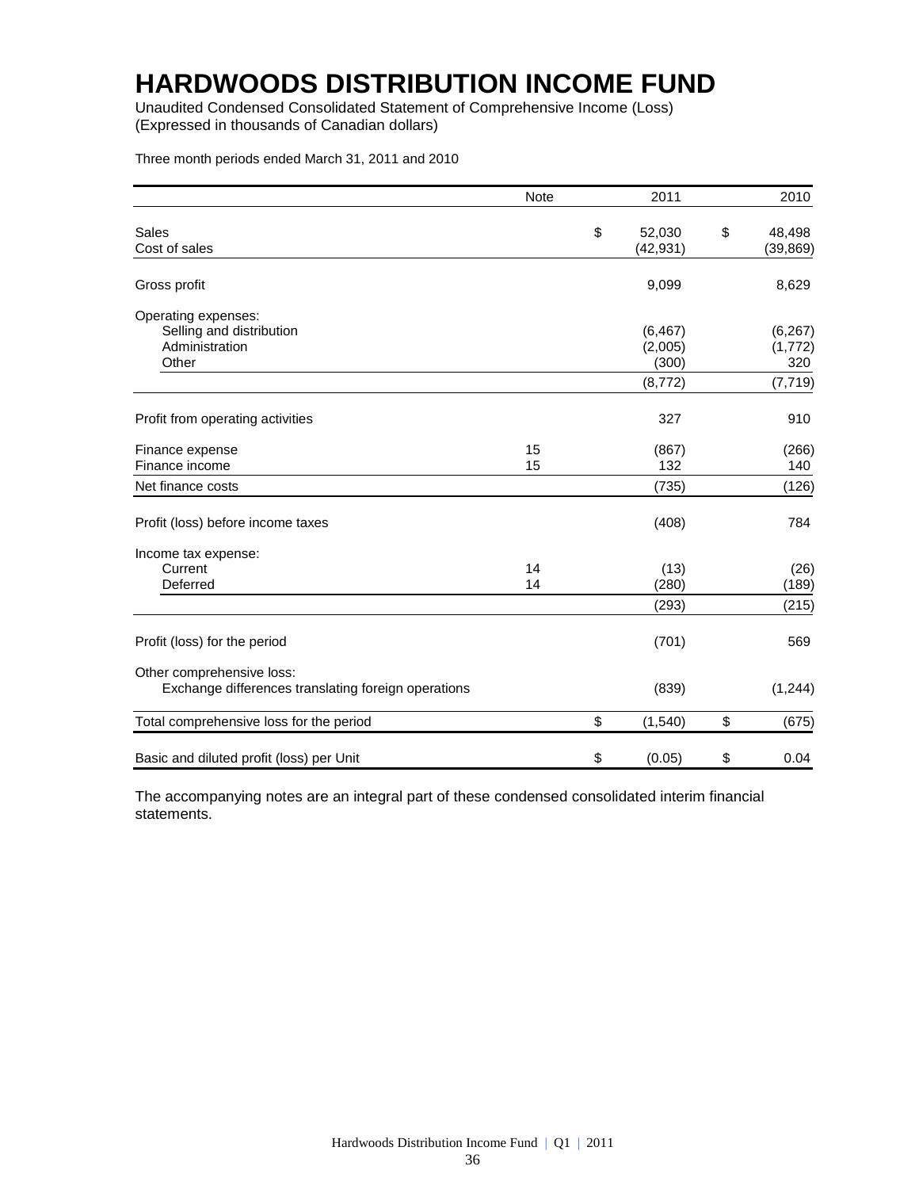# HARDWOODS DISTRIBUTION INCOME FUND

Unaudited Condensed Consolidated Statement of Comprehensive Income (Loss)
(Expressed in thousands of Canadian dollars)

Three month periods ended March 31, 2011 and 2010

| | Note | 2011 | 2010 |
|---|---|---|---|
| Sales | | $ 52,030 | $ 48,498 |
| Cost of sales | | (42,931) | (39,869) |
| Gross profit | | 9,099 | 8,629 |
| Operating expenses: | | | |
| Selling and distribution | | (6,467) | (6,267) |
| Administration | | (2,005) | (1,772) |
| Other | | (300) | 320 |
| | | (8,772) | (7,719) |
| Profit from operating activities | | 327 | 910 |
| Finance expense | 15 | (867) | (266) |
| Finance income | 15 | 132 | 140 |
| Net finance costs | | (735) | (126) |
| Profit (loss) before income taxes | | (408) | 784 |
| Income tax expense: | | | |
| Current | 14 | (13) | (26) |
| Deferred | 14 | (280) | (189) |
| | | (293) | (215) |
| Profit (loss) for the period | | (701) | 569 |
| Other comprehensive loss: | | | |
| Exchange differences translating foreign operations | | (839) | (1,244) |
| Total comprehensive loss for the period | | $ (1,540) | $ (675) |
| Basic and diluted profit (loss) per Unit | | $ (0.05) | $ 0.04 |

The accompanying notes are an integral part of these condensed consolidated interim financial statements.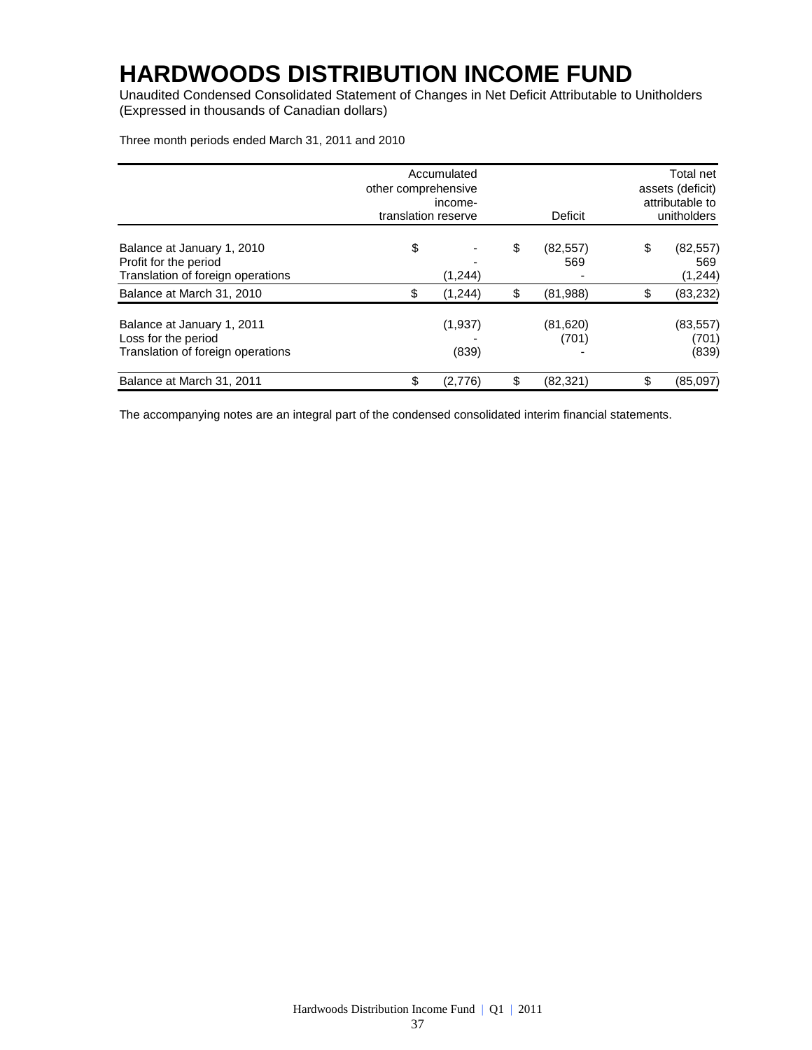# HARDWOODS DISTRIBUTION INCOME FUND

Unaudited Condensed Consolidated Statement of Changes in Net Deficit Attributable to Unitholders
(Expressed in thousands of Canadian dollars)

Three month periods ended March 31, 2011 and 2010

| | Accumulated other comprehensive income- translation reserve | Deficit | Total net assets (deficit) attributable to unitholders |
|---|---|---|---|
| Balance at January 1, 2010 | $ - | $ (82,557) | $ (82,557) |
| Profit for the period | - | 569 | 569 |
| Translation of foreign operations | (1,244) | - | (1,244) |
| Balance at March 31, 2010 | $ (1,244) | $ (81,988) | $ (83,232) |
| Balance at January 1, 2011 | (1,937) | (81,620) | (83,557) |
| Loss for the period | - | (701) | (701) |
| Translation of foreign operations | (839) | - | (839) |
| Balance at March 31, 2011 | $ (2,776) | $ (82,321) | $ (85,097) |

The accompanying notes are an integral part of the condensed consolidated interim financial statements.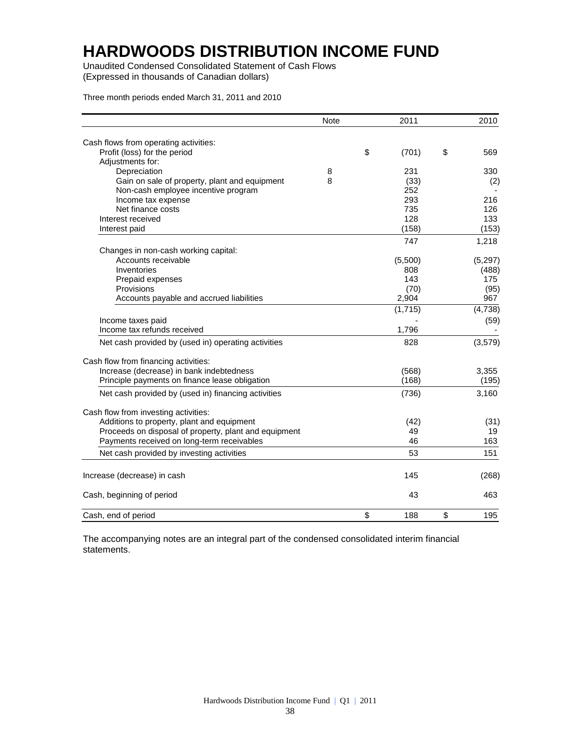# HARDWOODS DISTRIBUTION INCOME FUND

Unaudited Condensed Consolidated Statement of Cash Flows
(Expressed in thousands of Canadian dollars)

Three month periods ended March 31, 2011 and 2010

| | Note | 2011 | 2010 |
|---|---|---|---|
| Cash flows from operating activities: | | | |
| Profit (loss) for the period | | $ (701) | $ 569 |
| Adjustments for: | | | |
| Depreciation | 8 | 231 | 330 |
| Gain on sale of property, plant and equipment | 8 | (33) | (2) |
| Non-cash employee incentive program | | 252 | - |
| Income tax expense | | 293 | 216 |
| Net finance costs | | 735 | 126 |
| Interest received | | 128 | 133 |
| Interest paid | | (158) | (153) |
| | | 747 | 1,218 |
| Changes in non-cash working capital: | | | |
| Accounts receivable | | (5,500) | (5,297) |
| Inventories | | 808 | (488) |
| Prepaid expenses | | 143 | 175 |
| Provisions | | (70) | (95) |
| Accounts payable and accrued liabilities | | 2,904 | 967 |
| | | (1,715) | (4,738) |
| Income taxes paid | | - | (59) |
| Income tax refunds received | | 1,796 | - |
| Net cash provided by (used in) operating activities | | 828 | (3,579) |
| Cash flow from financing activities: | | | |
| Increase (decrease) in bank indebtedness | | (568) | 3,355 |
| Principle payments on finance lease obligation | | (168) | (195) |
| Net cash provided by (used in) financing activities | | (736) | 3,160 |
| Cash flow from investing activities: | | | |
| Additions to property, plant and equipment | | (42) | (31) |
| Proceeds on disposal of property, plant and equipment | | 49 | 19 |
| Payments received on long-term receivables | | 46 | 163 |
| Net cash provided by investing activities | | 53 | 151 |
| Increase (decrease) in cash | | 145 | (268) |
| Cash, beginning of period | | 43 | 463 |
| Cash, end of period | | $ 188 | $ 195 |

The accompanying notes are an integral part of the condensed consolidated interim financial statements.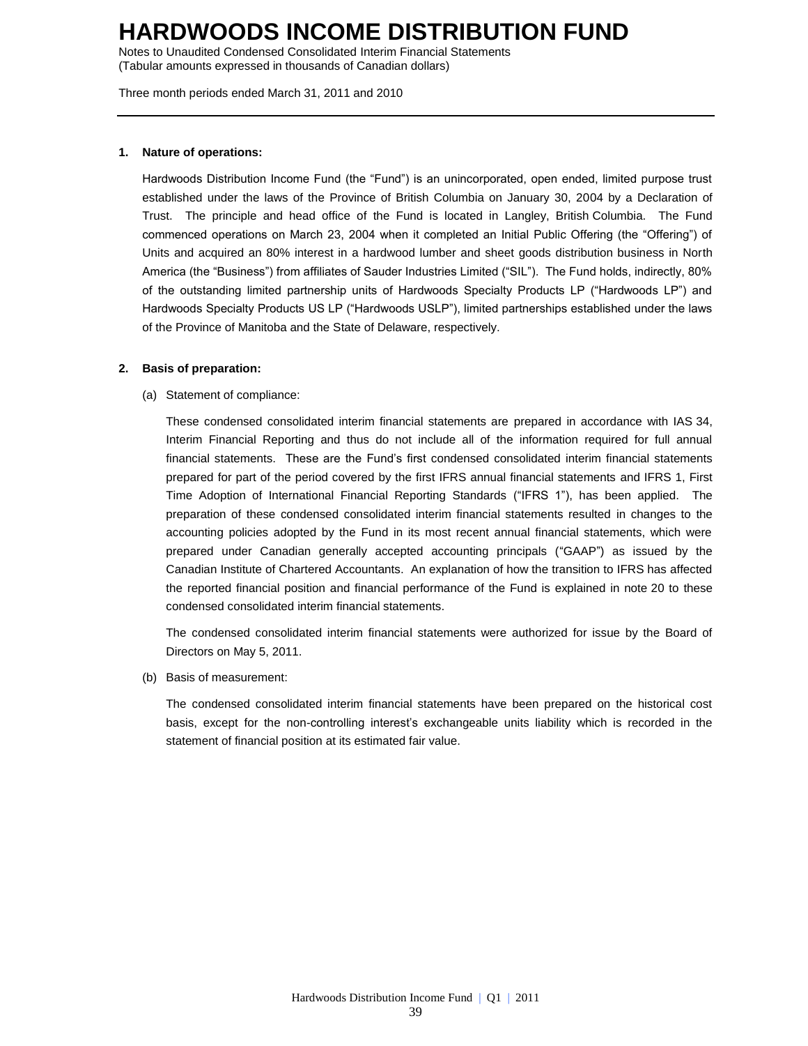# HARDWOODS INCOME DISTRIBUTION FUND

Notes to Unaudited Condensed Consolidated Interim Financial Statements
(Tabular amounts expressed in thousands of Canadian dollars)

Three month periods ended March 31, 2011 and 2010

**1. Nature of operations:**

Hardwoods Distribution Income Fund (the "Fund") is an unincorporated, open ended, limited purpose trust established under the laws of the Province of British Columbia on January 30, 2004 by a Declaration of Trust. The principle and head office of the Fund is located in Langley, British Columbia. The Fund commenced operations on March 23, 2004 when it completed an Initial Public Offering (the "Offering") of Units and acquired an 80% interest in a hardwood lumber and sheet goods distribution business in North America (the "Business") from affiliates of Sauder Industries Limited ("SIL"). The Fund holds, indirectly, 80% of the outstanding limited partnership units of Hardwoods Specialty Products LP ("Hardwoods LP") and Hardwoods Specialty Products US LP ("Hardwoods USLP"), limited partnerships established under the laws of the Province of Manitoba and the State of Delaware, respectively.

**2. Basis of preparation:**

(a) Statement of compliance:

These condensed consolidated interim financial statements are prepared in accordance with IAS 34, Interim Financial Reporting and thus do not include all of the information required for full annual financial statements. These are the Fund's first condensed consolidated interim financial statements prepared for part of the period covered by the first IFRS annual financial statements and IFRS 1, First Time Adoption of International Financial Reporting Standards ("IFRS 1"), has been applied. The preparation of these condensed consolidated interim financial statements resulted in changes to the accounting policies adopted by the Fund in its most recent annual financial statements, which were prepared under Canadian generally accepted accounting principals ("GAAP") as issued by the Canadian Institute of Chartered Accountants. An explanation of how the transition to IFRS has affected the reported financial position and financial performance of the Fund is explained in note 20 to these condensed consolidated interim financial statements.

The condensed consolidated interim financial statements were authorized for issue by the Board of Directors on May 5, 2011.

(b) Basis of measurement:

The condensed consolidated interim financial statements have been prepared on the historical cost basis, except for the non-controlling interest's exchangeable units liability which is recorded in the statement of financial position at its estimated fair value.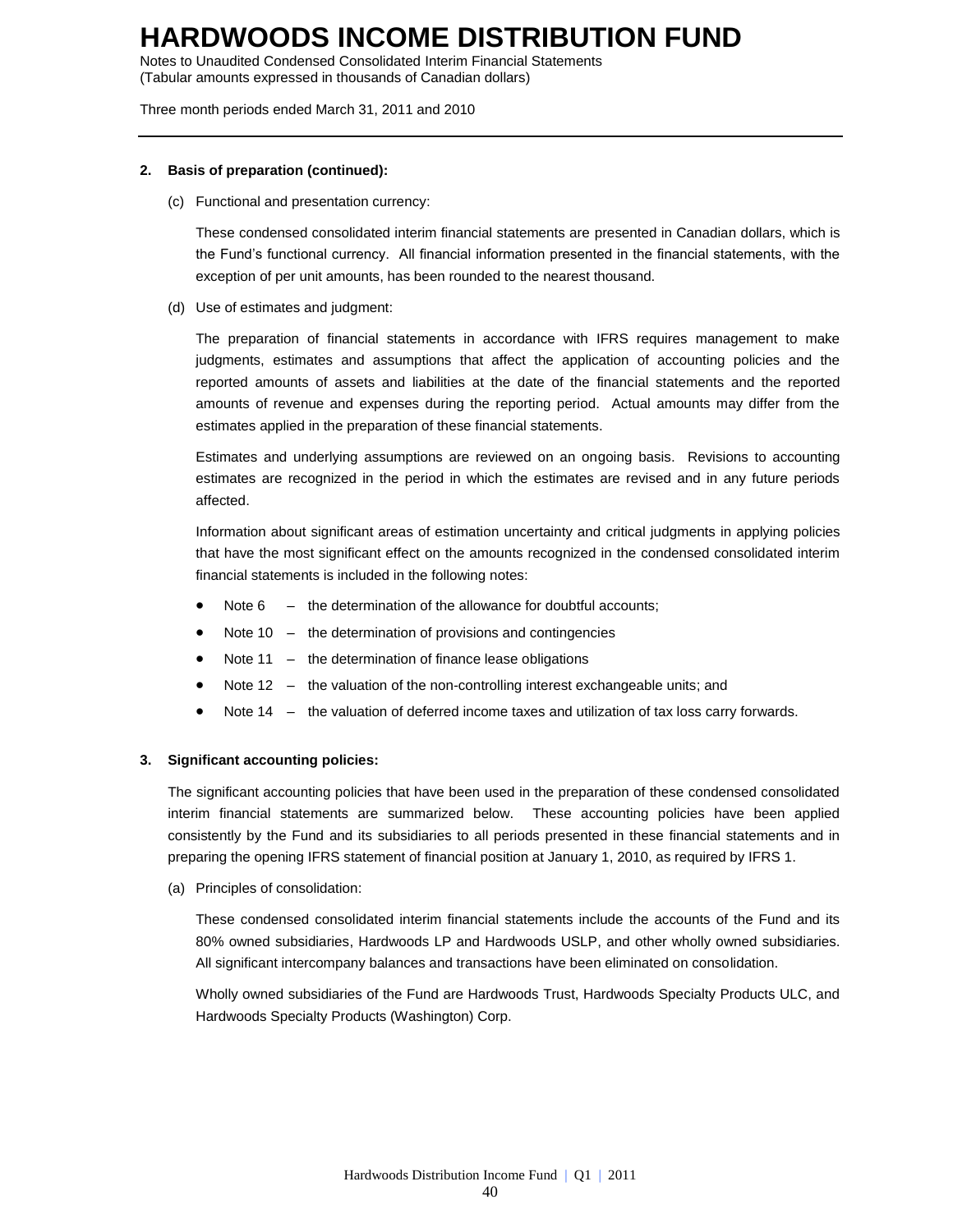**2. Basis of preparation (continued):**

(c) Functional and presentation currency:

These condensed consolidated interim financial statements are presented in Canadian dollars, which is the Fund's functional currency. All financial information presented in the financial statements, with the exception of per unit amounts, has been rounded to the nearest thousand.

(d) Use of estimates and judgment:

The preparation of financial statements in accordance with IFRS requires management to make judgments, estimates and assumptions that affect the application of accounting policies and the reported amounts of assets and liabilities at the date of the financial statements and the reported amounts of revenue and expenses during the reporting period. Actual amounts may differ from the estimates applied in the preparation of these financial statements.

Estimates and underlying assumptions are reviewed on an ongoing basis. Revisions to accounting estimates are recognized in the period in which the estimates are revised and in any future periods affected.

Information about significant areas of estimation uncertainty and critical judgments in applying policies that have the most significant effect on the amounts recognized in the condensed consolidated interim financial statements is included in the following notes:

- Note 6 – the determination of the allowance for doubtful accounts;
- Note 10 – the determination of provisions and contingencies
- Note 11 – the determination of finance lease obligations
- Note 12 – the valuation of the non-controlling interest exchangeable units; and
- Note 14 – the valuation of deferred income taxes and utilization of tax loss carry forwards.

**3. Significant accounting policies:**

The significant accounting policies that have been used in the preparation of these condensed consolidated interim financial statements are summarized below. These accounting policies have been applied consistently by the Fund and its subsidiaries to all periods presented in these financial statements and in preparing the opening IFRS statement of financial position at January 1, 2010, as required by IFRS 1.

(a) Principles of consolidation:

These condensed consolidated interim financial statements include the accounts of the Fund and its 80% owned subsidiaries, Hardwoods LP and Hardwoods USLP, and other wholly owned subsidiaries. All significant intercompany balances and transactions have been eliminated on consolidation.

Wholly owned subsidiaries of the Fund are Hardwoods Trust, Hardwoods Specialty Products ULC, and Hardwoods Specialty Products (Washington) Corp.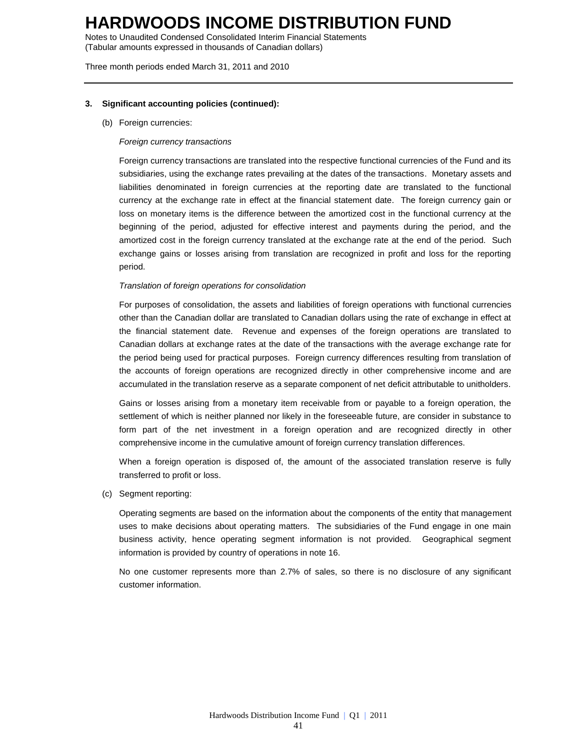**3. Significant accounting policies (continued):**

(b) Foreign currencies:

*Foreign currency transactions*

Foreign currency transactions are translated into the respective functional currencies of the Fund and its subsidiaries, using the exchange rates prevailing at the dates of the transactions. Monetary assets and liabilities denominated in foreign currencies at the reporting date are translated to the functional currency at the exchange rate in effect at the financial statement date. The foreign currency gain or loss on monetary items is the difference between the amortized cost in the functional currency at the beginning of the period, adjusted for effective interest and payments during the period, and the amortized cost in the foreign currency translated at the exchange rate at the end of the period. Such exchange gains or losses arising from translation are recognized in profit and loss for the reporting period.

*Translation of foreign operations for consolidation*

For purposes of consolidation, the assets and liabilities of foreign operations with functional currencies other than the Canadian dollar are translated to Canadian dollars using the rate of exchange in effect at the financial statement date. Revenue and expenses of the foreign operations are translated to Canadian dollars at exchange rates at the date of the transactions with the average exchange rate for the period being used for practical purposes. Foreign currency differences resulting from translation of the accounts of foreign operations are recognized directly in other comprehensive income and are accumulated in the translation reserve as a separate component of net deficit attributable to unitholders.

Gains or losses arising from a monetary item receivable from or payable to a foreign operation, the settlement of which is neither planned nor likely in the foreseeable future, are consider in substance to form part of the net investment in a foreign operation and are recognized directly in other comprehensive income in the cumulative amount of foreign currency translation differences.

When a foreign operation is disposed of, the amount of the associated translation reserve is fully transferred to profit or loss.

(c) Segment reporting:

Operating segments are based on the information about the components of the entity that management uses to make decisions about operating matters. The subsidiaries of the Fund engage in one main business activity, hence operating segment information is not provided. Geographical segment information is provided by country of operations in note 16.

No one customer represents more than 2.7% of sales, so there is no disclosure of any significant customer information.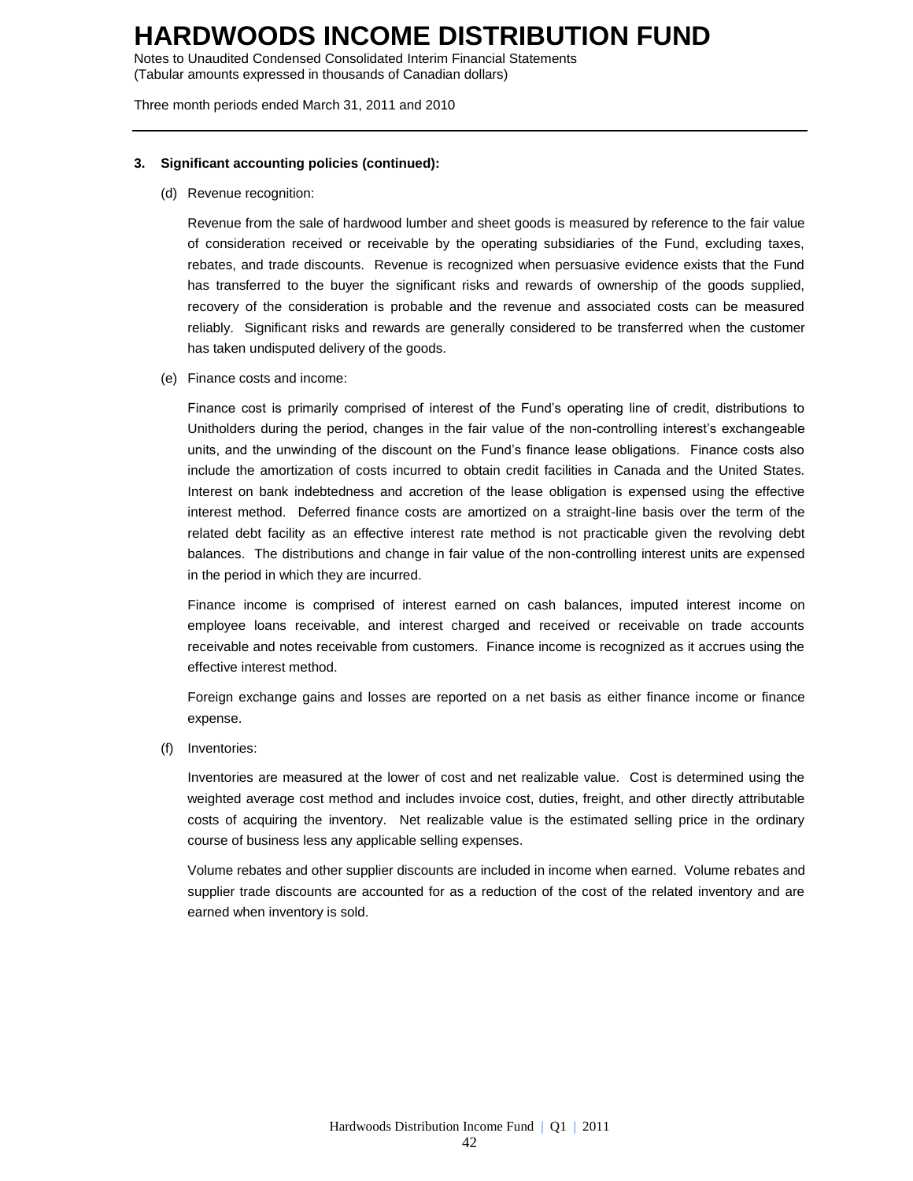**3. Significant accounting policies (continued):**

(d) Revenue recognition:

Revenue from the sale of hardwood lumber and sheet goods is measured by reference to the fair value of consideration received or receivable by the operating subsidiaries of the Fund, excluding taxes, rebates, and trade discounts. Revenue is recognized when persuasive evidence exists that the Fund has transferred to the buyer the significant risks and rewards of ownership of the goods supplied, recovery of the consideration is probable and the revenue and associated costs can be measured reliably. Significant risks and rewards are generally considered to be transferred when the customer has taken undisputed delivery of the goods.

(e) Finance costs and income:

Finance cost is primarily comprised of interest of the Fund's operating line of credit, distributions to Unitholders during the period, changes in the fair value of the non-controlling interest's exchangeable units, and the unwinding of the discount on the Fund's finance lease obligations. Finance costs also include the amortization of costs incurred to obtain credit facilities in Canada and the United States. Interest on bank indebtedness and accretion of the lease obligation is expensed using the effective interest method. Deferred finance costs are amortized on a straight-line basis over the term of the related debt facility as an effective interest rate method is not practicable given the revolving debt balances. The distributions and change in fair value of the non-controlling interest units are expensed in the period in which they are incurred.

Finance income is comprised of interest earned on cash balances, imputed interest income on employee loans receivable, and interest charged and received or receivable on trade accounts receivable and notes receivable from customers. Finance income is recognized as it accrues using the effective interest method.

Foreign exchange gains and losses are reported on a net basis as either finance income or finance expense.

(f) Inventories:

Inventories are measured at the lower of cost and net realizable value. Cost is determined using the weighted average cost method and includes invoice cost, duties, freight, and other directly attributable costs of acquiring the inventory. Net realizable value is the estimated selling price in the ordinary course of business less any applicable selling expenses.

Volume rebates and other supplier discounts are included in income when earned. Volume rebates and supplier trade discounts are accounted for as a reduction of the cost of the related inventory and are earned when inventory is sold.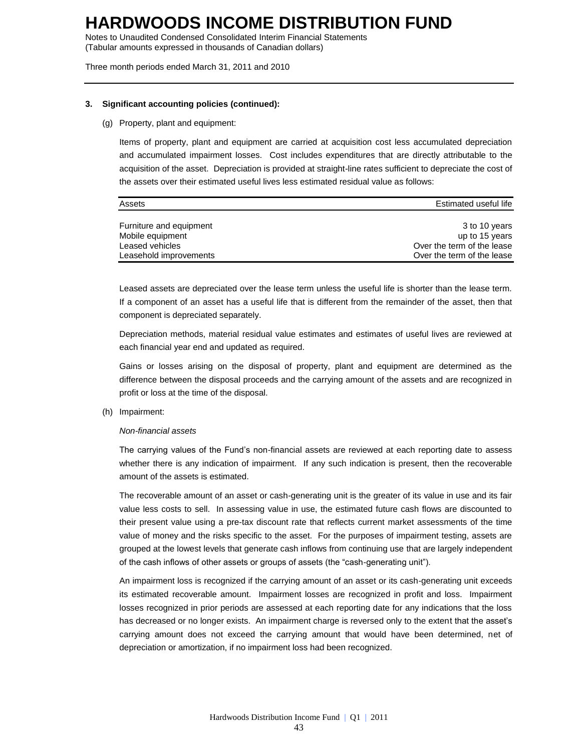**3. Significant accounting policies (continued):**

(g) Property, plant and equipment:

Items of property, plant and equipment are carried at acquisition cost less accumulated depreciation and accumulated impairment losses. Cost includes expenditures that are directly attributable to the acquisition of the asset. Depreciation is provided at straight-line rates sufficient to depreciate the cost of the assets over their estimated useful lives less estimated residual value as follows:

| Assets | Estimated useful life |
|---|---|
| Furniture and equipment | 3 to 10 years |
| Mobile equipment | up to 15 years |
| Leased vehicles | Over the term of the lease |
| Leasehold improvements | Over the term of the lease |

Leased assets are depreciated over the lease term unless the useful life is shorter than the lease term. If a component of an asset has a useful life that is different from the remainder of the asset, then that component is depreciated separately.

Depreciation methods, material residual value estimates and estimates of useful lives are reviewed at each financial year end and updated as required.

Gains or losses arising on the disposal of property, plant and equipment are determined as the difference between the disposal proceeds and the carrying amount of the assets and are recognized in profit or loss at the time of the disposal.

(h) Impairment:

*Non-financial assets*

The carrying values of the Fund's non-financial assets are reviewed at each reporting date to assess whether there is any indication of impairment. If any such indication is present, then the recoverable amount of the assets is estimated.

The recoverable amount of an asset or cash-generating unit is the greater of its value in use and its fair value less costs to sell. In assessing value in use, the estimated future cash flows are discounted to their present value using a pre-tax discount rate that reflects current market assessments of the time value of money and the risks specific to the asset. For the purposes of impairment testing, assets are grouped at the lowest levels that generate cash inflows from continuing use that are largely independent of the cash inflows of other assets or groups of assets (the "cash-generating unit").

An impairment loss is recognized if the carrying amount of an asset or its cash-generating unit exceeds its estimated recoverable amount. Impairment losses are recognized in profit and loss. Impairment losses recognized in prior periods are assessed at each reporting date for any indications that the loss has decreased or no longer exists. An impairment charge is reversed only to the extent that the asset's carrying amount does not exceed the carrying amount that would have been determined, net of depreciation or amortization, if no impairment loss had been recognized.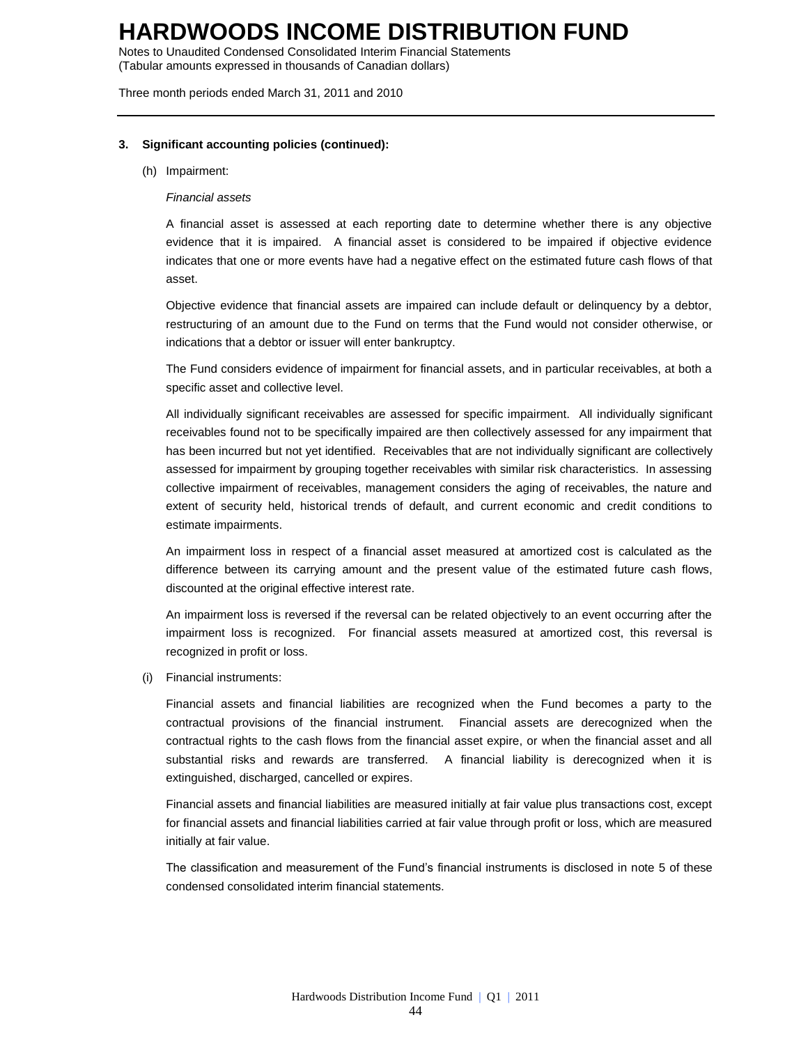3. **Significant accounting policies (continued):**

(h) Impairment:

*Financial assets*

A financial asset is assessed at each reporting date to determine whether there is any objective evidence that it is impaired. A financial asset is considered to be impaired if objective evidence indicates that one or more events have had a negative effect on the estimated future cash flows of that asset.

Objective evidence that financial assets are impaired can include default or delinquency by a debtor, restructuring of an amount due to the Fund on terms that the Fund would not consider otherwise, or indications that a debtor or issuer will enter bankruptcy.

The Fund considers evidence of impairment for financial assets, and in particular receivables, at both a specific asset and collective level.

All individually significant receivables are assessed for specific impairment. All individually significant receivables found not to be specifically impaired are then collectively assessed for any impairment that has been incurred but not yet identified. Receivables that are not individually significant are collectively assessed for impairment by grouping together receivables with similar risk characteristics. In assessing collective impairment of receivables, management considers the aging of receivables, the nature and extent of security held, historical trends of default, and current economic and credit conditions to estimate impairments.

An impairment loss in respect of a financial asset measured at amortized cost is calculated as the difference between its carrying amount and the present value of the estimated future cash flows, discounted at the original effective interest rate.

An impairment loss is reversed if the reversal can be related objectively to an event occurring after the impairment loss is recognized. For financial assets measured at amortized cost, this reversal is recognized in profit or loss.

(i) Financial instruments:

Financial assets and financial liabilities are recognized when the Fund becomes a party to the contractual provisions of the financial instrument. Financial assets are derecognized when the contractual rights to the cash flows from the financial asset expire, or when the financial asset and all substantial risks and rewards are transferred. A financial liability is derecognized when it is extinguished, discharged, cancelled or expires.

Financial assets and financial liabilities are measured initially at fair value plus transactions cost, except for financial assets and financial liabilities carried at fair value through profit or loss, which are measured initially at fair value.

The classification and measurement of the Fund's financial instruments is disclosed in note 5 of these condensed consolidated interim financial statements.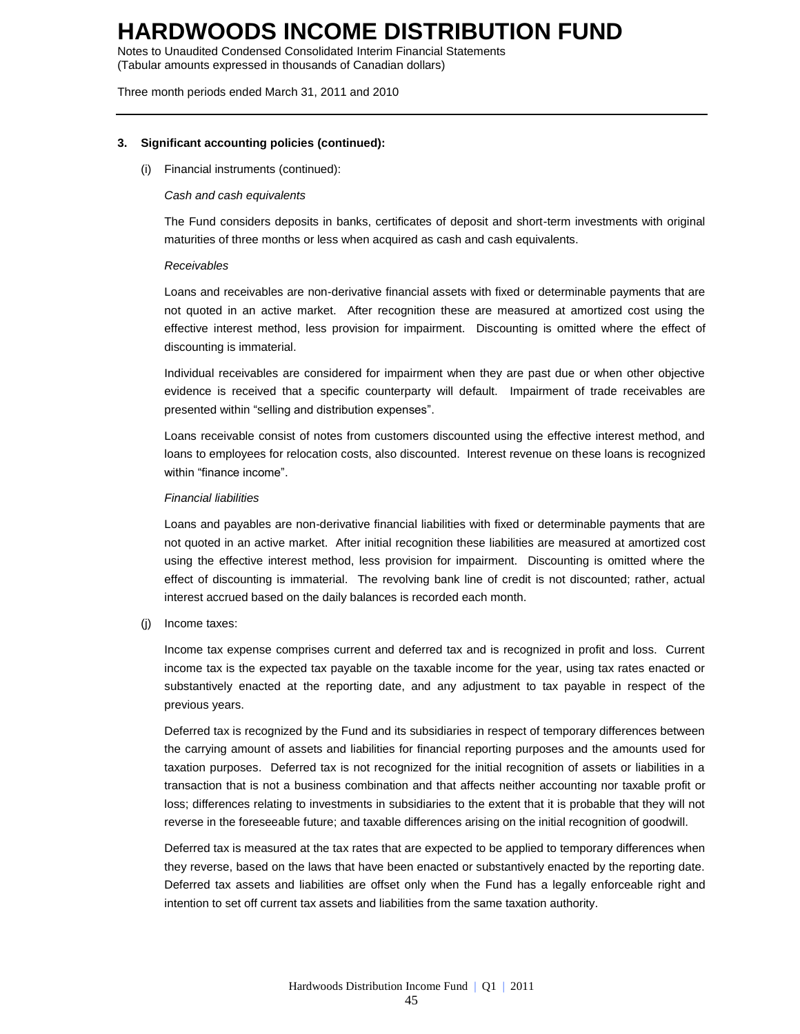**3. Significant accounting policies (continued):**

(i) Financial instruments (continued):

*Cash and cash equivalents*

The Fund considers deposits in banks, certificates of deposit and short-term investments with original maturities of three months or less when acquired as cash and cash equivalents.

*Receivables*

Loans and receivables are non-derivative financial assets with fixed or determinable payments that are not quoted in an active market. After recognition these are measured at amortized cost using the effective interest method, less provision for impairment. Discounting is omitted where the effect of discounting is immaterial.

Individual receivables are considered for impairment when they are past due or when other objective evidence is received that a specific counterparty will default. Impairment of trade receivables are presented within "selling and distribution expenses".

Loans receivable consist of notes from customers discounted using the effective interest method, and loans to employees for relocation costs, also discounted. Interest revenue on these loans is recognized within "finance income".

*Financial liabilities*

Loans and payables are non-derivative financial liabilities with fixed or determinable payments that are not quoted in an active market. After initial recognition these liabilities are measured at amortized cost using the effective interest method, less provision for impairment. Discounting is omitted where the effect of discounting is immaterial. The revolving bank line of credit is not discounted; rather, actual interest accrued based on the daily balances is recorded each month.

(j) Income taxes:

Income tax expense comprises current and deferred tax and is recognized in profit and loss. Current income tax is the expected tax payable on the taxable income for the year, using tax rates enacted or substantively enacted at the reporting date, and any adjustment to tax payable in respect of the previous years.

Deferred tax is recognized by the Fund and its subsidiaries in respect of temporary differences between the carrying amount of assets and liabilities for financial reporting purposes and the amounts used for taxation purposes. Deferred tax is not recognized for the initial recognition of assets or liabilities in a transaction that is not a business combination and that affects neither accounting nor taxable profit or loss; differences relating to investments in subsidiaries to the extent that it is probable that they will not reverse in the foreseeable future; and taxable differences arising on the initial recognition of goodwill.

Deferred tax is measured at the tax rates that are expected to be applied to temporary differences when they reverse, based on the laws that have been enacted or substantively enacted by the reporting date. Deferred tax assets and liabilities are offset only when the Fund has a legally enforceable right and intention to set off current tax assets and liabilities from the same taxation authority.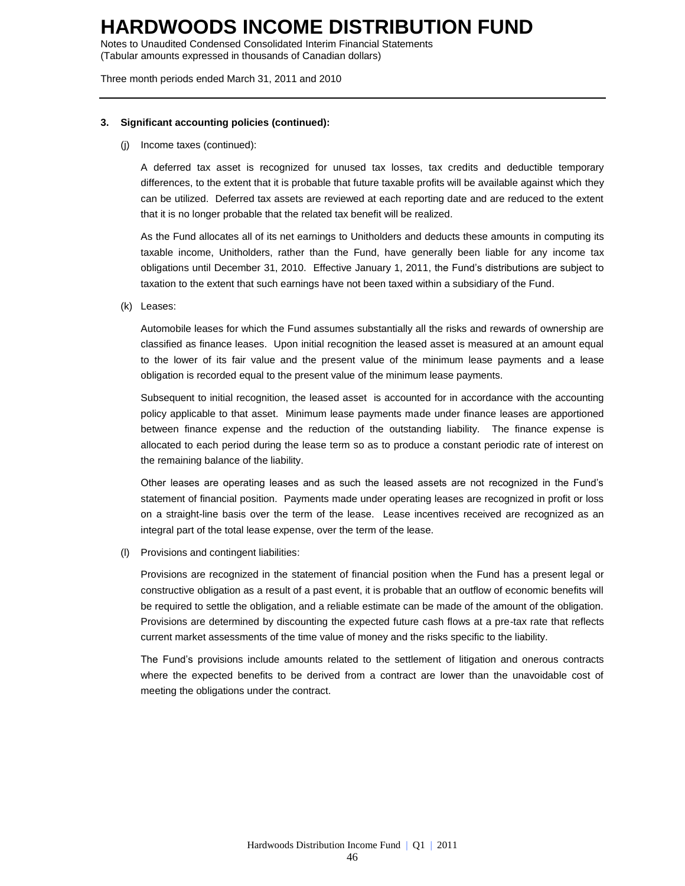### 3. Significant accounting policies (continued):

(j) Income taxes (continued):

A deferred tax asset is recognized for unused tax losses, tax credits and deductible temporary differences, to the extent that it is probable that future taxable profits will be available against which they can be utilized. Deferred tax assets are reviewed at each reporting date and are reduced to the extent that it is no longer probable that the related tax benefit will be realized.

As the Fund allocates all of its net earnings to Unitholders and deducts these amounts in computing its taxable income, Unitholders, rather than the Fund, have generally been liable for any income tax obligations until December 31, 2010. Effective January 1, 2011, the Fund's distributions are subject to taxation to the extent that such earnings have not been taxed within a subsidiary of the Fund.

(k) Leases:

Automobile leases for which the Fund assumes substantially all the risks and rewards of ownership are classified as finance leases. Upon initial recognition the leased asset is measured at an amount equal to the lower of its fair value and the present value of the minimum lease payments and a lease obligation is recorded equal to the present value of the minimum lease payments.

Subsequent to initial recognition, the leased asset is accounted for in accordance with the accounting policy applicable to that asset. Minimum lease payments made under finance leases are apportioned between finance expense and the reduction of the outstanding liability. The finance expense is allocated to each period during the lease term so as to produce a constant periodic rate of interest on the remaining balance of the liability.

Other leases are operating leases and as such the leased assets are not recognized in the Fund's statement of financial position. Payments made under operating leases are recognized in profit or loss on a straight-line basis over the term of the lease. Lease incentives received are recognized as an integral part of the total lease expense, over the term of the lease.

(l) Provisions and contingent liabilities:

Provisions are recognized in the statement of financial position when the Fund has a present legal or constructive obligation as a result of a past event, it is probable that an outflow of economic benefits will be required to settle the obligation, and a reliable estimate can be made of the amount of the obligation. Provisions are determined by discounting the expected future cash flows at a pre-tax rate that reflects current market assessments of the time value of money and the risks specific to the liability.

The Fund's provisions include amounts related to the settlement of litigation and onerous contracts where the expected benefits to be derived from a contract are lower than the unavoidable cost of meeting the obligations under the contract.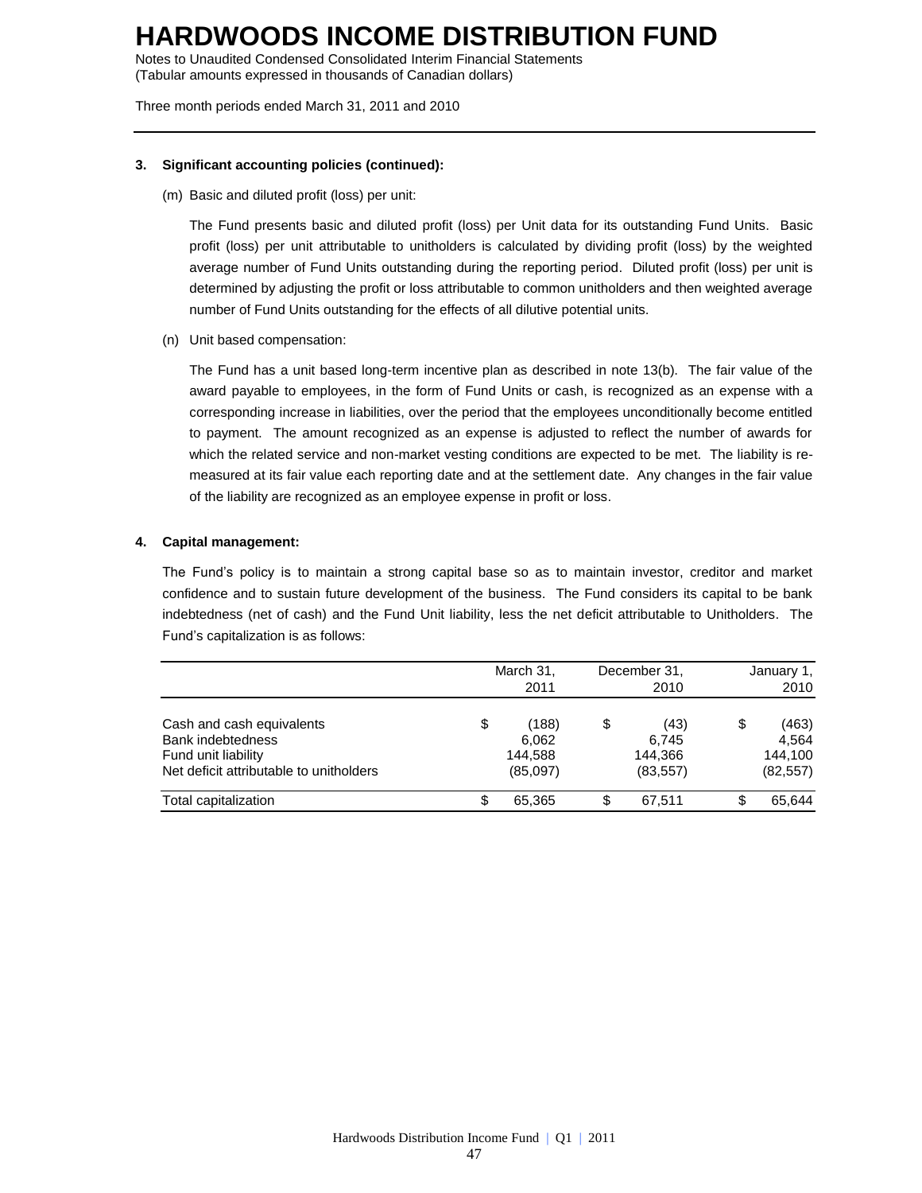# HARDWOODS INCOME DISTRIBUTION FUND

Notes to Unaudited Condensed Consolidated Interim Financial Statements
(Tabular amounts expressed in thousands of Canadian dollars)

Three month periods ended March 31, 2011 and 2010

**3. Significant accounting policies (continued):**

(m) Basic and diluted profit (loss) per unit:

The Fund presents basic and diluted profit (loss) per Unit data for its outstanding Fund Units. Basic profit (loss) per unit attributable to unitholders is calculated by dividing profit (loss) by the weighted average number of Fund Units outstanding during the reporting period. Diluted profit (loss) per unit is determined by adjusting the profit or loss attributable to common unitholders and then weighted average number of Fund Units outstanding for the effects of all dilutive potential units.

(n) Unit based compensation:

The Fund has a unit based long-term incentive plan as described in note 13(b). The fair value of the award payable to employees, in the form of Fund Units or cash, is recognized as an expense with a corresponding increase in liabilities, over the period that the employees unconditionally become entitled to payment. The amount recognized as an expense is adjusted to reflect the number of awards for which the related service and non-market vesting conditions are expected to be met. The liability is re-measured at its fair value each reporting date and at the settlement date. Any changes in the fair value of the liability are recognized as an employee expense in profit or loss.

**4. Capital management:**

The Fund's policy is to maintain a strong capital base so as to maintain investor, creditor and market confidence and to sustain future development of the business. The Fund considers its capital to be bank indebtedness (net of cash) and the Fund Unit liability, less the net deficit attributable to Unitholders. The Fund's capitalization is as follows:

| | March 31, 2011 | December 31, 2010 | January 1, 2010 |
|---|---|---|---|
| Cash and cash equivalents | $ (188) | $ (43) | $ (463) |
| Bank indebtedness | 6,062 | 6,745 | 4,564 |
| Fund unit liability | 144,588 | 144,366 | 144,100 |
| Net deficit attributable to unitholders | (85,097) | (83,557) | (82,557) |
| Total capitalization | $ 65,365 | $ 67,511 | $ 65,644 |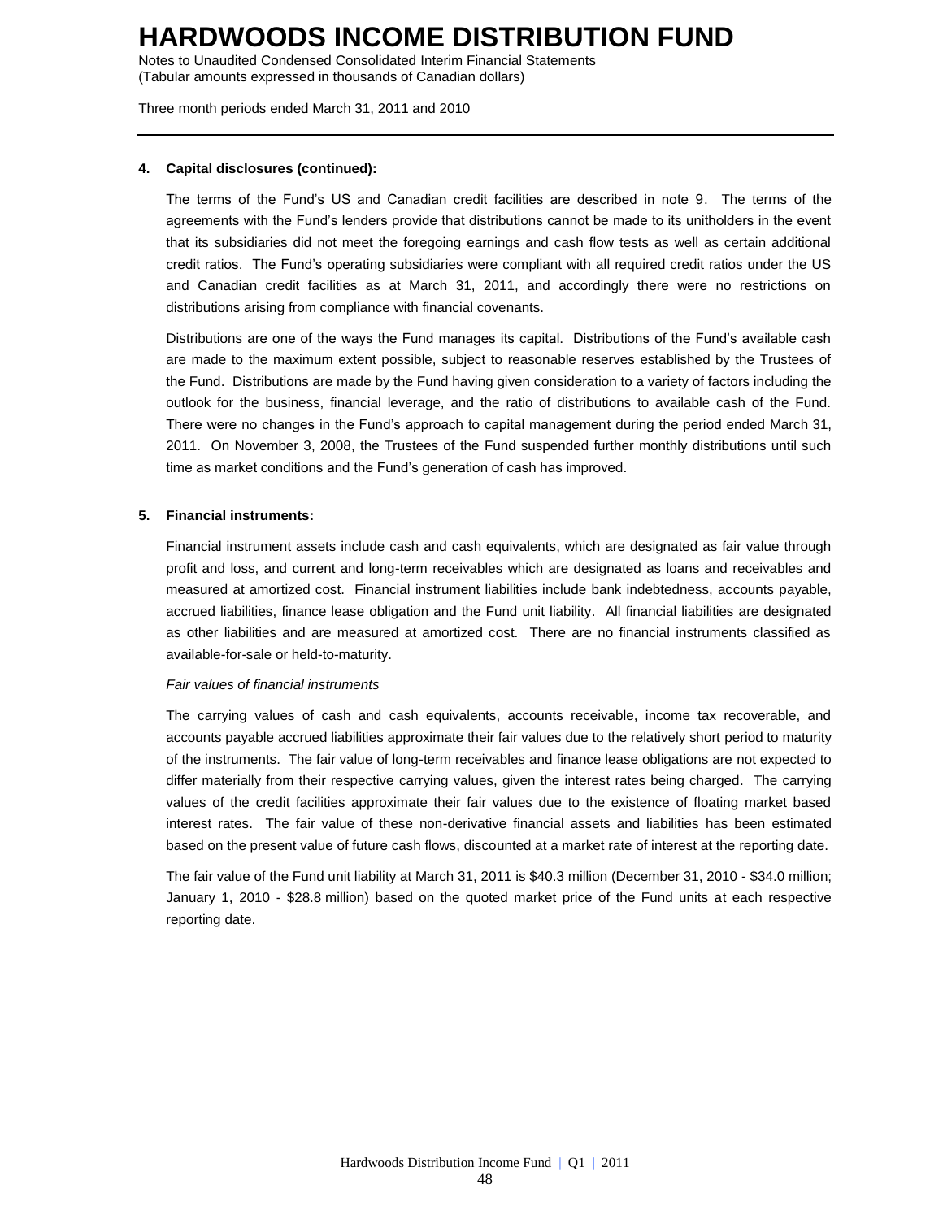**4. Capital disclosures (continued):**

The terms of the Fund's US and Canadian credit facilities are described in note 9. The terms of the agreements with the Fund's lenders provide that distributions cannot be made to its unitholders in the event that its subsidiaries did not meet the foregoing earnings and cash flow tests as well as certain additional credit ratios. The Fund's operating subsidiaries were compliant with all required credit ratios under the US and Canadian credit facilities as at March 31, 2011, and accordingly there were no restrictions on distributions arising from compliance with financial covenants.

Distributions are one of the ways the Fund manages its capital. Distributions of the Fund's available cash are made to the maximum extent possible, subject to reasonable reserves established by the Trustees of the Fund. Distributions are made by the Fund having given consideration to a variety of factors including the outlook for the business, financial leverage, and the ratio of distributions to available cash of the Fund. There were no changes in the Fund's approach to capital management during the period ended March 31, 2011. On November 3, 2008, the Trustees of the Fund suspended further monthly distributions until such time as market conditions and the Fund's generation of cash has improved.

**5. Financial instruments:**

Financial instrument assets include cash and cash equivalents, which are designated as fair value through profit and loss, and current and long-term receivables which are designated as loans and receivables and measured at amortized cost. Financial instrument liabilities include bank indebtedness, accounts payable, accrued liabilities, finance lease obligation and the Fund unit liability. All financial liabilities are designated as other liabilities and are measured at amortized cost. There are no financial instruments classified as available-for-sale or held-to-maturity.

*Fair values of financial instruments*

The carrying values of cash and cash equivalents, accounts receivable, income tax recoverable, and accounts payable accrued liabilities approximate their fair values due to the relatively short period to maturity of the instruments. The fair value of long-term receivables and finance lease obligations are not expected to differ materially from their respective carrying values, given the interest rates being charged. The carrying values of the credit facilities approximate their fair values due to the existence of floating market based interest rates. The fair value of these non-derivative financial assets and liabilities has been estimated based on the present value of future cash flows, discounted at a market rate of interest at the reporting date.

The fair value of the Fund unit liability at March 31, 2011 is $40.3 million (December 31, 2010 - $34.0 million; January 1, 2010 - $28.8 million) based on the quoted market price of the Fund units at each respective reporting date.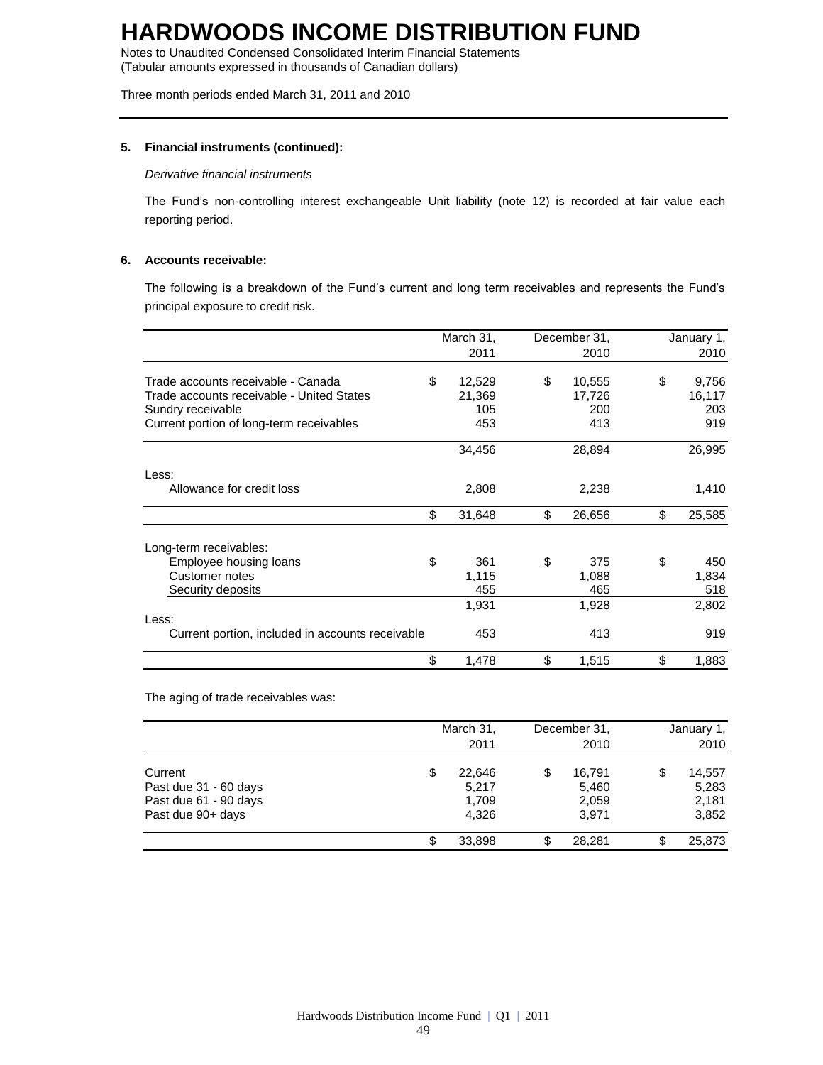# HARDWOODS INCOME DISTRIBUTION FUND

Notes to Unaudited Condensed Consolidated Interim Financial Statements
(Tabular amounts expressed in thousands of Canadian dollars)

Three month periods ended March 31, 2011 and 2010

**5. Financial instruments (continued):**

*Derivative financial instruments*

The Fund's non-controlling interest exchangeable Unit liability (note 12) is recorded at fair value each reporting period.

**6. Accounts receivable:**

The following is a breakdown of the Fund's current and long term receivables and represents the Fund's principal exposure to credit risk.

| | March 31, 2011 | December 31, 2010 | January 1, 2010 |
|---|---|---|---|
| Trade accounts receivable - Canada | $ 12,529 | $ 10,555 | $ 9,756 |
| Trade accounts receivable - United States | 21,369 | 17,726 | 16,117 |
| Sundry receivable | 105 | 200 | 203 |
| Current portion of long-term receivables | 453 | 413 | 919 |
| | 34,456 | 28,894 | 26,995 |
| Less: | | | |
| Allowance for credit loss | 2,808 | 2,238 | 1,410 |
| | $ 31,648 | $ 26,656 | $ 25,585 |
| Long-term receivables: | | | |
| Employee housing loans | $ 361 | $ 375 | $ 450 |
| Customer notes | 1,115 | 1,088 | 1,834 |
| Security deposits | 455 | 465 | 518 |
| | 1,931 | 1,928 | 2,802 |
| Less: | | | |
| Current portion, included in accounts receivable | 453 | 413 | 919 |
| | $ 1,478 | $ 1,515 | $ 1,883 |

The aging of trade receivables was:

| | March 31, 2011 | December 31, 2010 | January 1, 2010 |
|---|---|---|---|
| Current | $ 22,646 | $ 16,791 | $ 14,557 |
| Past due 31 - 60 days | 5,217 | 5,460 | 5,283 |
| Past due 61 - 90 days | 1,709 | 2,059 | 2,181 |
| Past due 90+ days | 4,326 | 3,971 | 3,852 |
| | $ 33,898 | $ 28,281 | $ 25,873 |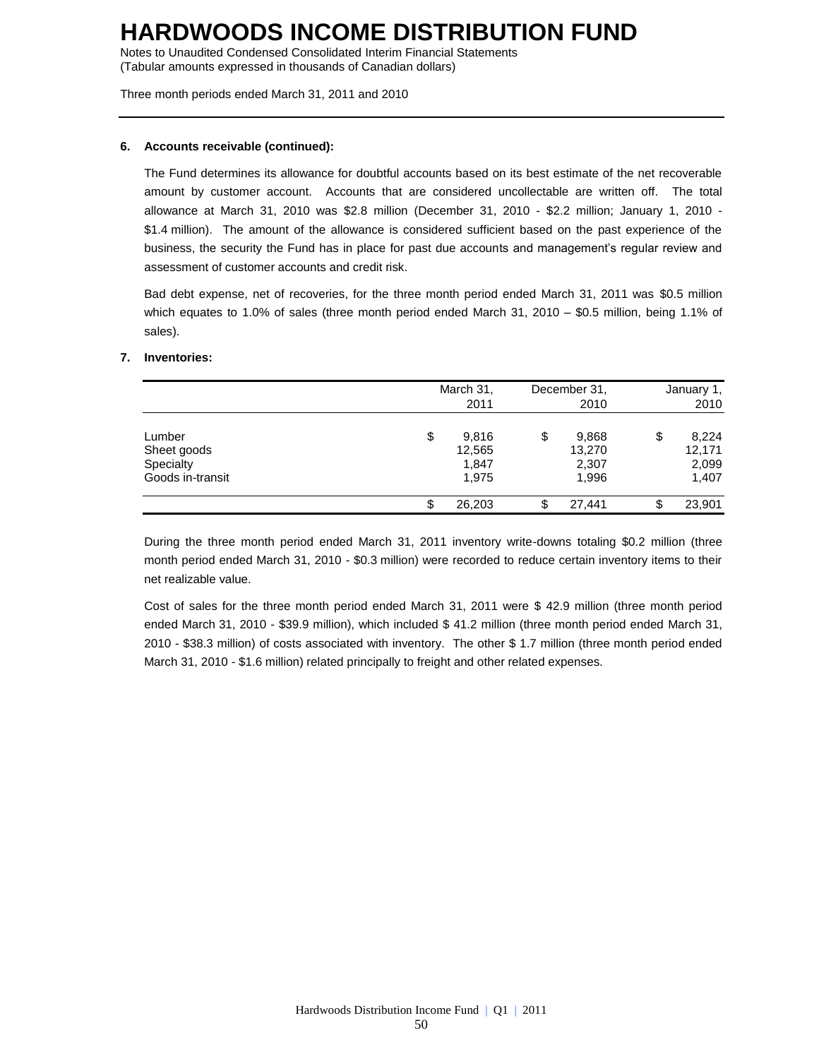### 6. Accounts receivable (continued):

The Fund determines its allowance for doubtful accounts based on its best estimate of the net recoverable amount by customer account. Accounts that are considered uncollectable are written off. The total allowance at March 31, 2010 was $2.8 million (December 31, 2010 - $2.2 million; January 1, 2010 - $1.4 million). The amount of the allowance is considered sufficient based on the past experience of the business, the security the Fund has in place for past due accounts and management's regular review and assessment of customer accounts and credit risk.

Bad debt expense, net of recoveries, for the three month period ended March 31, 2011 was $0.5 million which equates to 1.0% of sales (three month period ended March 31, 2010 – $0.5 million, being 1.1% of sales).

### 7. Inventories:

| | March 31, 2011 | December 31, 2010 | January 1, 2010 |
|---|---|---|---|
| Lumber | $ 9,816 | $ 9,868 | $ 8,224 |
| Sheet goods | 12,565 | 13,270 | 12,171 |
| Specialty | 1,847 | 2,307 | 2,099 |
| Goods in-transit | 1,975 | 1,996 | 1,407 |
| | $ 26,203 | $ 27,441 | $ 23,901 |

During the three month period ended March 31, 2011 inventory write-downs totaling $0.2 million (three month period ended March 31, 2010 - $0.3 million) were recorded to reduce certain inventory items to their net realizable value.

Cost of sales for the three month period ended March 31, 2011 were $ 42.9 million (three month period ended March 31, 2010 - $39.9 million), which included $ 41.2 million (three month period ended March 31, 2010 - $38.3 million) of costs associated with inventory. The other $ 1.7 million (three month period ended March 31, 2010 - $1.6 million) related principally to freight and other related expenses.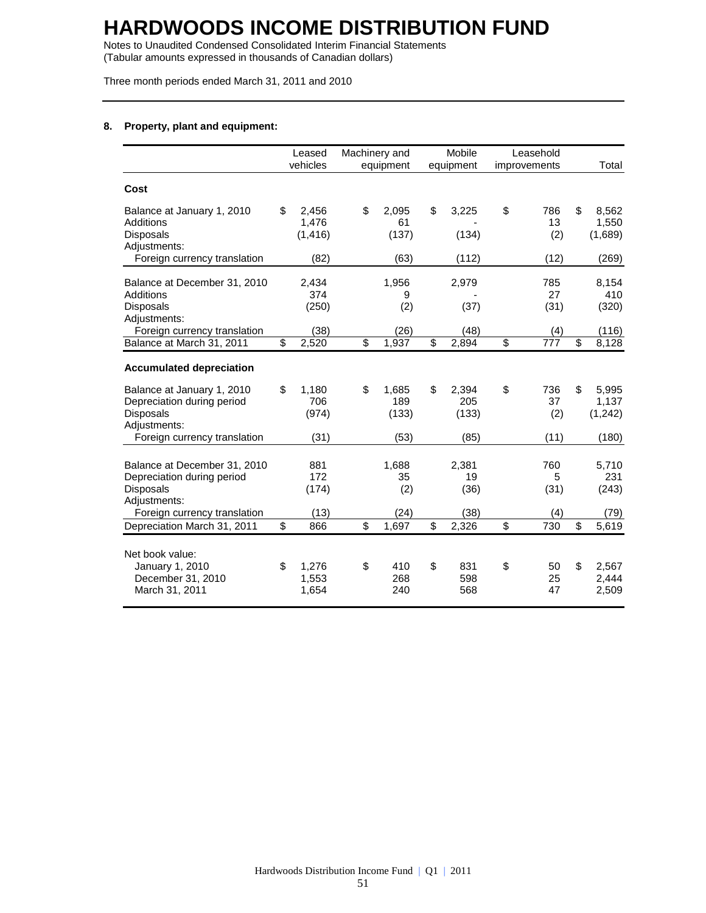# HARDWOODS INCOME DISTRIBUTION FUND

Notes to Unaudited Condensed Consolidated Interim Financial Statements
(Tabular amounts expressed in thousands of Canadian dollars)

Three month periods ended March 31, 2011 and 2010

**8. Property, plant and equipment:**

| | Leased vehicles | Machinery and equipment | Mobile equipment | Leasehold improvements | Total |
|---|---|---|---|---|---|
| **Cost** | | | | | |
| Balance at January 1, 2010 | $ 2,456 | $ 2,095 | $ 3,225 | $ 786 | $ 8,562 |
| Additions | 1,476 | 61 | - | 13 | 1,550 |
| Disposals | (1,416) | (137) | (134) | (2) | (1,689) |
| Adjustments: | | | | | |
| Foreign currency translation | (82) | (63) | (112) | (12) | (269) |
| Balance at December 31, 2010 | 2,434 | 1,956 | 2,979 | 785 | 8,154 |
| Additions | 374 | 9 | - | 27 | 410 |
| Disposals | (250) | (2) | (37) | (31) | (320) |
| Adjustments: | | | | | |
| Foreign currency translation | (38) | (26) | (48) | (4) | (116) |
| Balance at March 31, 2011 | $ 2,520 | $ 1,937 | $ 2,894 | $ 777 | $ 8,128 |
| **Accumulated depreciation** | | | | | |
| Balance at January 1, 2010 | $ 1,180 | $ 1,685 | $ 2,394 | $ 736 | $ 5,995 |
| Depreciation during period | 706 | 189 | 205 | 37 | 1,137 |
| Disposals | (974) | (133) | (133) | (2) | (1,242) |
| Adjustments: | | | | | |
| Foreign currency translation | (31) | (53) | (85) | (11) | (180) |
| Balance at December 31, 2010 | 881 | 1,688 | 2,381 | 760 | 5,710 |
| Depreciation during period | 172 | 35 | 19 | 5 | 231 |
| Disposals | (174) | (2) | (36) | (31) | (243) |
| Adjustments: | | | | | |
| Foreign currency translation | (13) | (24) | (38) | (4) | (79) |
| Depreciation March 31, 2011 | $ 866 | $ 1,697 | $ 2,326 | $ 730 | $ 5,619 |
| Net book value: | | | | | |
| January 1, 2010 | $ 1,276 | $ 410 | $ 831 | $ 50 | $ 2,567 |
| December 31, 2010 | 1,553 | 268 | 598 | 25 | 2,444 |
| March 31, 2011 | 1,654 | 240 | 568 | 47 | 2,509 |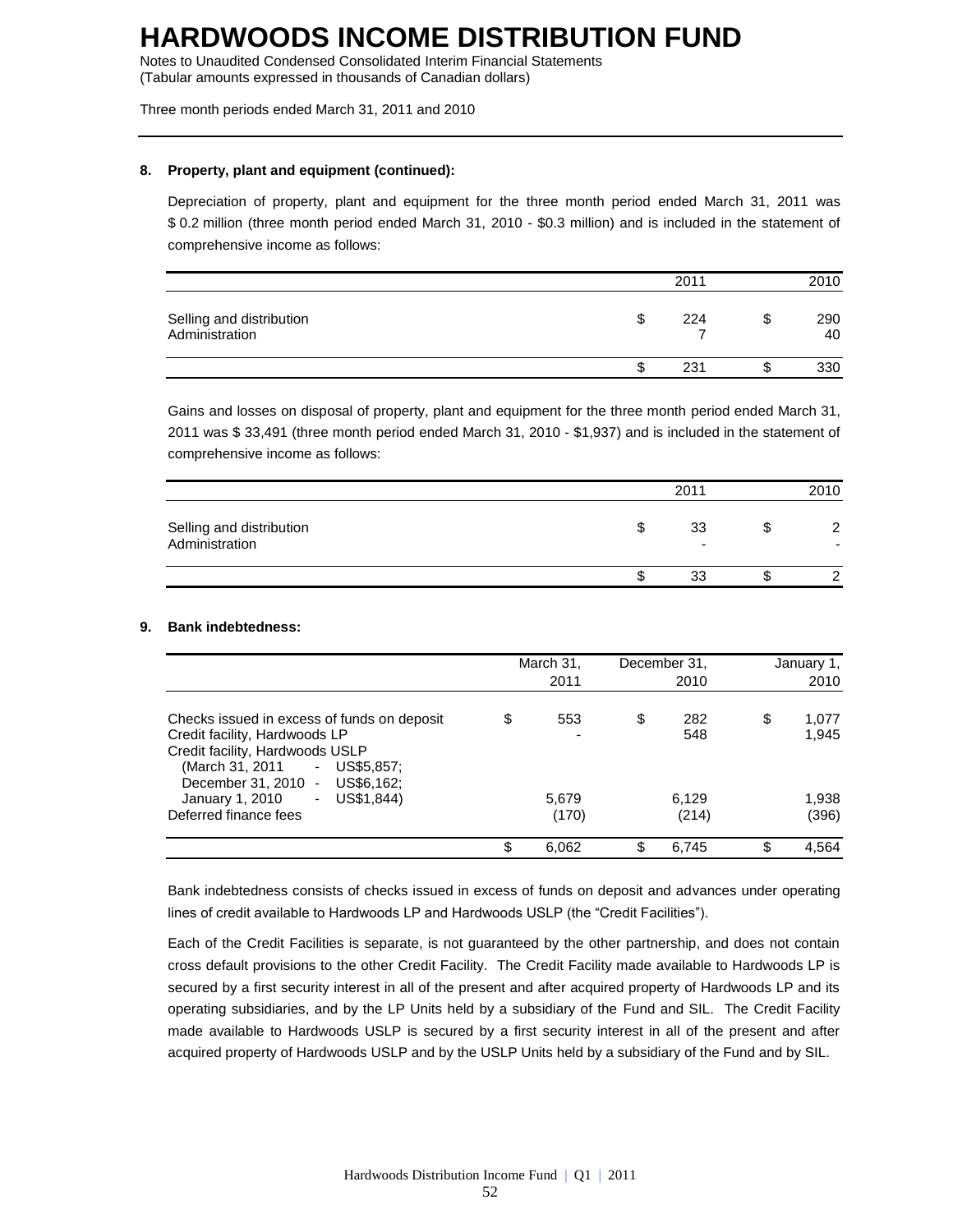# HARDWOODS INCOME DISTRIBUTION FUND

Notes to Unaudited Condensed Consolidated Interim Financial Statements
(Tabular amounts expressed in thousands of Canadian dollars)

Three month periods ended March 31, 2011 and 2010

**8. Property, plant and equipment (continued):**

Depreciation of property, plant and equipment for the three month period ended March 31, 2011 was $ 0.2 million (three month period ended March 31, 2010 - $0.3 million) and is included in the statement of comprehensive income as follows:

| | 2011 | 2010 |
|---|---|---|
| Selling and distribution | $ 224 | $ 290 |
| Administration | 7 | 40 |
| | $ 231 | $ 330 |

Gains and losses on disposal of property, plant and equipment for the three month period ended March 31, 2011 was $ 33,491 (three month period ended March 31, 2010 - $1,937) and is included in the statement of comprehensive income as follows:

| | 2011 | 2010 |
|---|---|---|
| Selling and distribution | $ 33 | $ 2 |
| Administration | - | - |
| | $ 33 | $ 2 |

**9. Bank indebtedness:**

| | March 31, 2011 | December 31, 2010 | January 1, 2010 |
|---|---|---|---|
| Checks issued in excess of funds on deposit | $ 553 | $ 282 | $ 1,077 |
| Credit facility, Hardwoods LP | - | 548 | 1,945 |
| Credit facility, Hardwoods USLP (March 31, 2011 - US$5,857; December 31, 2010 - US$6,162; January 1, 2010 - US$1,844) | 5,679 | 6,129 | 1,938 |
| Deferred finance fees | (170) | (214) | (396) |
| | $ 6,062 | $ 6,745 | $ 4,564 |

Bank indebtedness consists of checks issued in excess of funds on deposit and advances under operating lines of credit available to Hardwoods LP and Hardwoods USLP (the "Credit Facilities").

Each of the Credit Facilities is separate, is not guaranteed by the other partnership, and does not contain cross default provisions to the other Credit Facility. The Credit Facility made available to Hardwoods LP is secured by a first security interest in all of the present and after acquired property of Hardwoods LP and its operating subsidiaries, and by the LP Units held by a subsidiary of the Fund and SIL. The Credit Facility made available to Hardwoods USLP is secured by a first security interest in all of the present and after acquired property of Hardwoods USLP and by the USLP Units held by a subsidiary of the Fund and by SIL.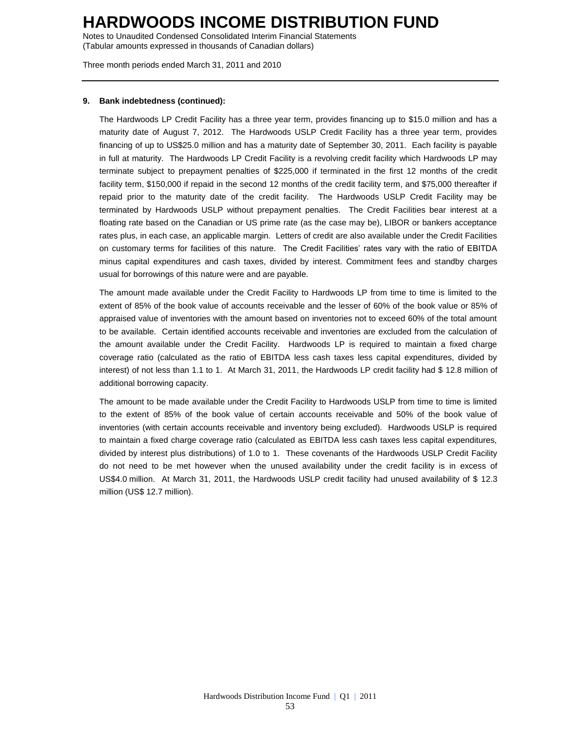**9. Bank indebtedness (continued):**

The Hardwoods LP Credit Facility has a three year term, provides financing up to $15.0 million and has a maturity date of August 7, 2012. The Hardwoods USLP Credit Facility has a three year term, provides financing of up to US$25.0 million and has a maturity date of September 30, 2011. Each facility is payable in full at maturity. The Hardwoods LP Credit Facility is a revolving credit facility which Hardwoods LP may terminate subject to prepayment penalties of $225,000 if terminated in the first 12 months of the credit facility term, $150,000 if repaid in the second 12 months of the credit facility term, and $75,000 thereafter if repaid prior to the maturity date of the credit facility. The Hardwoods USLP Credit Facility may be terminated by Hardwoods USLP without prepayment penalties. The Credit Facilities bear interest at a floating rate based on the Canadian or US prime rate (as the case may be), LIBOR or bankers acceptance rates plus, in each case, an applicable margin. Letters of credit are also available under the Credit Facilities on customary terms for facilities of this nature. The Credit Facilities' rates vary with the ratio of EBITDA minus capital expenditures and cash taxes, divided by interest. Commitment fees and standby charges usual for borrowings of this nature were and are payable.

The amount made available under the Credit Facility to Hardwoods LP from time to time is limited to the extent of 85% of the book value of accounts receivable and the lesser of 60% of the book value or 85% of appraised value of inventories with the amount based on inventories not to exceed 60% of the total amount to be available. Certain identified accounts receivable and inventories are excluded from the calculation of the amount available under the Credit Facility. Hardwoods LP is required to maintain a fixed charge coverage ratio (calculated as the ratio of EBITDA less cash taxes less capital expenditures, divided by interest) of not less than 1.1 to 1. At March 31, 2011, the Hardwoods LP credit facility had $ 12.8 million of additional borrowing capacity.

The amount to be made available under the Credit Facility to Hardwoods USLP from time to time is limited to the extent of 85% of the book value of certain accounts receivable and 50% of the book value of inventories (with certain accounts receivable and inventory being excluded). Hardwoods USLP is required to maintain a fixed charge coverage ratio (calculated as EBITDA less cash taxes less capital expenditures, divided by interest plus distributions) of 1.0 to 1. These covenants of the Hardwoods USLP Credit Facility do not need to be met however when the unused availability under the credit facility is in excess of US$4.0 million. At March 31, 2011, the Hardwoods USLP credit facility had unused availability of $ 12.3 million (US$ 12.7 million).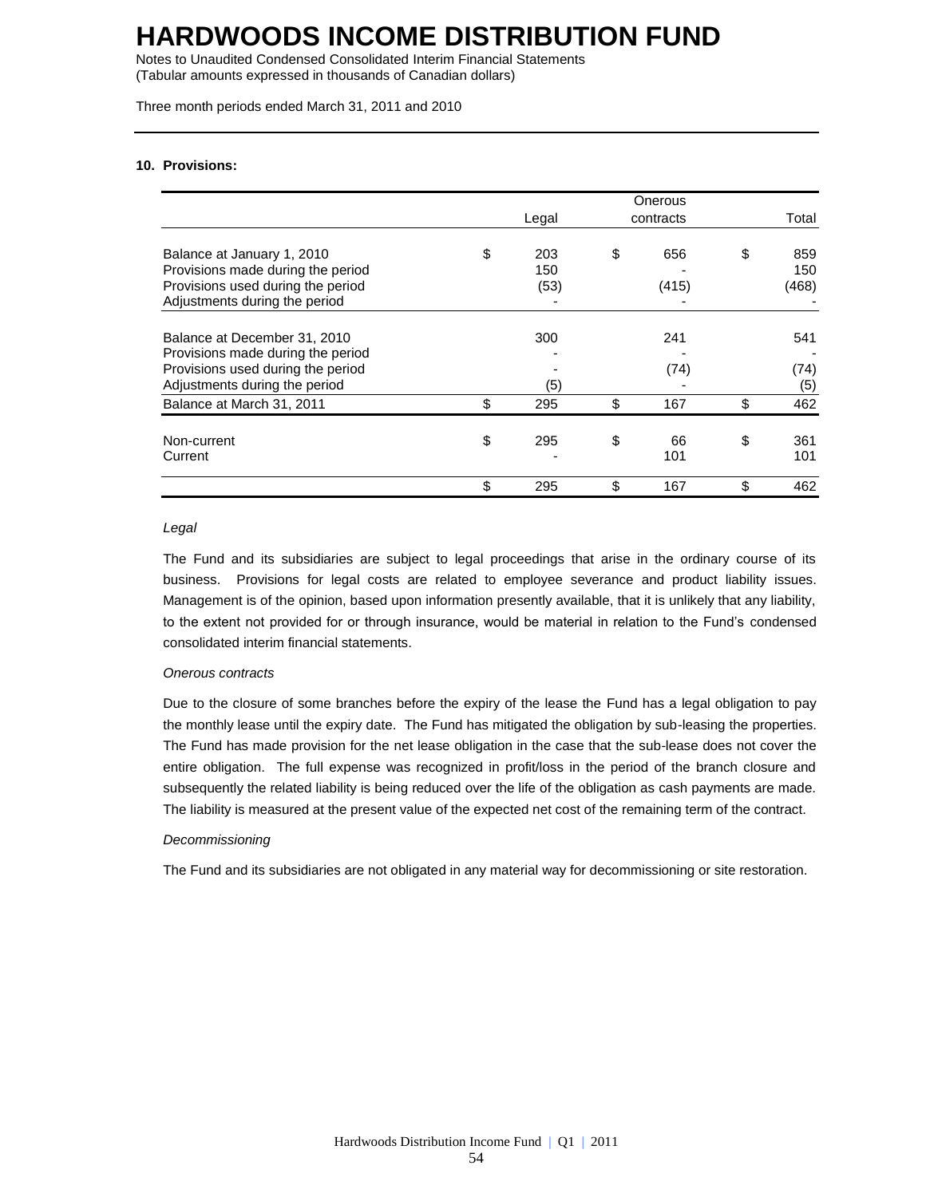# HARDWOODS INCOME DISTRIBUTION FUND

Notes to Unaudited Condensed Consolidated Interim Financial Statements
(Tabular amounts expressed in thousands of Canadian dollars)

Three month periods ended March 31, 2011 and 2010

**10. Provisions:**

| | Legal | Onerous contracts | Total |
|---|---|---|---|
| Balance at January 1, 2010 | $ 203 | $ 656 | $ 859 |
| Provisions made during the period | 150 | - | 150 |
| Provisions used during the period | (53) | (415) | (468) |
| Adjustments during the period | - | - | - |
| Balance at December 31, 2010 | 300 | 241 | 541 |
| Provisions made during the period | - | - | - |
| Provisions used during the period | - | (74) | (74) |
| Adjustments during the period | (5) | - | (5) |
| Balance at March 31, 2011 | $ 295 | $ 167 | $ 462 |
| Non-current | $ 295 | $ 66 | $ 361 |
| Current | - | 101 | 101 |
| | $ 295 | $ 167 | $ 462 |

*Legal*

The Fund and its subsidiaries are subject to legal proceedings that arise in the ordinary course of its business. Provisions for legal costs are related to employee severance and product liability issues. Management is of the opinion, based upon information presently available, that it is unlikely that any liability, to the extent not provided for or through insurance, would be material in relation to the Fund's condensed consolidated interim financial statements.

*Onerous contracts*

Due to the closure of some branches before the expiry of the lease the Fund has a legal obligation to pay the monthly lease until the expiry date. The Fund has mitigated the obligation by sub-leasing the properties. The Fund has made provision for the net lease obligation in the case that the sub-lease does not cover the entire obligation. The full expense was recognized in profit/loss in the period of the branch closure and subsequently the related liability is being reduced over the life of the obligation as cash payments are made. The liability is measured at the present value of the expected net cost of the remaining term of the contract.

*Decommissioning*

The Fund and its subsidiaries are not obligated in any material way for decommissioning or site restoration.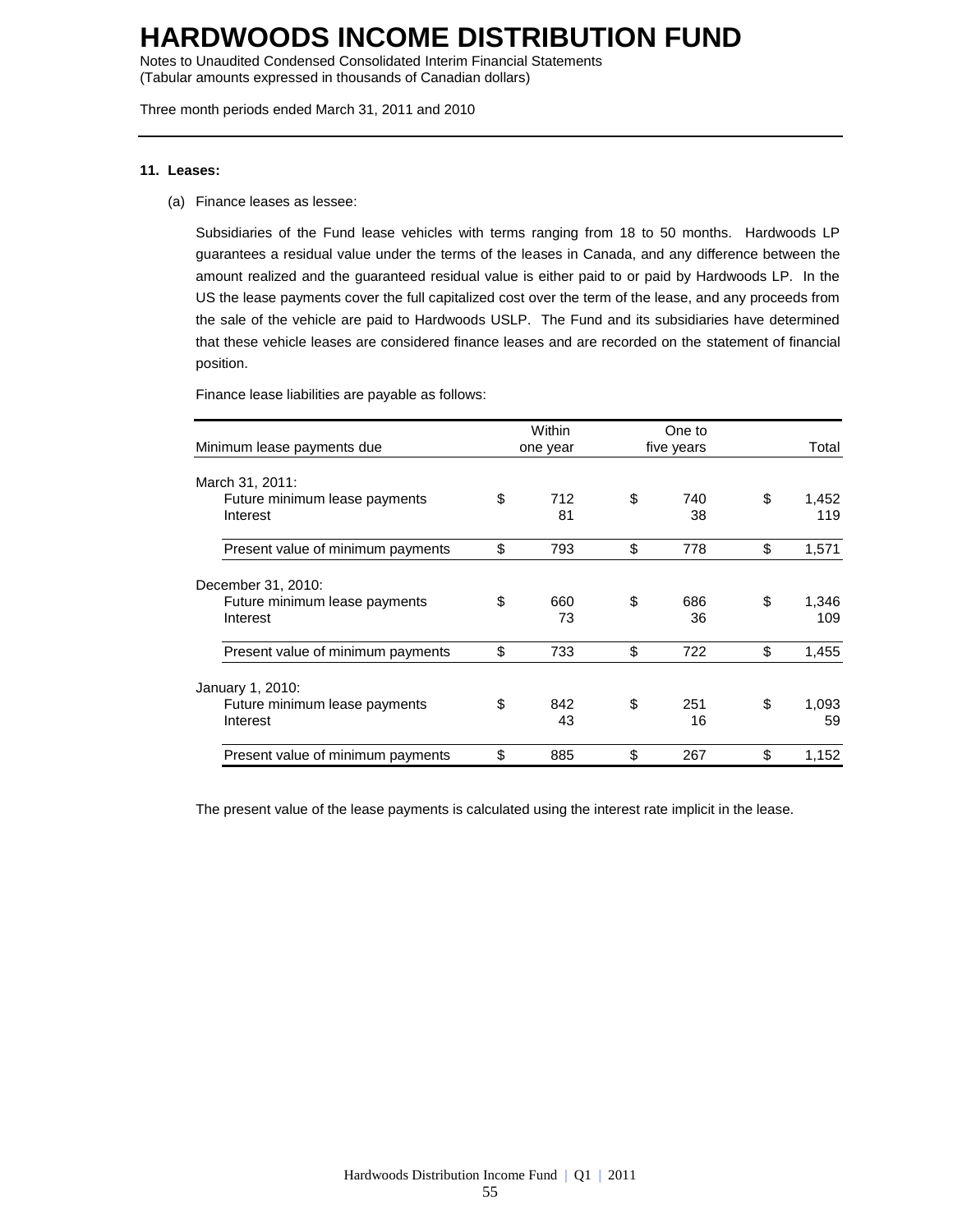# HARDWOODS INCOME DISTRIBUTION FUND

Notes to Unaudited Condensed Consolidated Interim Financial Statements
(Tabular amounts expressed in thousands of Canadian dollars)

Three month periods ended March 31, 2011 and 2010

**11. Leases:**

(a) Finance leases as lessee:

Subsidiaries of the Fund lease vehicles with terms ranging from 18 to 50 months. Hardwoods LP guarantees a residual value under the terms of the leases in Canada, and any difference between the amount realized and the guaranteed residual value is either paid to or paid by Hardwoods LP. In the US the lease payments cover the full capitalized cost over the term of the lease, and any proceeds from the sale of the vehicle are paid to Hardwoods USLP. The Fund and its subsidiaries have determined that these vehicle leases are considered finance leases and are recorded on the statement of financial position.

Finance lease liabilities are payable as follows:

| Minimum lease payments due | Within one year | One to five years | Total |
|---|---|---|---|
| March 31, 2011: | | | |
| Future minimum lease payments | $ 712 | $ 740 | $ 1,452 |
| Interest | 81 | 38 | 119 |
| Present value of minimum payments | $ 793 | $ 778 | $ 1,571 |
| December 31, 2010: | | | |
| Future minimum lease payments | $ 660 | $ 686 | $ 1,346 |
| Interest | 73 | 36 | 109 |
| Present value of minimum payments | $ 733 | $ 722 | $ 1,455 |
| January 1, 2010: | | | |
| Future minimum lease payments | $ 842 | $ 251 | $ 1,093 |
| Interest | 43 | 16 | 59 |
| Present value of minimum payments | $ 885 | $ 267 | $ 1,152 |

The present value of the lease payments is calculated using the interest rate implicit in the lease.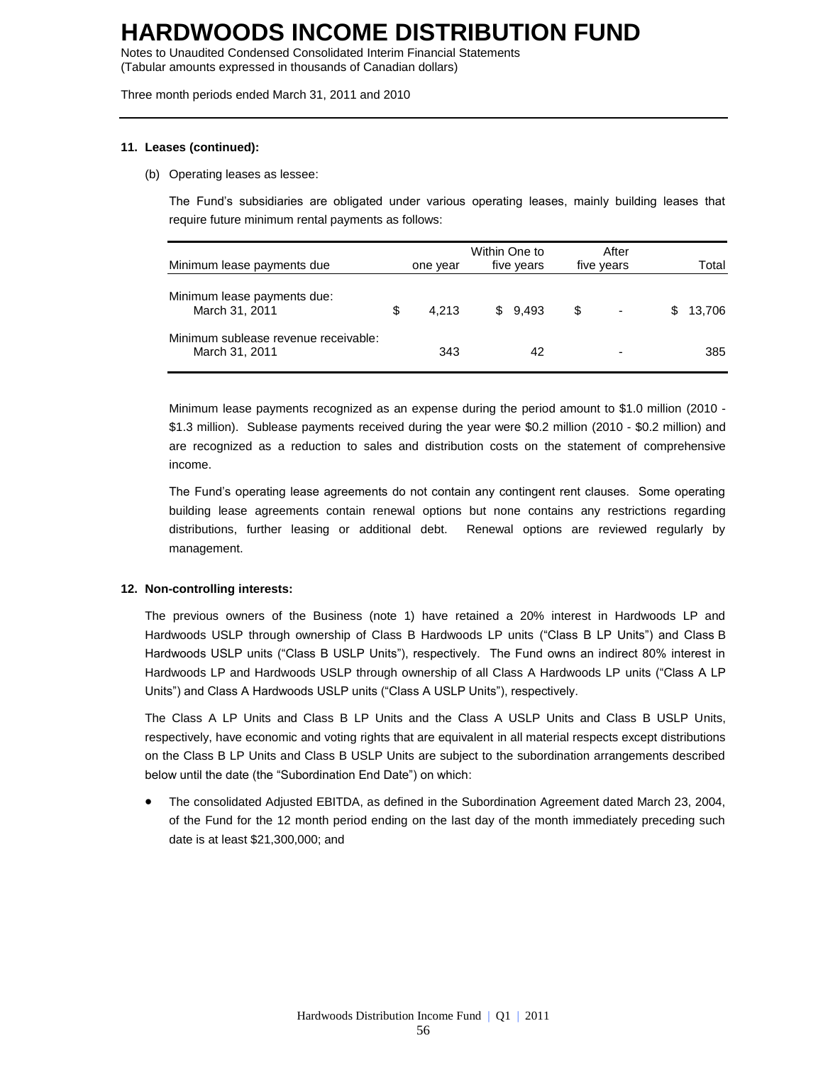# HARDWOODS INCOME DISTRIBUTION FUND

Notes to Unaudited Condensed Consolidated Interim Financial Statements
(Tabular amounts expressed in thousands of Canadian dollars)

Three month periods ended March 31, 2011 and 2010

**11. Leases (continued):**

(b) Operating leases as lessee:

The Fund's subsidiaries are obligated under various operating leases, mainly building leases that require future minimum rental payments as follows:

| Minimum lease payments due | one year | Within One to five years | After five years | Total |
|---|---|---|---|---|
| Minimum lease payments due: March 31, 2011 | $ 4,213 | $ 9,493 | $ - | $ 13,706 |
| Minimum sublease revenue receivable: March 31, 2011 | 343 | 42 | - | 385 |

Minimum lease payments recognized as an expense during the period amount to $1.0 million (2010 - $1.3 million). Sublease payments received during the year were $0.2 million (2010 - $0.2 million) and are recognized as a reduction to sales and distribution costs on the statement of comprehensive income.

The Fund's operating lease agreements do not contain any contingent rent clauses. Some operating building lease agreements contain renewal options but none contains any restrictions regarding distributions, further leasing or additional debt. Renewal options are reviewed regularly by management.

**12. Non-controlling interests:**

The previous owners of the Business (note 1) have retained a 20% interest in Hardwoods LP and Hardwoods USLP through ownership of Class B Hardwoods LP units ("Class B LP Units") and Class B Hardwoods USLP units ("Class B USLP Units"), respectively. The Fund owns an indirect 80% interest in Hardwoods LP and Hardwoods USLP through ownership of all Class A Hardwoods LP units ("Class A LP Units") and Class A Hardwoods USLP units ("Class A USLP Units"), respectively.

The Class A LP Units and Class B LP Units and the Class A USLP Units and Class B USLP Units, respectively, have economic and voting rights that are equivalent in all material respects except distributions on the Class B LP Units and Class B USLP Units are subject to the subordination arrangements described below until the date (the "Subordination End Date") on which:

- The consolidated Adjusted EBITDA, as defined in the Subordination Agreement dated March 23, 2004, of the Fund for the 12 month period ending on the last day of the month immediately preceding such date is at least $21,300,000; and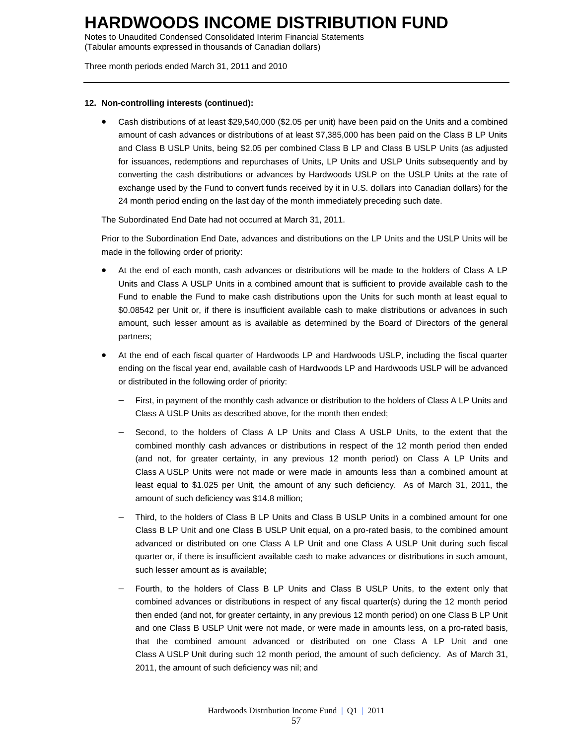**12. Non-controlling interests (continued):**

- Cash distributions of at least $29,540,000 ($2.05 per unit) have been paid on the Units and a combined amount of cash advances or distributions of at least $7,385,000 has been paid on the Class B LP Units and Class B USLP Units, being $2.05 per combined Class B LP and Class B USLP Units (as adjusted for issuances, redemptions and repurchases of Units, LP Units and USLP Units subsequently and by converting the cash distributions or advances by Hardwoods USLP on the USLP Units at the rate of exchange used by the Fund to convert funds received by it in U.S. dollars into Canadian dollars) for the 24 month period ending on the last day of the month immediately preceding such date.

The Subordinated End Date had not occurred at March 31, 2011.

Prior to the Subordination End Date, advances and distributions on the LP Units and the USLP Units will be made in the following order of priority:

- At the end of each month, cash advances or distributions will be made to the holders of Class A LP Units and Class A USLP Units in a combined amount that is sufficient to provide available cash to the Fund to enable the Fund to make cash distributions upon the Units for such month at least equal to $0.08542 per Unit or, if there is insufficient available cash to make distributions or advances in such amount, such lesser amount as is available as determined by the Board of Directors of the general partners;
- At the end of each fiscal quarter of Hardwoods LP and Hardwoods USLP, including the fiscal quarter ending on the fiscal year end, available cash of Hardwoods LP and Hardwoods USLP will be advanced or distributed in the following order of priority:
  - First, in payment of the monthly cash advance or distribution to the holders of Class A LP Units and Class A USLP Units as described above, for the month then ended;
  - Second, to the holders of Class A LP Units and Class A USLP Units, to the extent that the combined monthly cash advances or distributions in respect of the 12 month period then ended (and not, for greater certainty, in any previous 12 month period) on Class A LP Units and Class A USLP Units were not made or were made in amounts less than a combined amount at least equal to $1.025 per Unit, the amount of any such deficiency. As of March 31, 2011, the amount of such deficiency was $14.8 million;
  - Third, to the holders of Class B LP Units and Class B USLP Units in a combined amount for one Class B LP Unit and one Class B USLP Unit equal, on a pro-rated basis, to the combined amount advanced or distributed on one Class A LP Unit and one Class A USLP Unit during such fiscal quarter or, if there is insufficient available cash to make advances or distributions in such amount, such lesser amount as is available;
  - Fourth, to the holders of Class B LP Units and Class B USLP Units, to the extent only that combined advances or distributions in respect of any fiscal quarter(s) during the 12 month period then ended (and not, for greater certainty, in any previous 12 month period) on one Class B LP Unit and one Class B USLP Unit were not made, or were made in amounts less, on a pro-rated basis, that the combined amount advanced or distributed on one Class A LP Unit and one Class A USLP Unit during such 12 month period, the amount of such deficiency. As of March 31, 2011, the amount of such deficiency was nil; and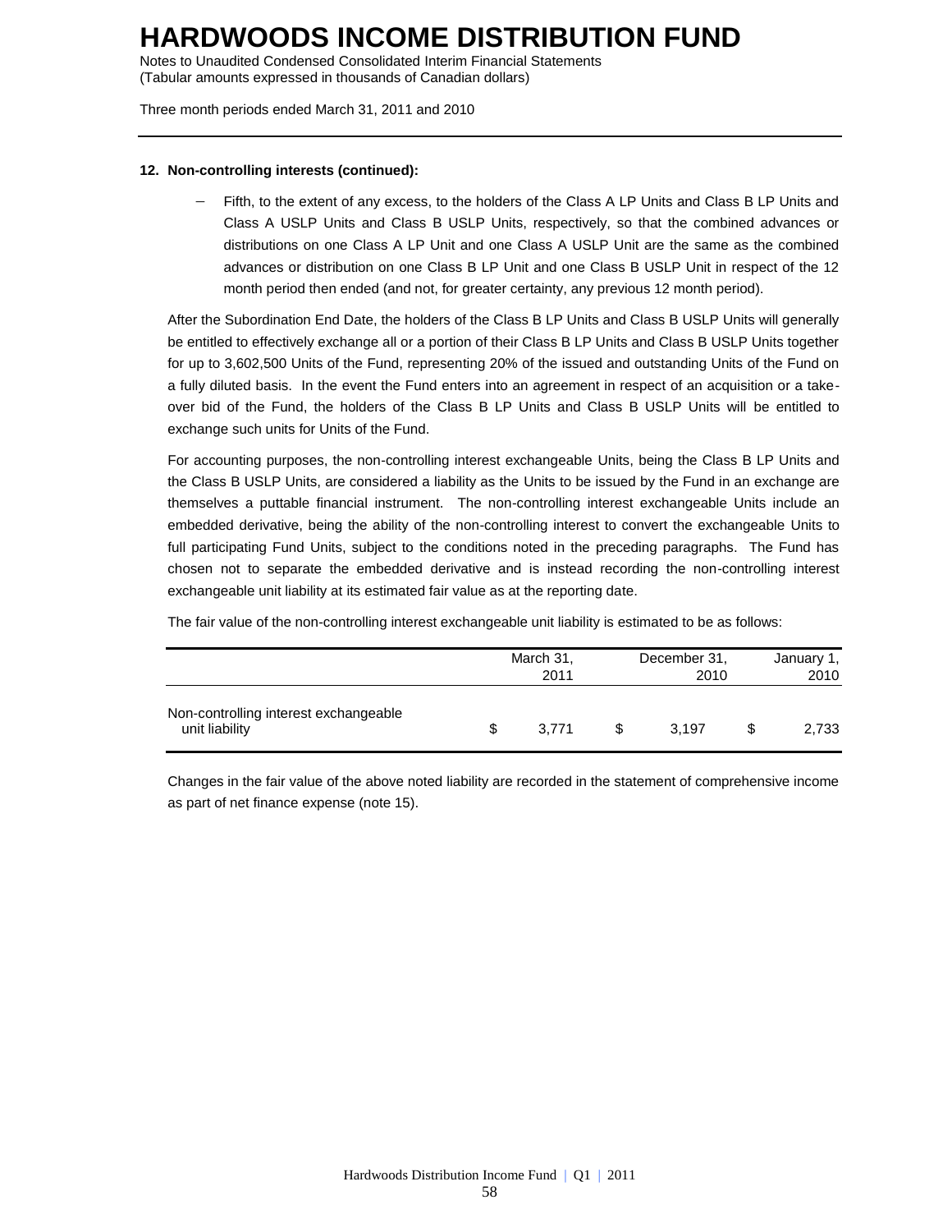**12. Non-controlling interests (continued):**

- Fifth, to the extent of any excess, to the holders of the Class A LP Units and Class B LP Units and Class A USLP Units and Class B USLP Units, respectively, so that the combined advances or distributions on one Class A LP Unit and one Class A USLP Unit are the same as the combined advances or distribution on one Class B LP Unit and one Class B USLP Unit in respect of the 12 month period then ended (and not, for greater certainty, any previous 12 month period).

After the Subordination End Date, the holders of the Class B LP Units and Class B USLP Units will generally be entitled to effectively exchange all or a portion of their Class B LP Units and Class B USLP Units together for up to 3,602,500 Units of the Fund, representing 20% of the issued and outstanding Units of the Fund on a fully diluted basis. In the event the Fund enters into an agreement in respect of an acquisition or a take-over bid of the Fund, the holders of the Class B LP Units and Class B USLP Units will be entitled to exchange such units for Units of the Fund.

For accounting purposes, the non-controlling interest exchangeable Units, being the Class B LP Units and the Class B USLP Units, are considered a liability as the Units to be issued by the Fund in an exchange are themselves a puttable financial instrument. The non-controlling interest exchangeable Units include an embedded derivative, being the ability of the non-controlling interest to convert the exchangeable Units to full participating Fund Units, subject to the conditions noted in the preceding paragraphs. The Fund has chosen not to separate the embedded derivative and is instead recording the non-controlling interest exchangeable unit liability at its estimated fair value as at the reporting date.

The fair value of the non-controlling interest exchangeable unit liability is estimated to be as follows:

| | March 31, 2011 | December 31, 2010 | January 1, 2010 |
|---|---|---|---|
| Non-controlling interest exchangeable unit liability | $ 3,771 | $ 3,197 | $ 2,733 |

Changes in the fair value of the above noted liability are recorded in the statement of comprehensive income as part of net finance expense (note 15).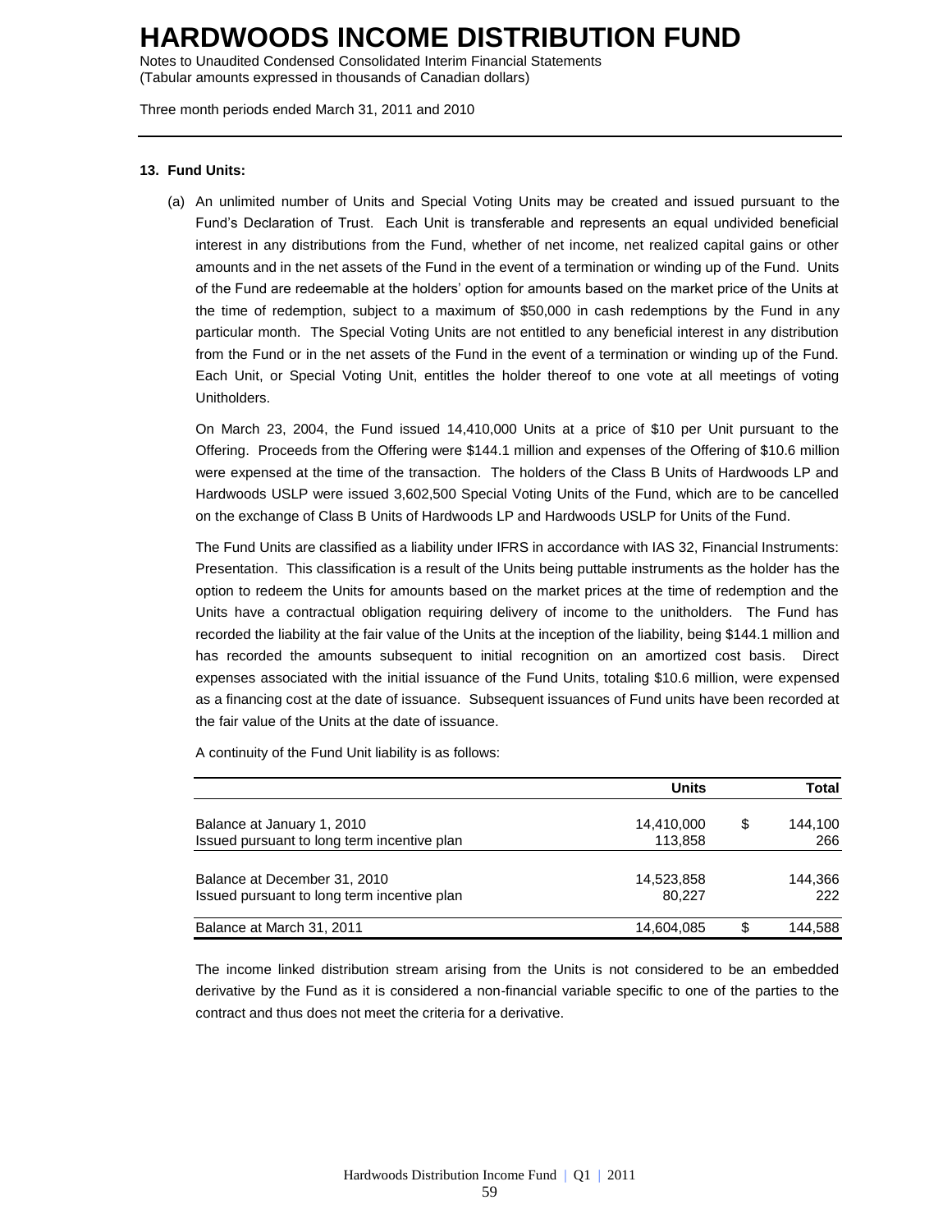# HARDWOODS INCOME DISTRIBUTION FUND

Notes to Unaudited Condensed Consolidated Interim Financial Statements
(Tabular amounts expressed in thousands of Canadian dollars)

Three month periods ended March 31, 2011 and 2010

**13. Fund Units:**

(a) An unlimited number of Units and Special Voting Units may be created and issued pursuant to the Fund's Declaration of Trust. Each Unit is transferable and represents an equal undivided beneficial interest in any distributions from the Fund, whether of net income, net realized capital gains or other amounts and in the net assets of the Fund in the event of a termination or winding up of the Fund. Units of the Fund are redeemable at the holders' option for amounts based on the market price of the Units at the time of redemption, subject to a maximum of $50,000 in cash redemptions by the Fund in any particular month. The Special Voting Units are not entitled to any beneficial interest in any distribution from the Fund or in the net assets of the Fund in the event of a termination or winding up of the Fund. Each Unit, or Special Voting Unit, entitles the holder thereof to one vote at all meetings of voting Unitholders.

On March 23, 2004, the Fund issued 14,410,000 Units at a price of $10 per Unit pursuant to the Offering. Proceeds from the Offering were $144.1 million and expenses of the Offering of $10.6 million were expensed at the time of the transaction. The holders of the Class B Units of Hardwoods LP and Hardwoods USLP were issued 3,602,500 Special Voting Units of the Fund, which are to be cancelled on the exchange of Class B Units of Hardwoods LP and Hardwoods USLP for Units of the Fund.

The Fund Units are classified as a liability under IFRS in accordance with IAS 32, Financial Instruments: Presentation. This classification is a result of the Units being puttable instruments as the holder has the option to redeem the Units for amounts based on the market prices at the time of redemption and the Units have a contractual obligation requiring delivery of income to the unitholders. The Fund has recorded the liability at the fair value of the Units at the inception of the liability, being $144.1 million and has recorded the amounts subsequent to initial recognition on an amortized cost basis. Direct expenses associated with the initial issuance of the Fund Units, totaling $10.6 million, were expensed as a financing cost at the date of issuance. Subsequent issuances of Fund units have been recorded at the fair value of the Units at the date of issuance.

A continuity of the Fund Unit liability is as follows:

| | Units | Total |
|---|---|---|
| Balance at January 1, 2010 | 14,410,000 | $ 144,100 |
| Issued pursuant to long term incentive plan | 113,858 | 266 |
| Balance at December 31, 2010 | 14,523,858 | 144,366 |
| Issued pursuant to long term incentive plan | 80,227 | 222 |
| Balance at March 31, 2011 | 14,604,085 | $ 144,588 |

The income linked distribution stream arising from the Units is not considered to be an embedded derivative by the Fund as it is considered a non-financial variable specific to one of the parties to the contract and thus does not meet the criteria for a derivative.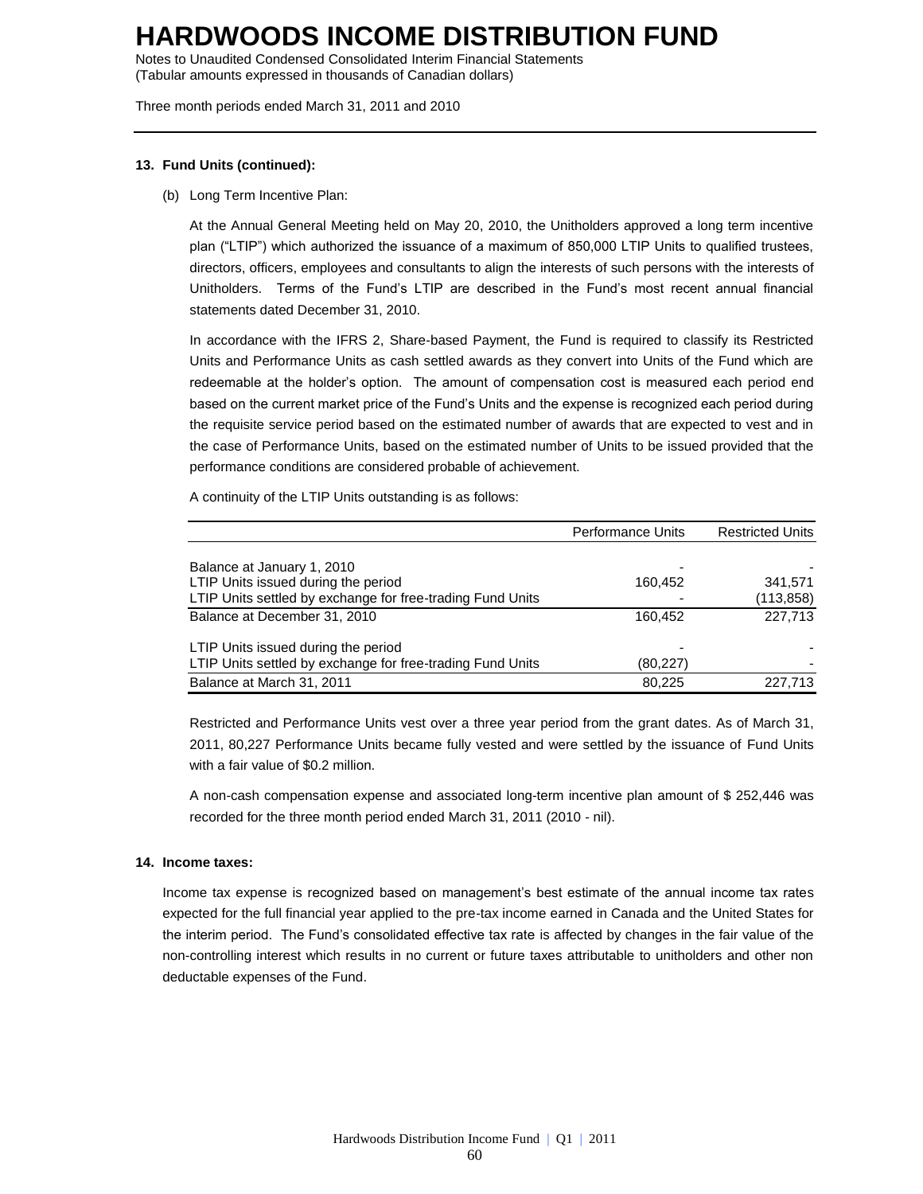# HARDWOODS INCOME DISTRIBUTION FUND

Notes to Unaudited Condensed Consolidated Interim Financial Statements
(Tabular amounts expressed in thousands of Canadian dollars)

Three month periods ended March 31, 2011 and 2010

**13. Fund Units (continued):**

(b) Long Term Incentive Plan:

At the Annual General Meeting held on May 20, 2010, the Unitholders approved a long term incentive plan ("LTIP") which authorized the issuance of a maximum of 850,000 LTIP Units to qualified trustees, directors, officers, employees and consultants to align the interests of such persons with the interests of Unitholders. Terms of the Fund's LTIP are described in the Fund's most recent annual financial statements dated December 31, 2010.

In accordance with the IFRS 2, Share-based Payment, the Fund is required to classify its Restricted Units and Performance Units as cash settled awards as they convert into Units of the Fund which are redeemable at the holder's option. The amount of compensation cost is measured each period end based on the current market price of the Fund's Units and the expense is recognized each period during the requisite service period based on the estimated number of awards that are expected to vest and in the case of Performance Units, based on the estimated number of Units to be issued provided that the performance conditions are considered probable of achievement.

A continuity of the LTIP Units outstanding is as follows:

| | Performance Units | Restricted Units |
|---|---|---|
| Balance at January 1, 2010 | - | - |
| LTIP Units issued during the period | 160,452 | 341,571 |
| LTIP Units settled by exchange for free-trading Fund Units | - | (113,858) |
| Balance at December 31, 2010 | 160,452 | 227,713 |
| LTIP Units issued during the period | - | - |
| LTIP Units settled by exchange for free-trading Fund Units | (80,227) | - |
| Balance at March 31, 2011 | 80,225 | 227,713 |

Restricted and Performance Units vest over a three year period from the grant dates. As of March 31, 2011, 80,227 Performance Units became fully vested and were settled by the issuance of Fund Units with a fair value of $0.2 million.

A non-cash compensation expense and associated long-term incentive plan amount of $ 252,446 was recorded for the three month period ended March 31, 2011 (2010 - nil).

**14. Income taxes:**

Income tax expense is recognized based on management's best estimate of the annual income tax rates expected for the full financial year applied to the pre-tax income earned in Canada and the United States for the interim period. The Fund's consolidated effective tax rate is affected by changes in the fair value of the non-controlling interest which results in no current or future taxes attributable to unitholders and other non deductable expenses of the Fund.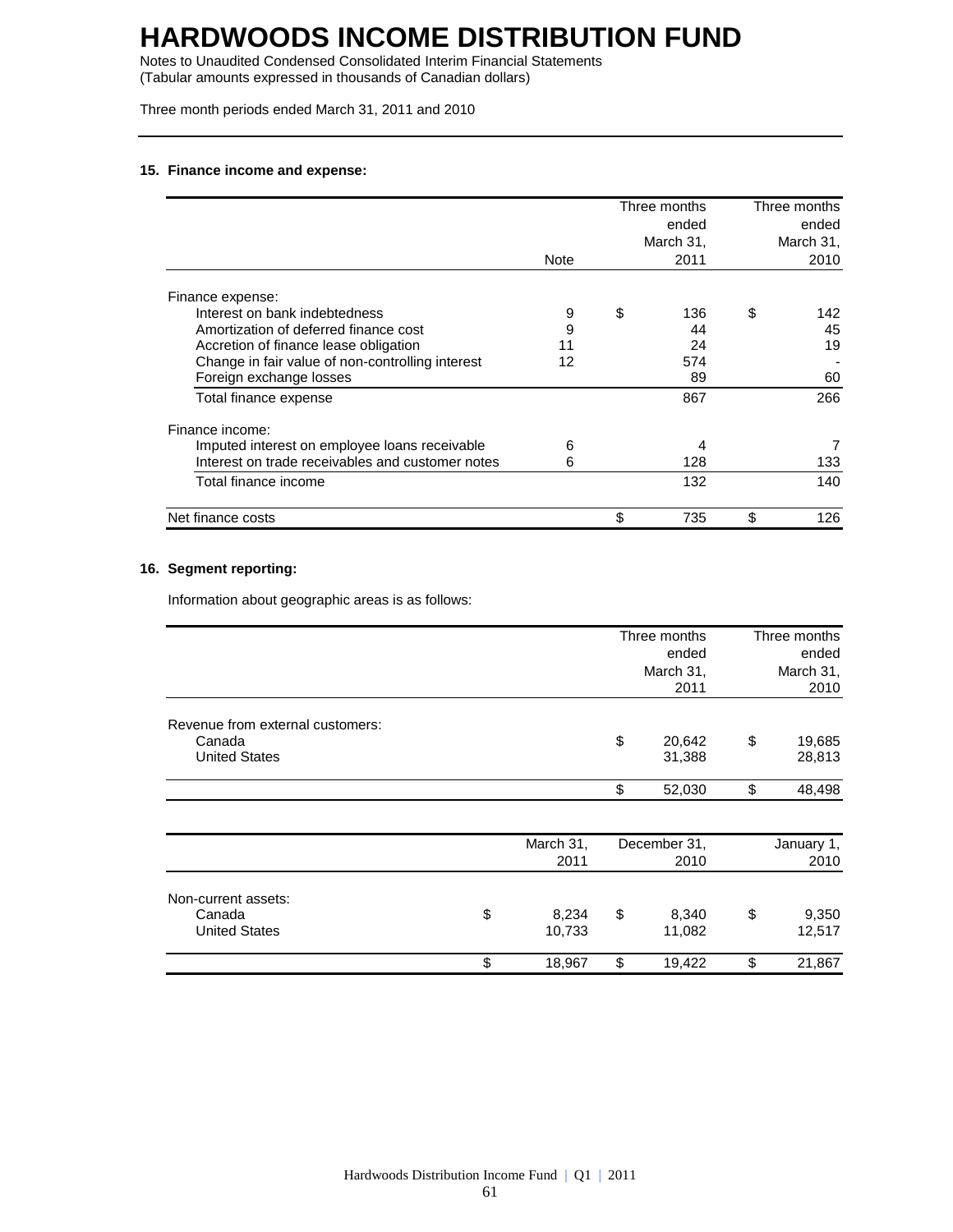# HARDWOODS INCOME DISTRIBUTION FUND

Notes to Unaudited Condensed Consolidated Interim Financial Statements
(Tabular amounts expressed in thousands of Canadian dollars)

Three month periods ended March 31, 2011 and 2010

**15. Finance income and expense:**

| | Note | Three months ended March 31, 2011 | Three months ended March 31, 2010 |
|---|---|---|---|
| Finance expense: | | | |
| Interest on bank indebtedness | 9 | $ 136 | $ 142 |
| Amortization of deferred finance cost | 9 | 44 | 45 |
| Accretion of finance lease obligation | 11 | 24 | 19 |
| Change in fair value of non-controlling interest | 12 | 574 | - |
| Foreign exchange losses | | 89 | 60 |
| Total finance expense | | 867 | 266 |
| Finance income: | | | |
| Imputed interest on employee loans receivable | 6 | 4 | 7 |
| Interest on trade receivables and customer notes | 6 | 128 | 133 |
| Total finance income | | 132 | 140 |
| Net finance costs | | $ 735 | $ 126 |

**16. Segment reporting:**

Information about geographic areas is as follows:

| | Three months ended March 31, 2011 | Three months ended March 31, 2010 |
|---|---|---|
| Revenue from external customers: | | |
| Canada | $ 20,642 | $ 19,685 |
| United States | 31,388 | 28,813 |
| | $ 52,030 | $ 48,498 |

| | March 31, 2011 | December 31, 2010 | January 1, 2010 |
|---|---|---|---|
| Non-current assets: | | | |
| Canada | $ 8,234 | $ 8,340 | $ 9,350 |
| United States | 10,733 | 11,082 | 12,517 |
| | $ 18,967 | $ 19,422 | $ 21,867 |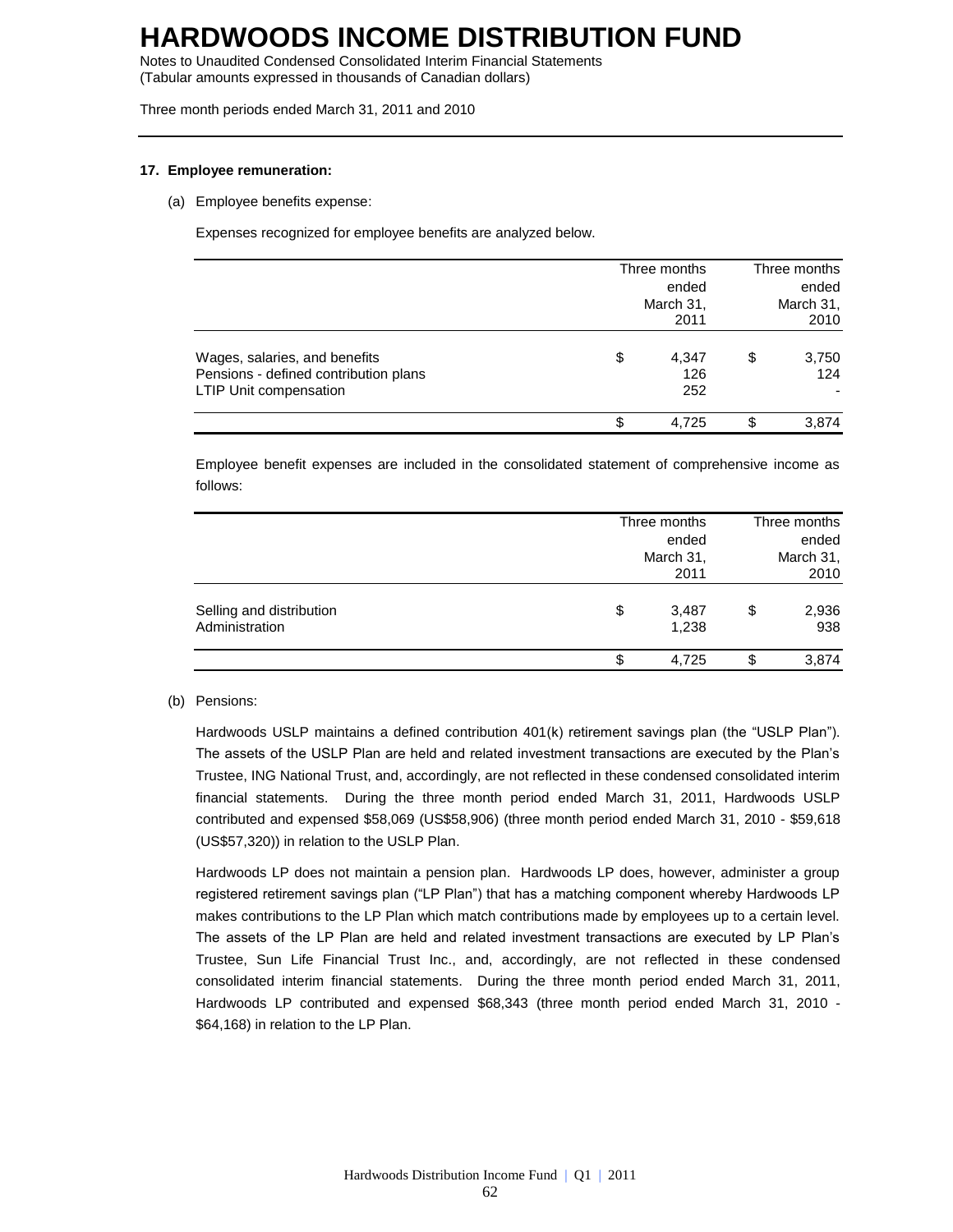# HARDWOODS INCOME DISTRIBUTION FUND

Notes to Unaudited Condensed Consolidated Interim Financial Statements
(Tabular amounts expressed in thousands of Canadian dollars)

Three month periods ended March 31, 2011 and 2010

**17. Employee remuneration:**

(a) Employee benefits expense:

Expenses recognized for employee benefits are analyzed below.

| | Three months ended March 31, 2011 | Three months ended March 31, 2010 |
|---|---|---|
| Wages, salaries, and benefits | $ 4,347 | $ 3,750 |
| Pensions - defined contribution plans | 126 | 124 |
| LTIP Unit compensation | 252 | - |
| | $ 4,725 | $ 3,874 |

Employee benefit expenses are included in the consolidated statement of comprehensive income as follows:

| | Three months ended March 31, 2011 | Three months ended March 31, 2010 |
|---|---|---|
| Selling and distribution | $ 3,487 | $ 2,936 |
| Administration | 1,238 | 938 |
| | $ 4,725 | $ 3,874 |

(b) Pensions:

Hardwoods USLP maintains a defined contribution 401(k) retirement savings plan (the "USLP Plan"). The assets of the USLP Plan are held and related investment transactions are executed by the Plan's Trustee, ING National Trust, and, accordingly, are not reflected in these condensed consolidated interim financial statements. During the three month period ended March 31, 2011, Hardwoods USLP contributed and expensed $58,069 (US$58,906) (three month period ended March 31, 2010 - $59,618 (US$57,320)) in relation to the USLP Plan.

Hardwoods LP does not maintain a pension plan. Hardwoods LP does, however, administer a group registered retirement savings plan ("LP Plan") that has a matching component whereby Hardwoods LP makes contributions to the LP Plan which match contributions made by employees up to a certain level. The assets of the LP Plan are held and related investment transactions are executed by LP Plan's Trustee, Sun Life Financial Trust Inc., and, accordingly, are not reflected in these condensed consolidated interim financial statements. During the three month period ended March 31, 2011, Hardwoods LP contributed and expensed $68,343 (three month period ended March 31, 2010 - $64,168) in relation to the LP Plan.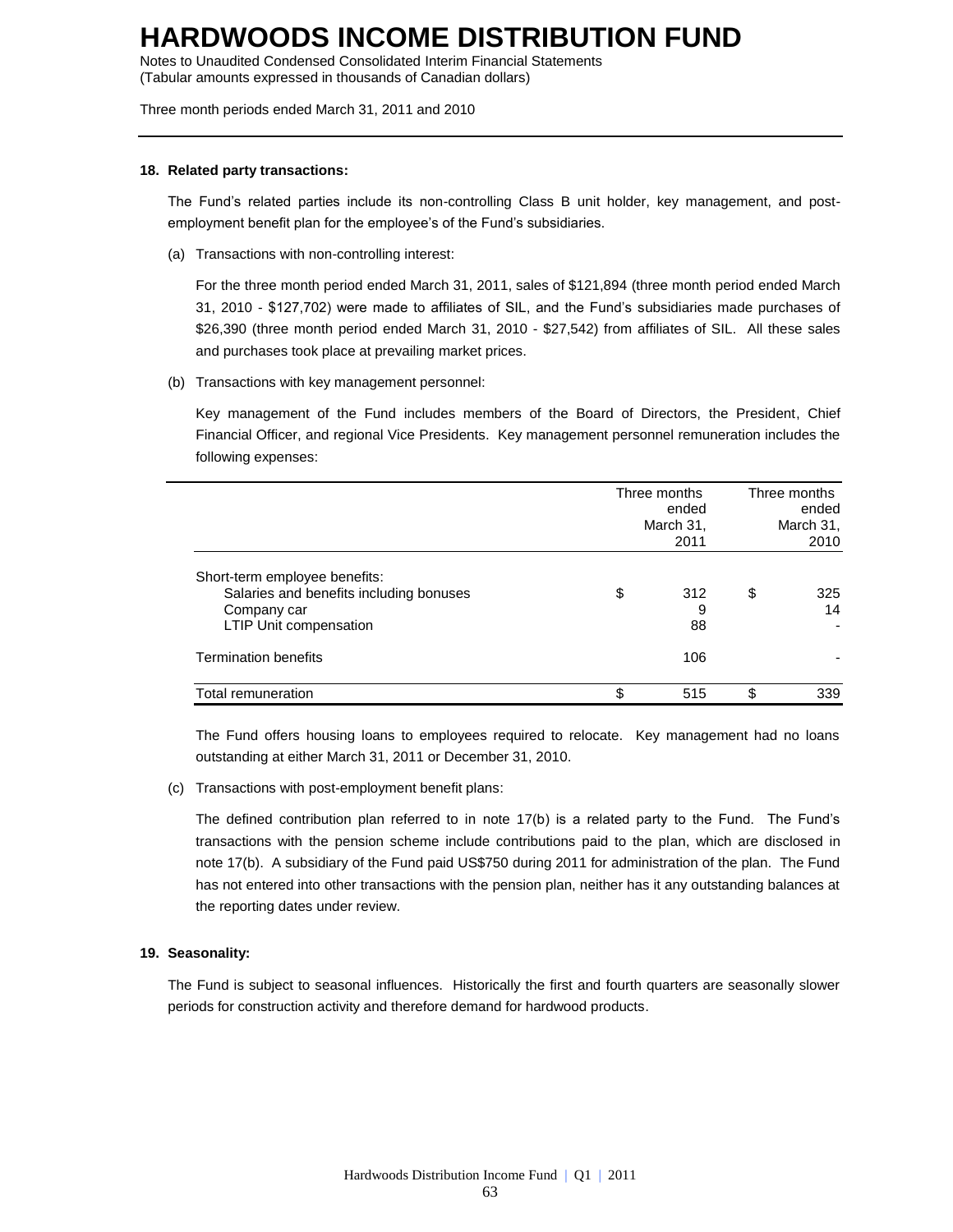# HARDWOODS INCOME DISTRIBUTION FUND

Notes to Unaudited Condensed Consolidated Interim Financial Statements
(Tabular amounts expressed in thousands of Canadian dollars)

Three month periods ended March 31, 2011 and 2010

**18. Related party transactions:**

The Fund's related parties include its non-controlling Class B unit holder, key management, and post-employment benefit plan for the employee's of the Fund's subsidiaries.

(a) Transactions with non-controlling interest:

For the three month period ended March 31, 2011, sales of $121,894 (three month period ended March 31, 2010 - $127,702) were made to affiliates of SIL, and the Fund's subsidiaries made purchases of $26,390 (three month period ended March 31, 2010 - $27,542) from affiliates of SIL. All these sales and purchases took place at prevailing market prices.

(b) Transactions with key management personnel:

Key management of the Fund includes members of the Board of Directors, the President, Chief Financial Officer, and regional Vice Presidents. Key management personnel remuneration includes the following expenses:

| | Three months ended March 31, 2011 | Three months ended March 31, 2010 |
|---|---|---|
| Short-term employee benefits: | | |
| Salaries and benefits including bonuses | $ 312 | $ 325 |
| Company car | 9 | 14 |
| LTIP Unit compensation | 88 | - |
| Termination benefits | 106 | - |
| Total remuneration | $ 515 | $ 339 |

The Fund offers housing loans to employees required to relocate. Key management had no loans outstanding at either March 31, 2011 or December 31, 2010.

(c) Transactions with post-employment benefit plans:

The defined contribution plan referred to in note 17(b) is a related party to the Fund. The Fund's transactions with the pension scheme include contributions paid to the plan, which are disclosed in note 17(b). A subsidiary of the Fund paid US$750 during 2011 for administration of the plan. The Fund has not entered into other transactions with the pension plan, neither has it any outstanding balances at the reporting dates under review.

**19. Seasonality:**

The Fund is subject to seasonal influences. Historically the first and fourth quarters are seasonally slower periods for construction activity and therefore demand for hardwood products.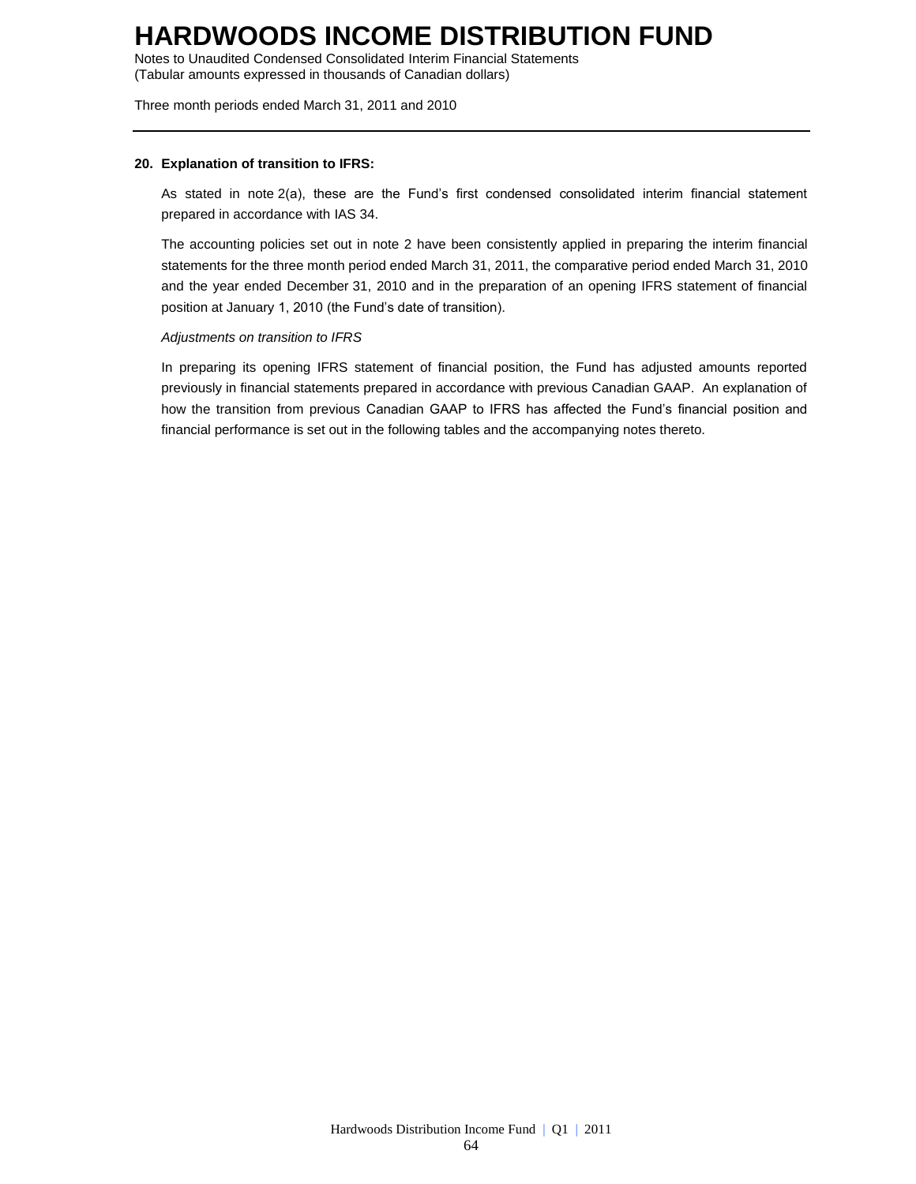## 20. Explanation of transition to IFRS:

As stated in note 2(a), these are the Fund's first condensed consolidated interim financial statement prepared in accordance with IAS 34.

The accounting policies set out in note 2 have been consistently applied in preparing the interim financial statements for the three month period ended March 31, 2011, the comparative period ended March 31, 2010 and the year ended December 31, 2010 and in the preparation of an opening IFRS statement of financial position at January 1, 2010 (the Fund's date of transition).

*Adjustments on transition to IFRS*

In preparing its opening IFRS statement of financial position, the Fund has adjusted amounts reported previously in financial statements prepared in accordance with previous Canadian GAAP. An explanation of how the transition from previous Canadian GAAP to IFRS has affected the Fund's financial position and financial performance is set out in the following tables and the accompanying notes thereto.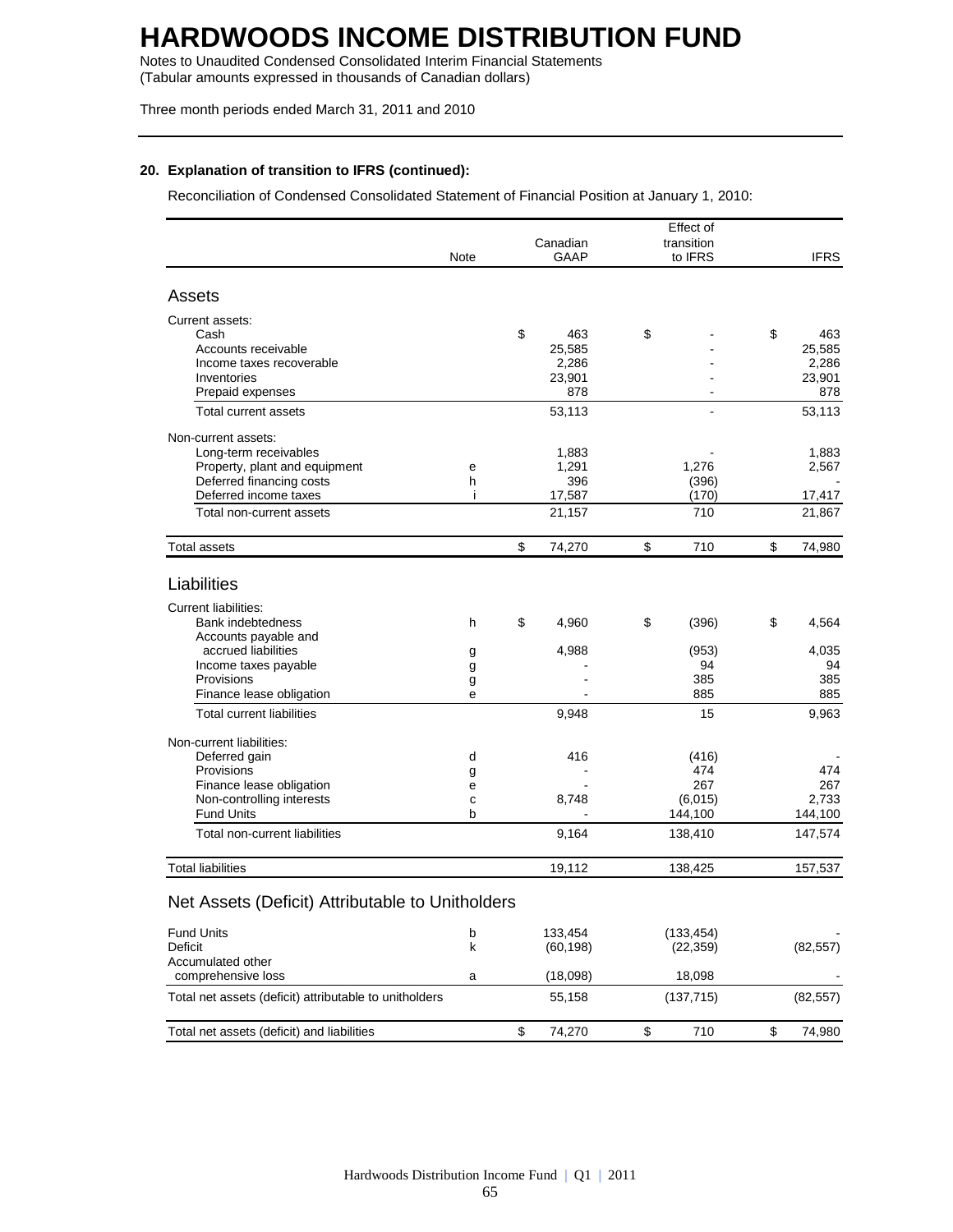# HARDWOODS INCOME DISTRIBUTION FUND

Notes to Unaudited Condensed Consolidated Interim Financial Statements
(Tabular amounts expressed in thousands of Canadian dollars)

Three month periods ended March 31, 2011 and 2010

**20. Explanation of transition to IFRS (continued):**

Reconciliation of Condensed Consolidated Statement of Financial Position at January 1, 2010:

| | Note | Canadian GAAP | Effect of transition to IFRS | IFRS |
|---|---|---|---|---|
| **Assets** | | | | |
| Current assets: | | | | |
| Cash | | $ 463 | $ - | $ 463 |
| Accounts receivable | | 25,585 | - | 25,585 |
| Income taxes recoverable | | 2,286 | - | 2,286 |
| Inventories | | 23,901 | - | 23,901 |
| Prepaid expenses | | 878 | - | 878 |
| Total current assets | | 53,113 | - | 53,113 |
| Non-current assets: | | | | |
| Long-term receivables | | 1,883 | - | 1,883 |
| Property, plant and equipment | e | 1,291 | 1,276 | 2,567 |
| Deferred financing costs | h | 396 | (396) | - |
| Deferred income taxes | i | 17,587 | (170) | 17,417 |
| Total non-current assets | | 21,157 | 710 | 21,867 |
| Total assets | | $ 74,270 | $ 710 | $ 74,980 |
| **Liabilities** | | | | |
| Current liabilities: | | | | |
| Bank indebtedness | h | $ 4,960 | $ (396) | $ 4,564 |
| Accounts payable and accrued liabilities | g | 4,988 | (953) | 4,035 |
| Income taxes payable | g | - | 94 | 94 |
| Provisions | g | - | 385 | 385 |
| Finance lease obligation | e | - | 885 | 885 |
| Total current liabilities | | 9,948 | 15 | 9,963 |
| Non-current liabilities: | | | | |
| Deferred gain | d | 416 | (416) | - |
| Provisions | g | - | 474 | 474 |
| Finance lease obligation | e | - | 267 | 267 |
| Non-controlling interests | c | 8,748 | (6,015) | 2,733 |
| Fund Units | b | - | 144,100 | 144,100 |
| Total non-current liabilities | | 9,164 | 138,410 | 147,574 |
| Total liabilities | | 19,112 | 138,425 | 157,537 |
| **Net Assets (Deficit) Attributable to Unitholders** | | | | |
| Fund Units | b | 133,454 | (133,454) | - |
| Deficit | k | (60,198) | (22,359) | (82,557) |
| Accumulated other comprehensive loss | a | (18,098) | 18,098 | - |
| Total net assets (deficit) attributable to unitholders | | 55,158 | (137,715) | (82,557) |
| Total net assets (deficit) and liabilities | | $ 74,270 | $ 710 | $ 74,980 |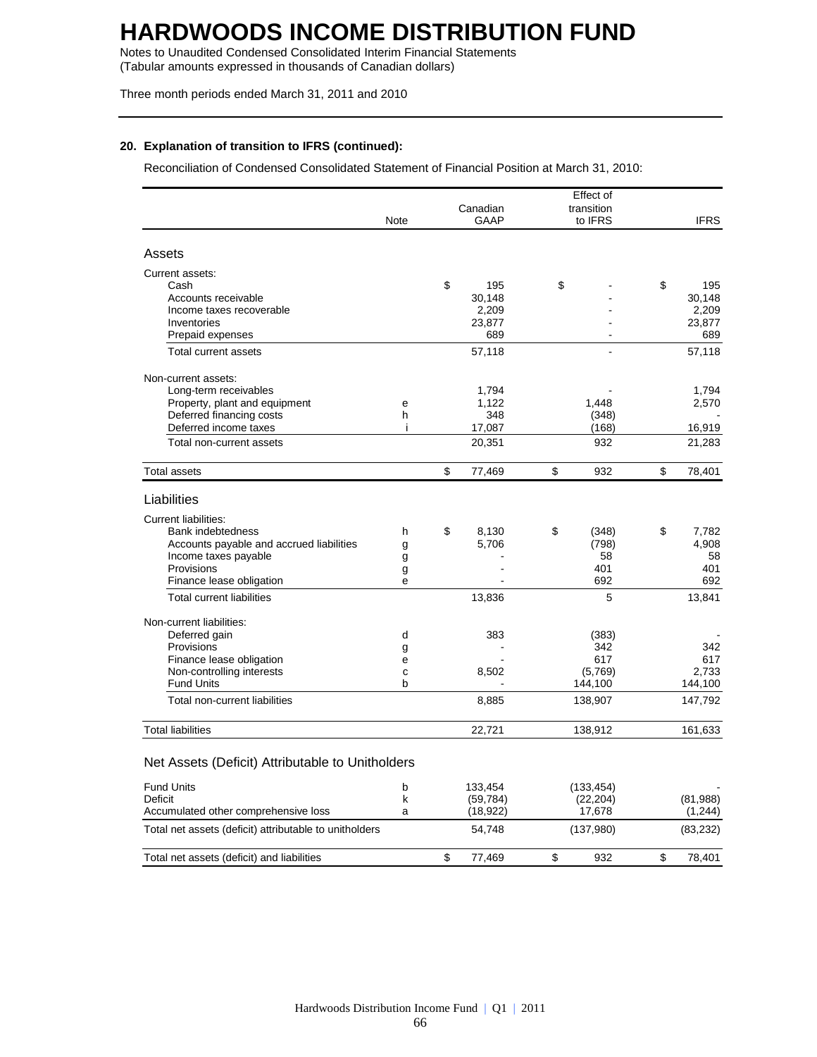# HARDWOODS INCOME DISTRIBUTION FUND

Notes to Unaudited Condensed Consolidated Interim Financial Statements
(Tabular amounts expressed in thousands of Canadian dollars)

Three month periods ended March 31, 2011 and 2010

**20. Explanation of transition to IFRS (continued):**

Reconciliation of Condensed Consolidated Statement of Financial Position at March 31, 2010:

| | Note | Canadian GAAP | Effect of transition to IFRS | IFRS |
|---|---|---|---|---|
| **Assets** | | | | |
| Current assets: | | | | |
| Cash | | $ 195 | $ - | $ 195 |
| Accounts receivable | | 30,148 | - | 30,148 |
| Income taxes recoverable | | 2,209 | - | 2,209 |
| Inventories | | 23,877 | - | 23,877 |
| Prepaid expenses | | 689 | - | 689 |
| Total current assets | | 57,118 | - | 57,118 |
| Non-current assets: | | | | |
| Long-term receivables | | 1,794 | - | 1,794 |
| Property, plant and equipment | e | 1,122 | 1,448 | 2,570 |
| Deferred financing costs | h | 348 | (348) | - |
| Deferred income taxes | i | 17,087 | (168) | 16,919 |
| Total non-current assets | | 20,351 | 932 | 21,283 |
| Total assets | | $ 77,469 | $ 932 | $ 78,401 |
| **Liabilities** | | | | |
| Current liabilities: | | | | |
| Bank indebtedness | h | $ 8,130 | $ (348) | $ 7,782 |
| Accounts payable and accrued liabilities | g | 5,706 | (798) | 4,908 |
| Income taxes payable | g | - | 58 | 58 |
| Provisions | g | - | 401 | 401 |
| Finance lease obligation | e | - | 692 | 692 |
| Total current liabilities | | 13,836 | 5 | 13,841 |
| Non-current liabilities: | | | | |
| Deferred gain | d | 383 | (383) | - |
| Provisions | g | - | 342 | 342 |
| Finance lease obligation | e | - | 617 | 617 |
| Non-controlling interests | c | 8,502 | (5,769) | 2,733 |
| Fund Units | b | - | 144,100 | 144,100 |
| Total non-current liabilities | | 8,885 | 138,907 | 147,792 |
| Total liabilities | | 22,721 | 138,912 | 161,633 |
| **Net Assets (Deficit) Attributable to Unitholders** | | | | |
| Fund Units | b | 133,454 | (133,454) | - |
| Deficit | k | (59,784) | (22,204) | (81,988) |
| Accumulated other comprehensive loss | a | (18,922) | 17,678 | (1,244) |
| Total net assets (deficit) attributable to unitholders | | 54,748 | (137,980) | (83,232) |
| Total net assets (deficit) and liabilities | | $ 77,469 | $ 932 | $ 78,401 |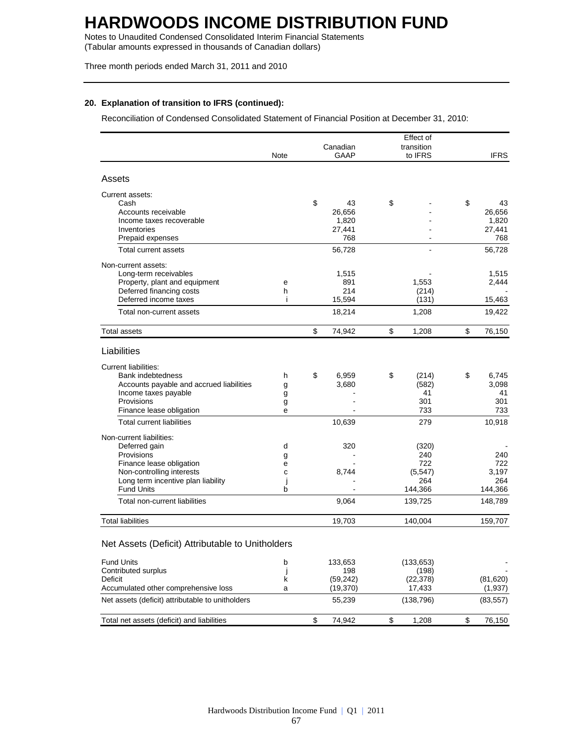# HARDWOODS INCOME DISTRIBUTION FUND

Notes to Unaudited Condensed Consolidated Interim Financial Statements
(Tabular amounts expressed in thousands of Canadian dollars)

Three month periods ended March 31, 2011 and 2010

**20. Explanation of transition to IFRS (continued):**

Reconciliation of Condensed Consolidated Statement of Financial Position at December 31, 2010:

| | Note | Canadian GAAP | Effect of transition to IFRS | IFRS |
|---|---|---|---|---|
| **Assets** | | | | |
| Current assets: | | | | |
| Cash | | $ 43 | $ - | $ 43 |
| Accounts receivable | | 26,656 | - | 26,656 |
| Income taxes recoverable | | 1,820 | - | 1,820 |
| Inventories | | 27,441 | - | 27,441 |
| Prepaid expenses | | 768 | - | 768 |
| Total current assets | | 56,728 | - | 56,728 |
| Non-current assets: | | | | |
| Long-term receivables | | 1,515 | - | 1,515 |
| Property, plant and equipment | e | 891 | 1,553 | 2,444 |
| Deferred financing costs | h | 214 | (214) | - |
| Deferred income taxes | i | 15,594 | (131) | 15,463 |
| Total non-current assets | | 18,214 | 1,208 | 19,422 |
| Total assets | | $ 74,942 | $ 1,208 | $ 76,150 |
| **Liabilities** | | | | |
| Current liabilities: | | | | |
| Bank indebtedness | h | $ 6,959 | $ (214) | $ 6,745 |
| Accounts payable and accrued liabilities | g | 3,680 | (582) | 3,098 |
| Income taxes payable | g | - | 41 | 41 |
| Provisions | g | - | 301 | 301 |
| Finance lease obligation | e | - | 733 | 733 |
| Total current liabilities | | 10,639 | 279 | 10,918 |
| Non-current liabilities: | | | | |
| Deferred gain | d | 320 | (320) | - |
| Provisions | g | - | 240 | 240 |
| Finance lease obligation | e | - | 722 | 722 |
| Non-controlling interests | c | 8,744 | (5,547) | 3,197 |
| Long term incentive plan liability | j | - | 264 | 264 |
| Fund Units | b | - | 144,366 | 144,366 |
| Total non-current liabilities | | 9,064 | 139,725 | 148,789 |
| Total liabilities | | 19,703 | 140,004 | 159,707 |
| **Net Assets (Deficit) Attributable to Unitholders** | | | | |
| Fund Units | b | 133,653 | (133,653) | - |
| Contributed surplus | j | 198 | (198) | - |
| Deficit | k | (59,242) | (22,378) | (81,620) |
| Accumulated other comprehensive loss | a | (19,370) | 17,433 | (1,937) |
| Net assets (deficit) attributable to unitholders | | 55,239 | (138,796) | (83,557) |
| Total net assets (deficit) and liabilities | | $ 74,942 | $ 1,208 | $ 76,150 |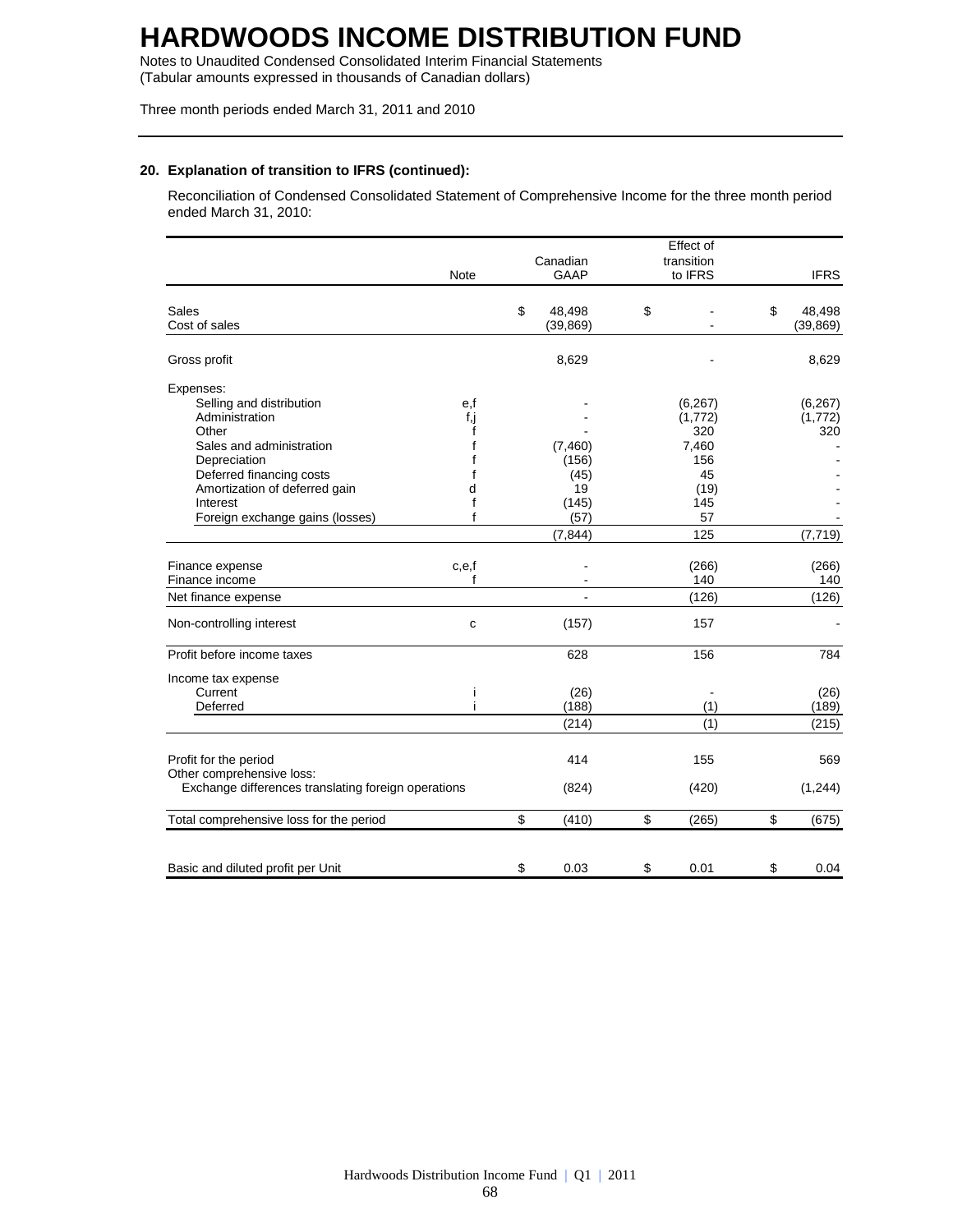# HARDWOODS INCOME DISTRIBUTION FUND

Notes to Unaudited Condensed Consolidated Interim Financial Statements
(Tabular amounts expressed in thousands of Canadian dollars)

Three month periods ended March 31, 2011 and 2010

**20. Explanation of transition to IFRS (continued):**

Reconciliation of Condensed Consolidated Statement of Comprehensive Income for the three month period ended March 31, 2010:

| | Note | Canadian GAAP | Effect of transition to IFRS | IFRS |
|---|---|---|---|---|
| Sales | | $ 48,498 | $ - | $ 48,498 |
| Cost of sales | | (39,869) | - | (39,869) |
| Gross profit | | 8,629 | - | 8,629 |
| Expenses: | | | | |
| Selling and distribution | e,f | - | (6,267) | (6,267) |
| Administration | f,j | - | (1,772) | (1,772) |
| Other | f | - | 320 | 320 |
| Sales and administration | f | (7,460) | 7,460 | - |
| Depreciation | f | (156) | 156 | - |
| Deferred financing costs | f | (45) | 45 | - |
| Amortization of deferred gain | d | 19 | (19) | - |
| Interest | f | (145) | 145 | - |
| Foreign exchange gains (losses) | f | (57) | 57 | - |
| | | (7,844) | 125 | (7,719) |
| Finance expense | c,e,f | - | (266) | (266) |
| Finance income | f | - | 140 | 140 |
| Net finance expense | | - | (126) | (126) |
| Non-controlling interest | c | (157) | 157 | - |
| Profit before income taxes | | 628 | 156 | 784 |
| Income tax expense | | | | |
| Current | i | (26) | - | (26) |
| Deferred | i | (188) | (1) | (189) |
| | | (214) | (1) | (215) |
| Profit for the period | | 414 | 155 | 569 |
| Other comprehensive loss: | | | | |
| Exchange differences translating foreign operations | | (824) | (420) | (1,244) |
| Total comprehensive loss for the period | | $ (410) | $ (265) | $ (675) |
| Basic and diluted profit per Unit | | $ 0.03 | $ 0.01 | $ 0.04 |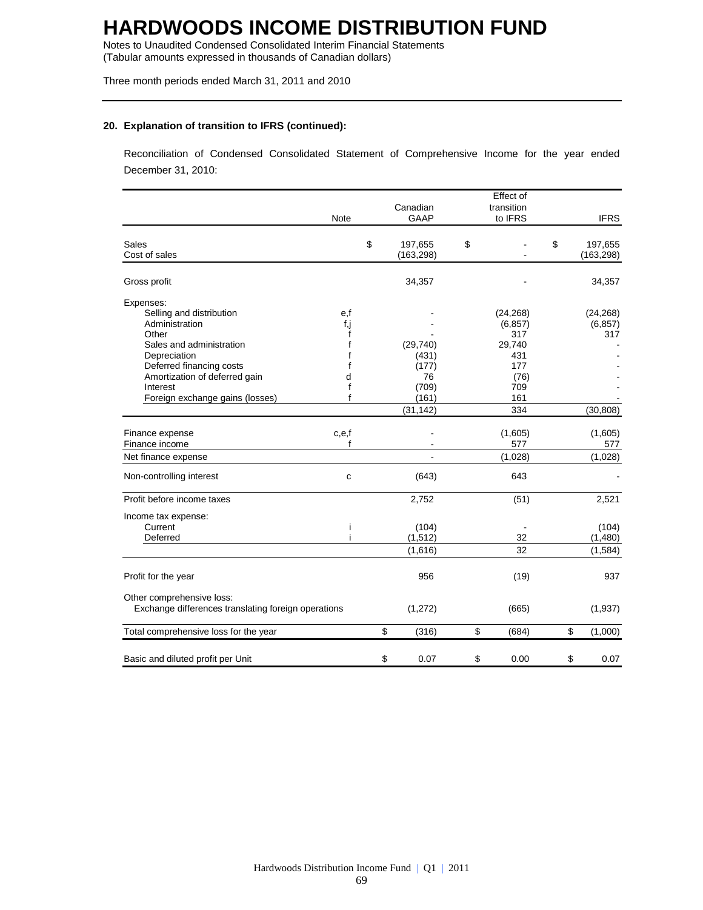# HARDWOODS INCOME DISTRIBUTION FUND

Notes to Unaudited Condensed Consolidated Interim Financial Statements
(Tabular amounts expressed in thousands of Canadian dollars)

Three month periods ended March 31, 2011 and 2010

**20. Explanation of transition to IFRS (continued):**

Reconciliation of Condensed Consolidated Statement of Comprehensive Income for the year ended December 31, 2010:

| | Note | Canadian GAAP | Effect of transition to IFRS | IFRS |
|---|---|---|---|---|
| Sales | | $ 197,655 | $ - | $ 197,655 |
| Cost of sales | | (163,298) | - | (163,298) |
| Gross profit | | 34,357 | - | 34,357 |
| Expenses: | | | | |
| Selling and distribution | e,f | - | (24,268) | (24,268) |
| Administration | f,j | - | (6,857) | (6,857) |
| Other | f | - | 317 | 317 |
| Sales and administration | f | (29,740) | 29,740 | - |
| Depreciation | f | (431) | 431 | - |
| Deferred financing costs | f | (177) | 177 | - |
| Amortization of deferred gain | d | 76 | (76) | - |
| Interest | f | (709) | 709 | - |
| Foreign exchange gains (losses) | f | (161) | 161 | - |
| | | (31,142) | 334 | (30,808) |
| Finance expense | c,e,f | - | (1,605) | (1,605) |
| Finance income | f | - | 577 | 577 |
| Net finance expense | | - | (1,028) | (1,028) |
| Non-controlling interest | c | (643) | 643 | - |
| Profit before income taxes | | 2,752 | (51) | 2,521 |
| Income tax expense: | | | | |
| Current | i | (104) | - | (104) |
| Deferred | i | (1,512) | 32 | (1,480) |
| | | (1,616) | 32 | (1,584) |
| Profit for the year | | 956 | (19) | 937 |
| Other comprehensive loss: | | | | |
| Exchange differences translating foreign operations | | (1,272) | (665) | (1,937) |
| Total comprehensive loss for the year | | $ (316) | $ (684) | $ (1,000) |
| Basic and diluted profit per Unit | | $ 0.07 | $ 0.00 | $ 0.07 |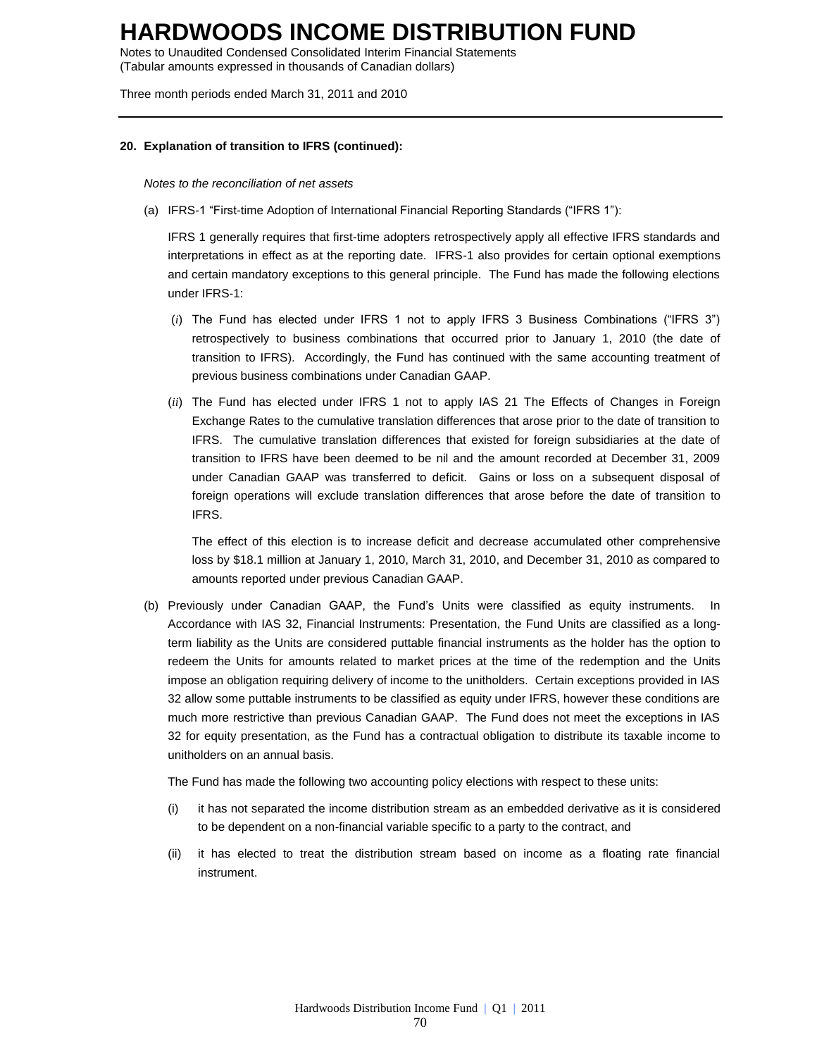# HARDWOODS INCOME DISTRIBUTION FUND

Notes to Unaudited Condensed Consolidated Interim Financial Statements
(Tabular amounts expressed in thousands of Canadian dollars)

Three month periods ended March 31, 2011 and 2010

**20. Explanation of transition to IFRS (continued):**

*Notes to the reconciliation of net assets*

(a) IFRS-1 "First-time Adoption of International Financial Reporting Standards ("IFRS 1"):

IFRS 1 generally requires that first-time adopters retrospectively apply all effective IFRS standards and interpretations in effect as at the reporting date. IFRS-1 also provides for certain optional exemptions and certain mandatory exceptions to this general principle. The Fund has made the following elections under IFRS-1:

(*i*) The Fund has elected under IFRS 1 not to apply IFRS 3 Business Combinations ("IFRS 3") retrospectively to business combinations that occurred prior to January 1, 2010 (the date of transition to IFRS). Accordingly, the Fund has continued with the same accounting treatment of previous business combinations under Canadian GAAP.

(*ii*) The Fund has elected under IFRS 1 not to apply IAS 21 The Effects of Changes in Foreign Exchange Rates to the cumulative translation differences that arose prior to the date of transition to IFRS. The cumulative translation differences that existed for foreign subsidiaries at the date of transition to IFRS have been deemed to be nil and the amount recorded at December 31, 2009 under Canadian GAAP was transferred to deficit. Gains or loss on a subsequent disposal of foreign operations will exclude translation differences that arose before the date of transition to IFRS.

The effect of this election is to increase deficit and decrease accumulated other comprehensive loss by $18.1 million at January 1, 2010, March 31, 2010, and December 31, 2010 as compared to amounts reported under previous Canadian GAAP.

(b) Previously under Canadian GAAP, the Fund's Units were classified as equity instruments. In Accordance with IAS 32, Financial Instruments: Presentation, the Fund Units are classified as a long-term liability as the Units are considered puttable financial instruments as the holder has the option to redeem the Units for amounts related to market prices at the time of the redemption and the Units impose an obligation requiring delivery of income to the unitholders. Certain exceptions provided in IAS 32 allow some puttable instruments to be classified as equity under IFRS, however these conditions are much more restrictive than previous Canadian GAAP. The Fund does not meet the exceptions in IAS 32 for equity presentation, as the Fund has a contractual obligation to distribute its taxable income to unitholders on an annual basis.

The Fund has made the following two accounting policy elections with respect to these units:

(i) it has not separated the income distribution stream as an embedded derivative as it is considered to be dependent on a non-financial variable specific to a party to the contract, and

(ii) it has elected to treat the distribution stream based on income as a floating rate financial instrument.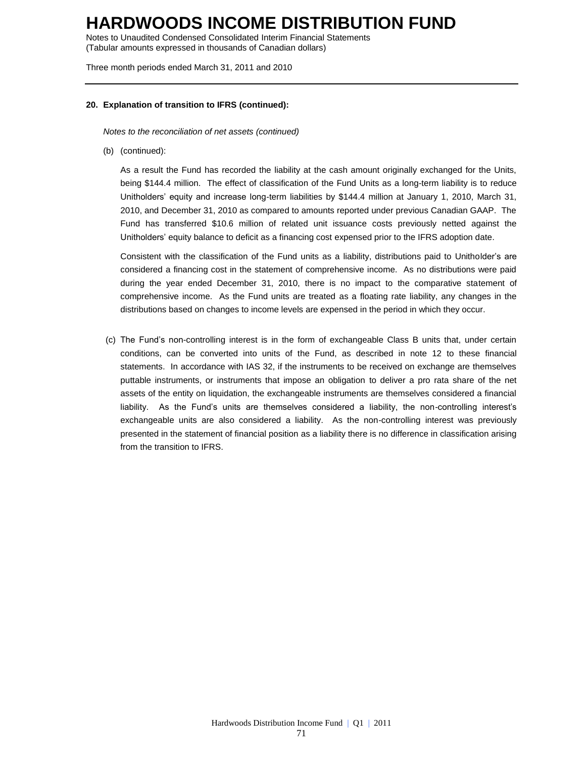**20. Explanation of transition to IFRS (continued):**

*Notes to the reconciliation of net assets (continued)*

(b) (continued):

As a result the Fund has recorded the liability at the cash amount originally exchanged for the Units, being \$144.4 million. The effect of classification of the Fund Units as a long-term liability is to reduce Unitholders' equity and increase long-term liabilities by \$144.4 million at January 1, 2010, March 31, 2010, and December 31, 2010 as compared to amounts reported under previous Canadian GAAP. The Fund has transferred \$10.6 million of related unit issuance costs previously netted against the Unitholders' equity balance to deficit as a financing cost expensed prior to the IFRS adoption date.

Consistent with the classification of the Fund units as a liability, distributions paid to Unitholder's are considered a financing cost in the statement of comprehensive income. As no distributions were paid during the year ended December 31, 2010, there is no impact to the comparative statement of comprehensive income. As the Fund units are treated as a floating rate liability, any changes in the distributions based on changes to income levels are expensed in the period in which they occur.

(c) The Fund's non-controlling interest is in the form of exchangeable Class B units that, under certain conditions, can be converted into units of the Fund, as described in note 12 to these financial statements. In accordance with IAS 32, if the instruments to be received on exchange are themselves puttable instruments, or instruments that impose an obligation to deliver a pro rata share of the net assets of the entity on liquidation, the exchangeable instruments are themselves considered a financial liability. As the Fund's units are themselves considered a liability, the non-controlling interest's exchangeable units are also considered a liability. As the non-controlling interest was previously presented in the statement of financial position as a liability there is no difference in classification arising from the transition to IFRS.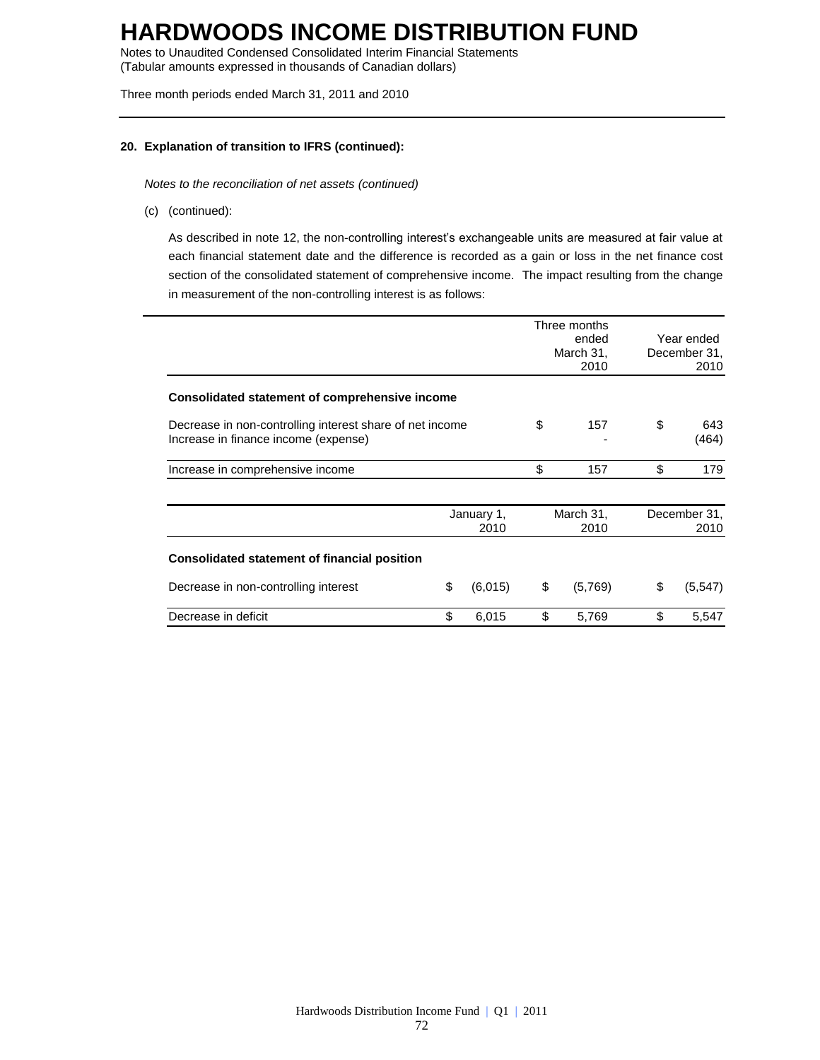# HARDWOODS INCOME DISTRIBUTION FUND

Notes to Unaudited Condensed Consolidated Interim Financial Statements
(Tabular amounts expressed in thousands of Canadian dollars)

Three month periods ended March 31, 2011 and 2010

**20. Explanation of transition to IFRS (continued):**

*Notes to the reconciliation of net assets (continued)*

(c) (continued):

As described in note 12, the non-controlling interest's exchangeable units are measured at fair value at each financial statement date and the difference is recorded as a gain or loss in the net finance cost section of the consolidated statement of comprehensive income. The impact resulting from the change in measurement of the non-controlling interest is as follows:

| | Three months ended March 31, 2010 | Year ended December 31, 2010 |
|---|---|---|
| **Consolidated statement of comprehensive income** | | |
| Decrease in non-controlling interest share of net income | $ 157 | $ 643 |
| Increase in finance income (expense) | - | (464) |
| Increase in comprehensive income | $ 157 | $ 179 |

| | January 1, 2010 | March 31, 2010 | December 31, 2010 |
|---|---|---|---|
| **Consolidated statement of financial position** | | | |
| Decrease in non-controlling interest | $ (6,015) | $ (5,769) | $ (5,547) |
| Decrease in deficit | $ 6,015 | $ 5,769 | $ 5,547 |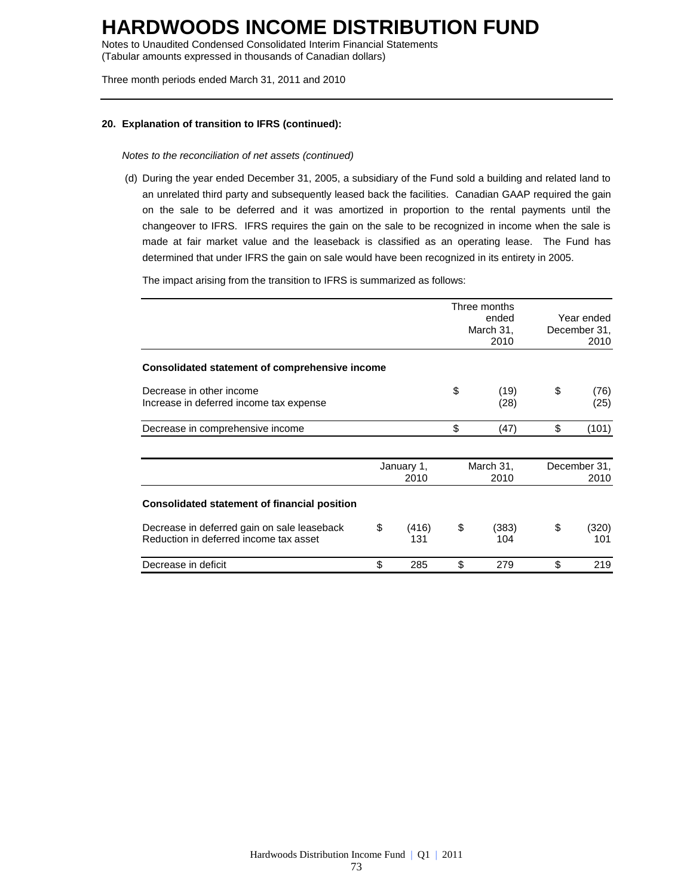# HARDWOODS INCOME DISTRIBUTION FUND

Notes to Unaudited Condensed Consolidated Interim Financial Statements
(Tabular amounts expressed in thousands of Canadian dollars)

Three month periods ended March 31, 2011 and 2010

**20. Explanation of transition to IFRS (continued):**

*Notes to the reconciliation of net assets (continued)*

(d) During the year ended December 31, 2005, a subsidiary of the Fund sold a building and related land to an unrelated third party and subsequently leased back the facilities. Canadian GAAP required the gain on the sale to be deferred and it was amortized in proportion to the rental payments until the changeover to IFRS. IFRS requires the gain on the sale to be recognized in income when the sale is made at fair market value and the leaseback is classified as an operating lease. The Fund has determined that under IFRS the gain on sale would have been recognized in its entirety in 2005.

The impact arising from the transition to IFRS is summarized as follows:

| | Three months ended March 31, 2010 | Year ended December 31, 2010 |
|---|---|---|
| **Consolidated statement of comprehensive income** | | |
| Decrease in other income | $ (19) | $ (76) |
| Increase in deferred income tax expense | (28) | (25) |
| Decrease in comprehensive income | $ (47) | $ (101) |

| | January 1, 2010 | March 31, 2010 | December 31, 2010 |
|---|---|---|---|
| **Consolidated statement of financial position** | | | |
| Decrease in deferred gain on sale leaseback | $ (416) | $ (383) | $ (320) |
| Reduction in deferred income tax asset | 131 | 104 | 101 |
| Decrease in deficit | $ 285 | $ 279 | $ 219 |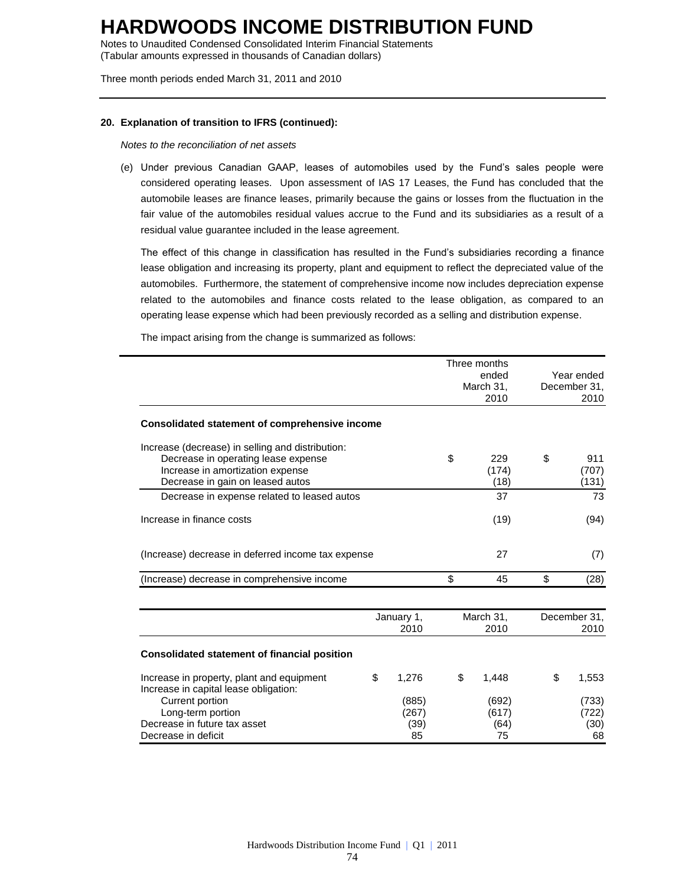# HARDWOODS INCOME DISTRIBUTION FUND

Notes to Unaudited Condensed Consolidated Interim Financial Statements
(Tabular amounts expressed in thousands of Canadian dollars)

Three month periods ended March 31, 2011 and 2010

**20. Explanation of transition to IFRS (continued):**

*Notes to the reconciliation of net assets*

(e) Under previous Canadian GAAP, leases of automobiles used by the Fund's sales people were considered operating leases. Upon assessment of IAS 17 Leases, the Fund has concluded that the automobile leases are finance leases, primarily because the gains or losses from the fluctuation in the fair value of the automobiles residual values accrue to the Fund and its subsidiaries as a result of a residual value guarantee included in the lease agreement.

The effect of this change in classification has resulted in the Fund's subsidiaries recording a finance lease obligation and increasing its property, plant and equipment to reflect the depreciated value of the automobiles. Furthermore, the statement of comprehensive income now includes depreciation expense related to the automobiles and finance costs related to the lease obligation, as compared to an operating lease expense which had been previously recorded as a selling and distribution expense.

The impact arising from the change is summarized as follows:

| | Three months ended March 31, 2010 | Year ended December 31, 2010 |
|---|---|---|
| **Consolidated statement of comprehensive income** | | |
| Increase (decrease) in selling and distribution: | | |
| Decrease in operating lease expense | $ 229 | $ 911 |
| Increase in amortization expense | (174) | (707) |
| Decrease in gain on leased autos | (18) | (131) |
| Decrease in expense related to leased autos | 37 | 73 |
| Increase in finance costs | (19) | (94) |
| (Increase) decrease in deferred income tax expense | 27 | (7) |
| (Increase) decrease in comprehensive income | $ 45 | $ (28) |

| | January 1, 2010 | March 31, 2010 | December 31, 2010 |
|---|---|---|---|
| **Consolidated statement of financial position** | | | |
| Increase in property, plant and equipment | $ 1,276 | $ 1,448 | $ 1,553 |
| Increase in capital lease obligation: | | | |
| Current portion | (885) | (692) | (733) |
| Long-term portion | (267) | (617) | (722) |
| Decrease in future tax asset | (39) | (64) | (30) |
| Decrease in deficit | 85 | 75 | 68 |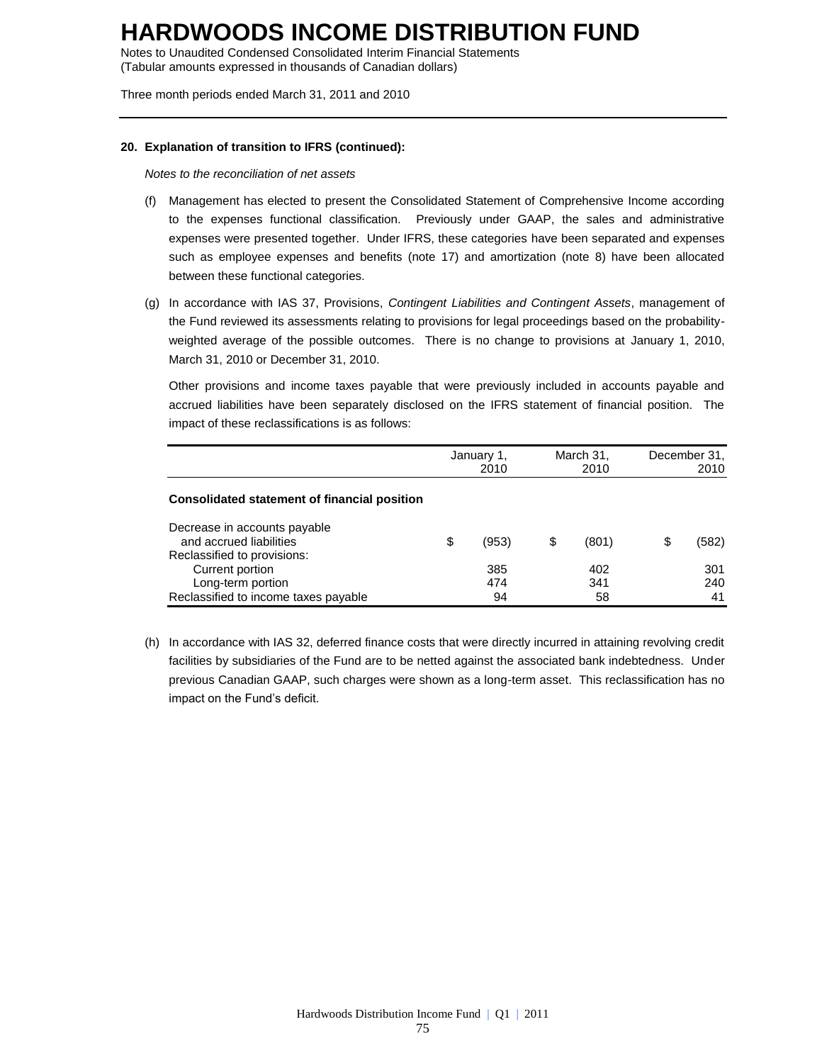**20. Explanation of transition to IFRS (continued):**

*Notes to the reconciliation of net assets*

(f) Management has elected to present the Consolidated Statement of Comprehensive Income according to the expenses functional classification. Previously under GAAP, the sales and administrative expenses were presented together. Under IFRS, these categories have been separated and expenses such as employee expenses and benefits (note 17) and amortization (note 8) have been allocated between these functional categories.

(g) In accordance with IAS 37, Provisions, *Contingent Liabilities and Contingent Assets*, management of the Fund reviewed its assessments relating to provisions for legal proceedings based on the probability-weighted average of the possible outcomes. There is no change to provisions at January 1, 2010, March 31, 2010 or December 31, 2010.

Other provisions and income taxes payable that were previously included in accounts payable and accrued liabilities have been separately disclosed on the IFRS statement of financial position. The impact of these reclassifications is as follows:

| | January 1, 2010 | March 31, 2010 | December 31, 2010 |
|---|---|---|---|
| **Consolidated statement of financial position** | | | |
| Decrease in accounts payable and accrued liabilities | $ (953) | $ (801) | $ (582) |
| Reclassified to provisions: | | | |
| Current portion | 385 | 402 | 301 |
| Long-term portion | 474 | 341 | 240 |
| Reclassified to income taxes payable | 94 | 58 | 41 |

(h) In accordance with IAS 32, deferred finance costs that were directly incurred in attaining revolving credit facilities by subsidiaries of the Fund are to be netted against the associated bank indebtedness. Under previous Canadian GAAP, such charges were shown as a long-term asset. This reclassification has no impact on the Fund's deficit.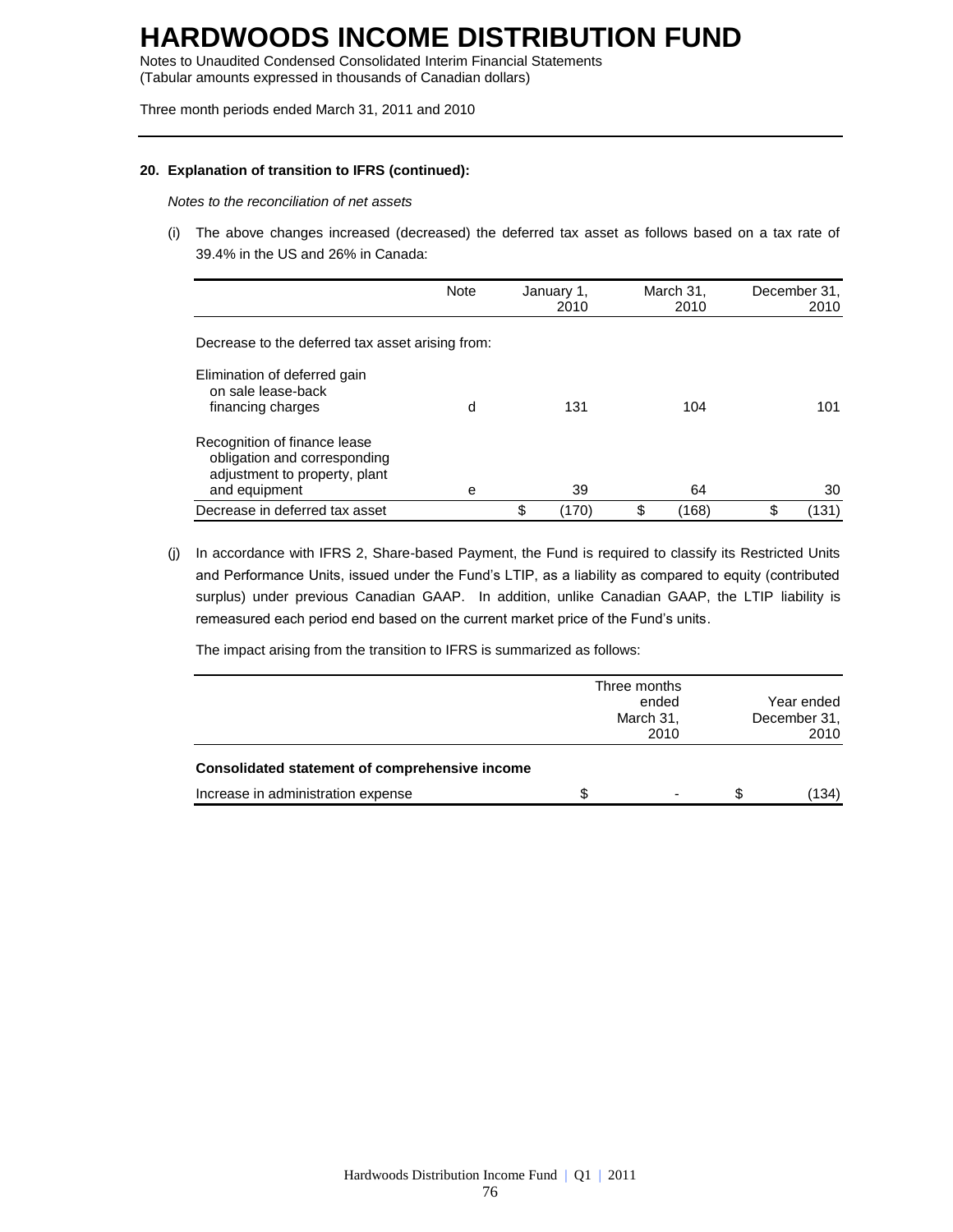# HARDWOODS INCOME DISTRIBUTION FUND

Notes to Unaudited Condensed Consolidated Interim Financial Statements
(Tabular amounts expressed in thousands of Canadian dollars)

Three month periods ended March 31, 2011 and 2010

**20. Explanation of transition to IFRS (continued):**

*Notes to the reconciliation of net assets*

(i) The above changes increased (decreased) the deferred tax asset as follows based on a tax rate of 39.4% in the US and 26% in Canada:

| | Note | January 1, 2010 | March 31, 2010 | December 31, 2010 |
|---|---|---|---|---|
| Decrease to the deferred tax asset arising from: | | | | |
| Elimination of deferred gain on sale lease-back financing charges | d | 131 | 104 | 101 |
| Recognition of finance lease obligation and corresponding adjustment to property, plant and equipment | e | 39 | 64 | 30 |
| Decrease in deferred tax asset | | $ (170) | $ (168) | $ (131) |

(j) In accordance with IFRS 2, Share-based Payment, the Fund is required to classify its Restricted Units and Performance Units, issued under the Fund's LTIP, as a liability as compared to equity (contributed surplus) under previous Canadian GAAP. In addition, unlike Canadian GAAP, the LTIP liability is remeasured each period end based on the current market price of the Fund's units.

The impact arising from the transition to IFRS is summarized as follows:

| | Three months ended March 31, 2010 | Year ended December 31, 2010 |
|---|---|---|
| **Consolidated statement of comprehensive income** | | |
| Increase in administration expense | $ - | $ (134) |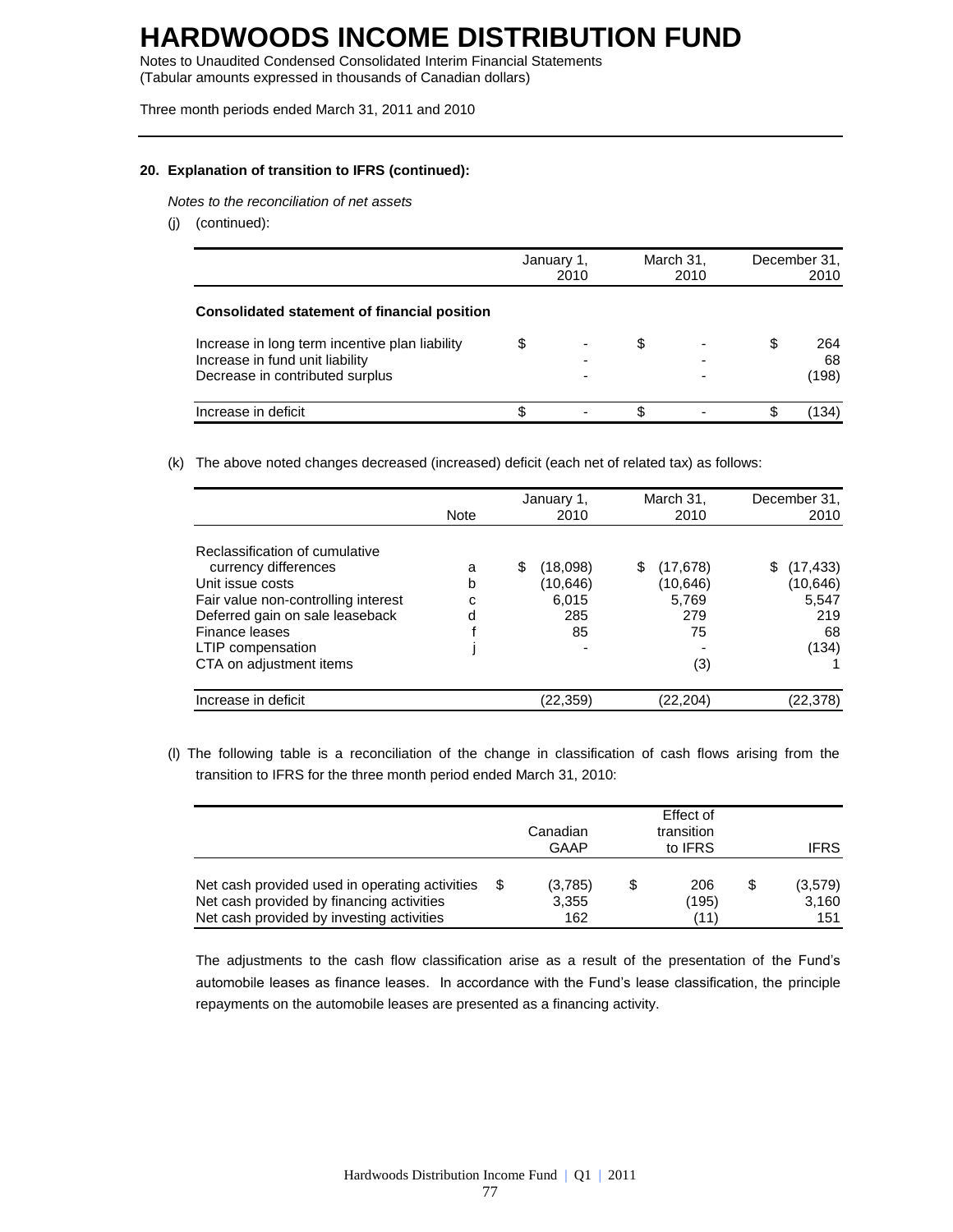# HARDWOODS INCOME DISTRIBUTION FUND

Notes to Unaudited Condensed Consolidated Interim Financial Statements
(Tabular amounts expressed in thousands of Canadian dollars)

Three month periods ended March 31, 2011 and 2010

**20. Explanation of transition to IFRS (continued):**

*Notes to the reconciliation of net assets*

(j) (continued):

| | January 1, 2010 | March 31, 2010 | December 31, 2010 |
|---|---|---|---|
| **Consolidated statement of financial position** | | | |
| Increase in long term incentive plan liability | $ - | $ - | $ 264 |
| Increase in fund unit liability | - | - | 68 |
| Decrease in contributed surplus | - | - | (198) |
| Increase in deficit | $ - | $ - | $ (134) |

(k) The above noted changes decreased (increased) deficit (each net of related tax) as follows:

| | Note | January 1, 2010 | March 31, 2010 | December 31, 2010 |
|---|---|---|---|---|
| Reclassification of cumulative currency differences | a | $ (18,098) | $ (17,678) | $ (17,433) |
| Unit issue costs | b | (10,646) | (10,646) | (10,646) |
| Fair value non-controlling interest | c | 6,015 | 5,769 | 5,547 |
| Deferred gain on sale leaseback | d | 285 | 279 | 219 |
| Finance leases | f | 85 | 75 | 68 |
| LTIP compensation | j | - | - | (134) |
| CTA on adjustment items | | | (3) | 1 |
| Increase in deficit | | (22,359) | (22,204) | (22,378) |

(l) The following table is a reconciliation of the change in classification of cash flows arising from the transition to IFRS for the three month period ended March 31, 2010:

| | Canadian GAAP | Effect of transition to IFRS | IFRS |
|---|---|---|---|
| Net cash provided used in operating activities | $ (3,785) | $ 206 | $ (3,579) |
| Net cash provided by financing activities | 3,355 | (195) | 3,160 |
| Net cash provided by investing activities | 162 | (11) | 151 |

The adjustments to the cash flow classification arise as a result of the presentation of the Fund's automobile leases as finance leases. In accordance with the Fund's lease classification, the principle repayments on the automobile leases are presented as a financing activity.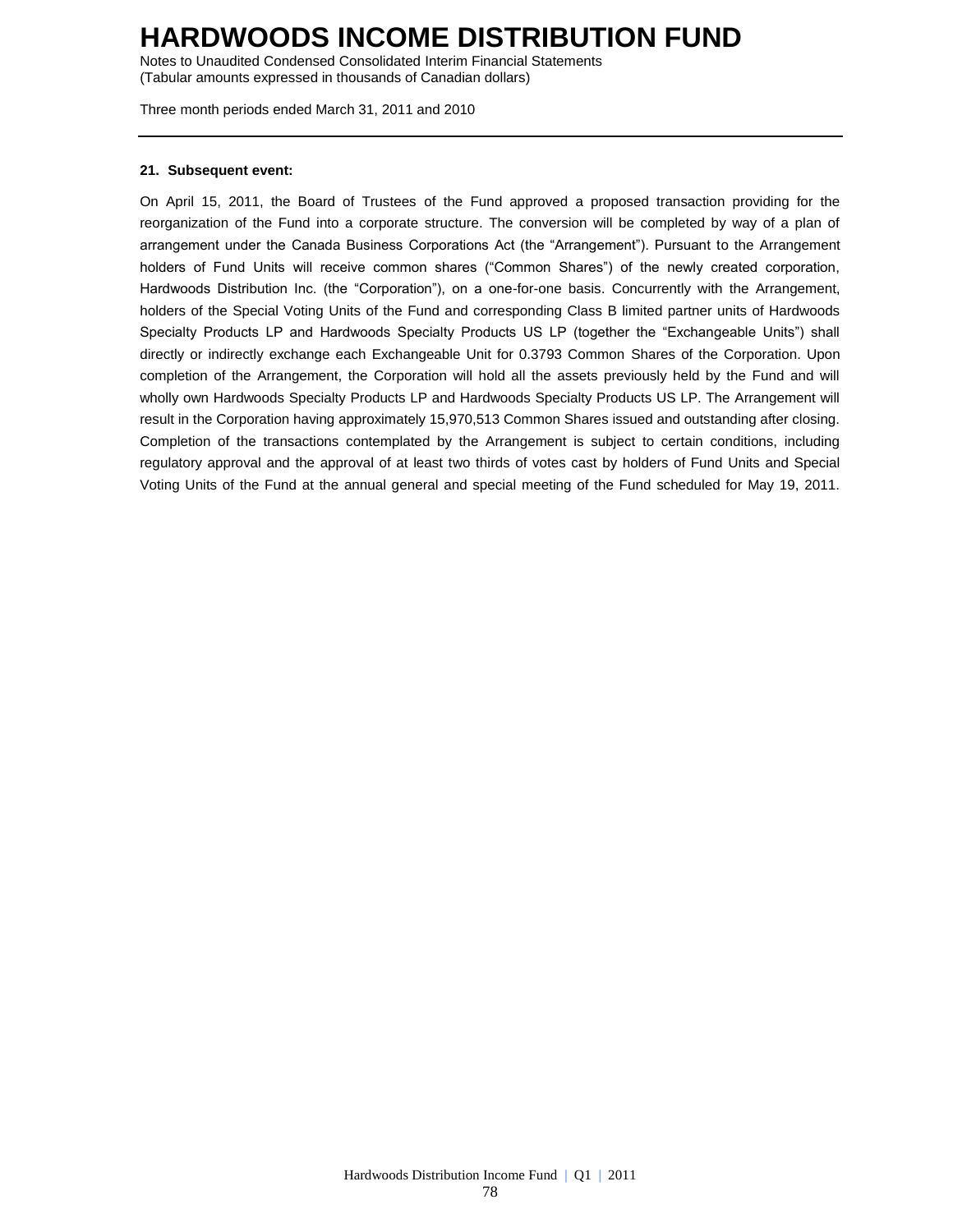**21. Subsequent event:**

On April 15, 2011, the Board of Trustees of the Fund approved a proposed transaction providing for the reorganization of the Fund into a corporate structure. The conversion will be completed by way of a plan of arrangement under the Canada Business Corporations Act (the “Arrangement”). Pursuant to the Arrangement holders of Fund Units will receive common shares (“Common Shares”) of the newly created corporation, Hardwoods Distribution Inc. (the “Corporation”), on a one-for-one basis. Concurrently with the Arrangement, holders of the Special Voting Units of the Fund and corresponding Class B limited partner units of Hardwoods Specialty Products LP and Hardwoods Specialty Products US LP (together the “Exchangeable Units”) shall directly or indirectly exchange each Exchangeable Unit for 0.3793 Common Shares of the Corporation. Upon completion of the Arrangement, the Corporation will hold all the assets previously held by the Fund and will wholly own Hardwoods Specialty Products LP and Hardwoods Specialty Products US LP. The Arrangement will result in the Corporation having approximately 15,970,513 Common Shares issued and outstanding after closing. Completion of the transactions contemplated by the Arrangement is subject to certain conditions, including regulatory approval and the approval of at least two thirds of votes cast by holders of Fund Units and Special Voting Units of the Fund at the annual general and special meeting of the Fund scheduled for May 19, 2011.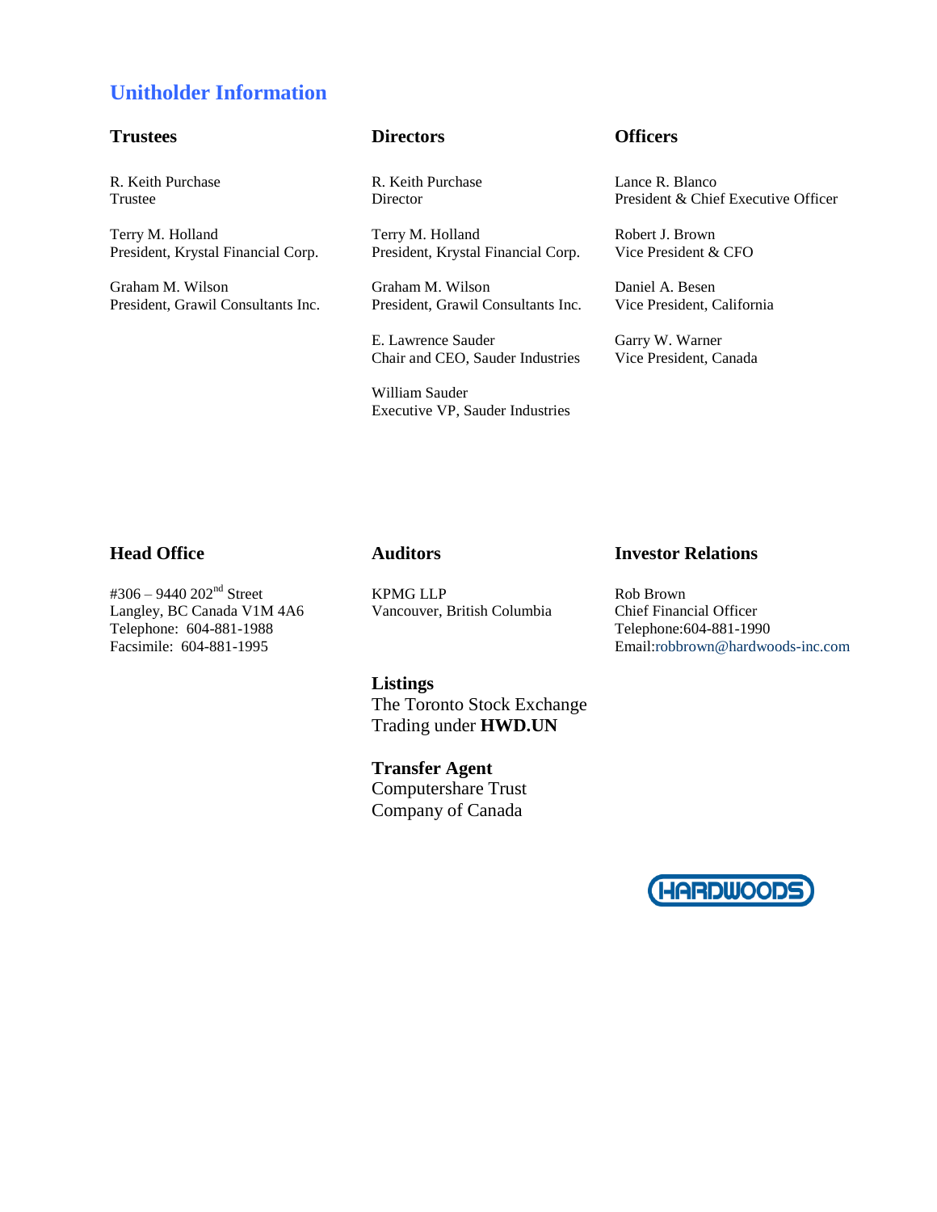# Unitholder Information

### Trustees

R. Keith Purchase
Trustee

Terry M. Holland
President, Krystal Financial Corp.

Graham M. Wilson
President, Grawil Consultants Inc.

### Directors

R. Keith Purchase
Director

Terry M. Holland
President, Krystal Financial Corp.

Graham M. Wilson
President, Grawil Consultants Inc.

E. Lawrence Sauder
Chair and CEO, Sauder Industries

William Sauder
Executive VP, Sauder Industries

### Officers

Lance R. Blanco
President & Chief Executive Officer

Robert J. Brown
Vice President & CFO

Daniel A. Besen
Vice President, California

Garry W. Warner
Vice President, Canada

### Head Office

#306 – 9440 202nd Street
Langley, BC Canada V1M 4A6
Telephone: 604-881-1988
Facsimile: 604-881-1995

### Auditors

KPMG LLP
Vancouver, British Columbia

### Listings

The Toronto Stock Exchange
Trading under **HWD.UN**

### Transfer Agent

Computershare Trust
Company of Canada

### Investor Relations

Rob Brown
Chief Financial Officer
Telephone:604-881-1990
Email:robbrown@hardwoods-inc.com

HARDWOODS